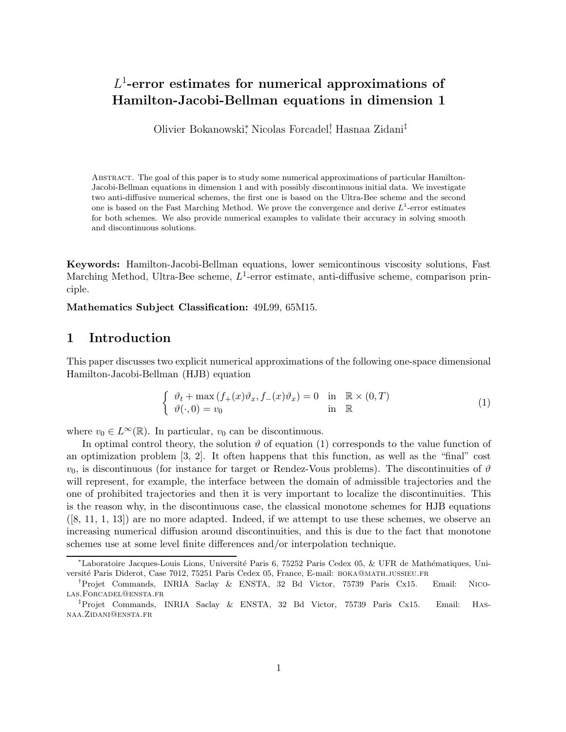# $L^1$-error estimates for numerical approximations of Hamilton-Jacobi-Bellman equations in dimension 1

Olivier Bokanowski[*], Nicolas Forcadel[†], Hasnaa Zidani[‡]

Abstract. The goal of this paper is to study some numerical approximations of particular Hamilton-Jacobi-Bellman equations in dimension 1 and with possibly discontinuous initial data. We investigate two anti-diffusive numerical schemes, the first one is based on the Ultra-Bee scheme and the second one is based on the Fast Marching Method. We prove the convergence and derive $L^1$-error estimates for both schemes. We also provide numerical examples to validate their accuracy in solving smooth and discontinuous solutions.

**Keywords:** Hamilton-Jacobi-Bellman equations, lower semicontinous viscosity solutions, Fast Marching Method, Ultra-Bee scheme, $L^1$-error estimate, anti-diffusive scheme, comparison principle.

**Mathematics Subject Classification:** 49L99, 65M15.

## 1 Introduction

This paper discusses two explicit numerical approximations of the following one-space dimensional Hamilton-Jacobi-Bellman (HJB) equation

$$
\begin{cases} \vartheta_t + \max\left(f_+(x)\vartheta_x, f_-(x)\vartheta_x\right) = 0 & \text{in } \mathbb{R}\times(0,T) \\ \vartheta(\cdot,0) = v_0 & \text{in } \mathbb{R} \end{cases} \tag{1}
$$

where $v_0 \in L^\infty(\mathbb{R})$. In particular, $v_0$ can be discontinuous.

In optimal control theory, the solution $\vartheta$ of equation (1) corresponds to the value function of an optimization problem [3, 2]. It often happens that this function, as well as the "final" cost $v_0$, is discontinuous (for instance for target or Rendez-Vous problems). The discontinuities of $\vartheta$ will represent, for example, the interface between the domain of admissible trajectories and the one of prohibited trajectories and then it is very important to localize the discontinuities. This is the reason why, in the discontinuous case, the classical monotone schemes for HJB equations ([8, 11, 1, 13]) are no more adapted. Indeed, if we attempt to use these schemes, we observe an increasing numerical diffusion around discontinuities, and this is due to the fact that monotone schemes use at some level finite differences and/or interpolation technique.

[*]Laboratoire Jacques-Louis Lions, Université Paris 6, 75252 Paris Cedex 05, & UFR de Mathématiques, Université Paris Diderot, Case 7012, 75251 Paris Cedex 05, France, E-mail: boka@math.jussieu.fr

[†]Projet Commands, INRIA Saclay & ENSTA, 32 Bd Victor, 75739 Paris Cx15. Email: Nicolas.Forcadel@ensta.fr

[‡]Projet Commands, INRIA Saclay & ENSTA, 32 Bd Victor, 75739 Paris Cx15. Email: Hasnaa.Zidani@ensta.fr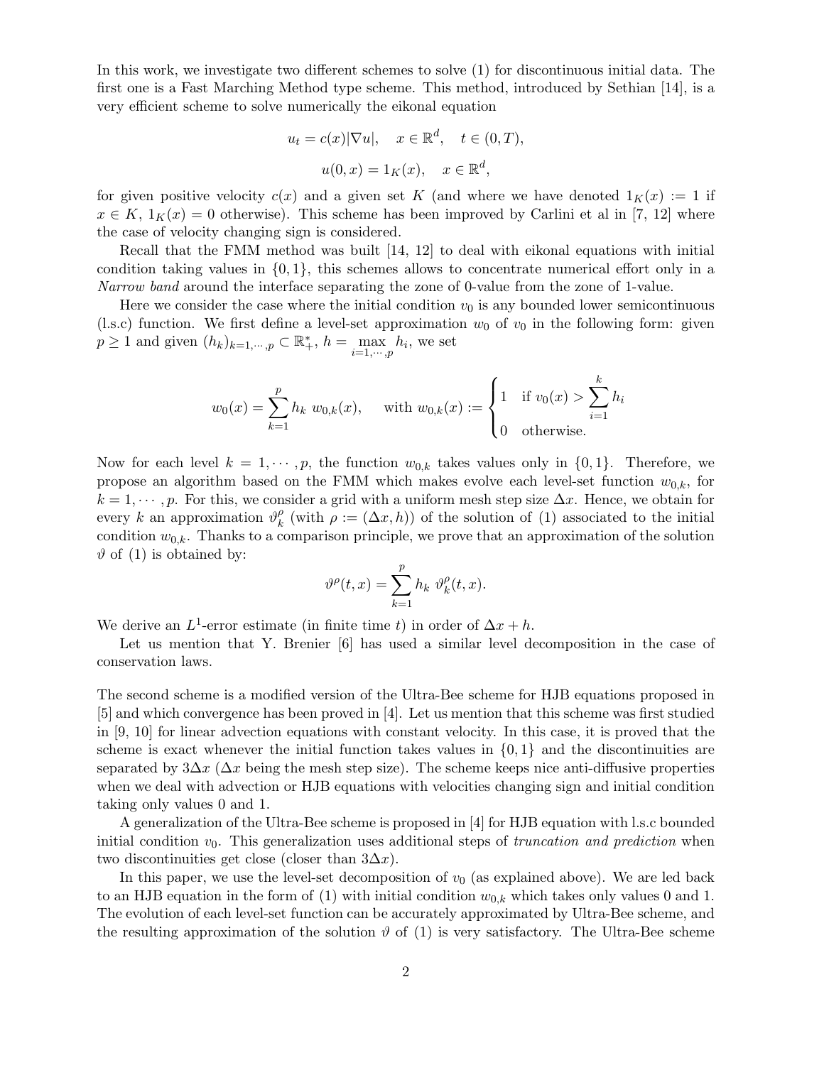In this work, we investigate two different schemes to solve (1) for discontinuous initial data. The first one is a Fast Marching Method type scheme. This method, introduced by Sethian [14], is a very efficient scheme to solve numerically the eikonal equation

$$u_t = c(x)|\nabla u|, \quad x \in \mathbb{R}^d, \quad t \in (0,T),$$

$$u(0,x) = 1_K(x), \quad x \in \mathbb{R}^d,$$

for given positive velocity $c(x)$ and a given set $K$ (and where we have denoted $1_K(x) := 1$ if $x \in K$, $1_K(x) = 0$ otherwise). This scheme has been improved by Carlini et al in [7, 12] where the case of velocity changing sign is considered.

Recall that the FMM method was built [14, 12] to deal with eikonal equations with initial condition taking values in $\{0,1\}$, this schemes allows to concentrate numerical effort only in a *Narrow band* around the interface separating the zone of 0-value from the zone of 1-value.

Here we consider the case where the initial condition $v_0$ is any bounded lower semicontinuous (l.s.c) function. We first define a level-set approximation $w_0$ of $v_0$ in the following form: given $p \geq 1$ and given $(h_k)_{k=1,\cdots,p} \subset \mathbb{R}_+^*$, $h = \max_{i=1,\cdots,p} h_i$, we set

$$w_0(x) = \sum_{k=1}^{p} h_k \; w_{0,k}(x), \qquad \text{with } w_{0,k}(x) := \begin{cases} 1 & \text{if } v_0(x) > \displaystyle\sum_{i=1}^{k} h_i \\ 0 & \text{otherwise.} \end{cases}$$

Now for each level $k = 1, \cdots, p$, the function $w_{0,k}$ takes values only in $\{0,1\}$. Therefore, we propose an algorithm based on the FMM which makes evolve each level-set function $w_{0,k}$, for $k = 1, \cdots, p$. For this, we consider a grid with a uniform mesh step size $\Delta x$. Hence, we obtain for every $k$ an approximation $\vartheta_k^\rho$ (with $\rho := (\Delta x, h)$) of the solution of (1) associated to the initial condition $w_{0,k}$. Thanks to a comparison principle, we prove that an approximation of the solution $\vartheta$ of (1) is obtained by:

$$\vartheta^\rho(t,x) = \sum_{k=1}^{p} h_k \; \vartheta_k^\rho(t,x).$$

We derive an $L^1$-error estimate (in finite time $t$) in order of $\Delta x + h$.

Let us mention that Y. Brenier [6] has used a similar level decomposition in the case of conservation laws.

The second scheme is a modified version of the Ultra-Bee scheme for HJB equations proposed in [5] and which convergence has been proved in [4]. Let us mention that this scheme was first studied in [9, 10] for linear advection equations with constant velocity. In this case, it is proved that the scheme is exact whenever the initial function takes values in $\{0,1\}$ and the discontinuities are separated by $3\Delta x$ ($\Delta x$ being the mesh step size). The scheme keeps nice anti-diffusive properties when we deal with advection or HJB equations with velocities changing sign and initial condition taking only values 0 and 1.

A generalization of the Ultra-Bee scheme is proposed in [4] for HJB equation with l.s.c bounded initial condition $v_0$. This generalization uses additional steps of *truncation and prediction* when two discontinuities get close (closer than $3\Delta x$).

In this paper, we use the level-set decomposition of $v_0$ (as explained above). We are led back to an HJB equation in the form of (1) with initial condition $w_{0,k}$ which takes only values 0 and 1. The evolution of each level-set function can be accurately approximated by Ultra-Bee scheme, and the resulting approximation of the solution $\vartheta$ of (1) is very satisfactory. The Ultra-Bee scheme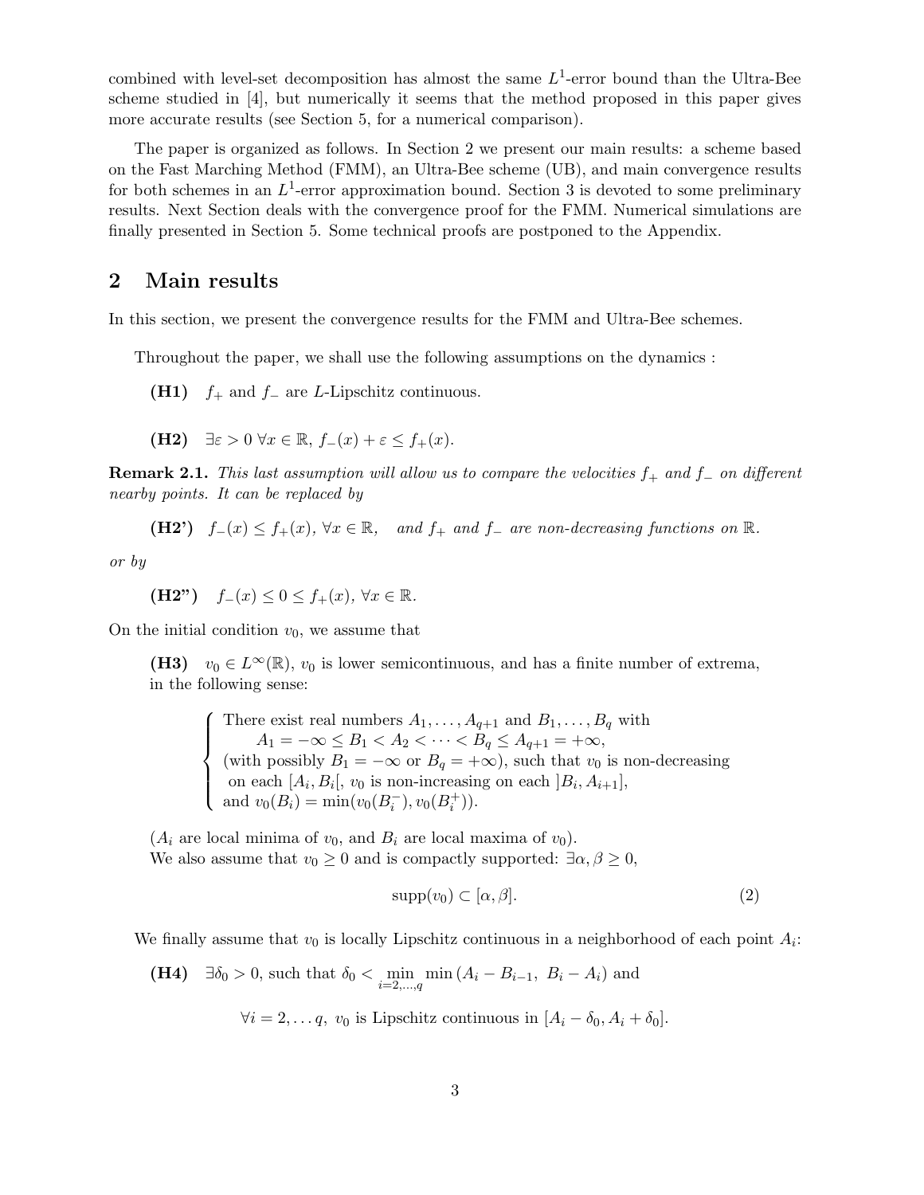combined with level-set decomposition has almost the same $L^1$-error bound than the Ultra-Bee scheme studied in [4], but numerically it seems that the method proposed in this paper gives more accurate results (see Section 5, for a numerical comparison).

The paper is organized as follows. In Section 2 we present our main results: a scheme based on the Fast Marching Method (FMM), an Ultra-Bee scheme (UB), and main convergence results for both schemes in an $L^1$-error approximation bound. Section 3 is devoted to some preliminary results. Next Section deals with the convergence proof for the FMM. Numerical simulations are finally presented in Section 5. Some technical proofs are postponed to the Appendix.

## 2 Main results

In this section, we present the convergence results for the FMM and Ultra-Bee schemes.

Throughout the paper, we shall use the following assumptions on the dynamics :

**(H1)** $f_+$ and $f_-$ are $L$-Lipschitz continuous.

**(H2)** $\exists \varepsilon > 0 \; \forall x \in \mathbb{R},\; f_-(x) + \varepsilon \le f_+(x)$.

**Remark 2.1.** *This last assumption will allow us to compare the velocities $f_+$ and $f_-$ on different nearby points. It can be replaced by*

**(H2')** $f_-(x) \le f_+(x),\; \forall x \in \mathbb{R},$ *and $f_+$ and $f_-$ are non-decreasing functions on $\mathbb{R}$.*

*or by*

**(H2")** $f_-(x) \le 0 \le f_+(x),\; \forall x \in \mathbb{R}.$

On the initial condition $v_0$, we assume that

**(H3)** $v_0 \in L^\infty(\mathbb{R})$, $v_0$ is lower semicontinuous, and has a finite number of extrema, in the following sense:

$$
\left\{
\begin{array}{l}
\text{There exist real numbers } A_1, \dots, A_{q+1} \text{ and } B_1, \dots, B_q \text{ with} \\
\qquad A_1 = -\infty \le B_1 < A_2 < \cdots < B_q \le A_{q+1} = +\infty, \\
\text{(with possibly } B_1 = -\infty \text{ or } B_q = +\infty\text{), such that } v_0 \text{ is non-decreasing} \\
\text{ on each } [A_i, B_i[,\ v_0 \text{ is non-increasing on each } ]B_i, A_{i+1}], \\
\text{and } v_0(B_i) = \min(v_0(B_i^-), v_0(B_i^+)).
\end{array}
\right.
$$

($A_i$ are local minima of $v_0$, and $B_i$ are local maxima of $v_0$).
We also assume that $v_0 \ge 0$ and is compactly supported: $\exists \alpha, \beta \ge 0$,

$$
\operatorname{supp}(v_0) \subset [\alpha, \beta]. \tag{2}
$$

We finally assume that $v_0$ is locally Lipschitz continuous in a neighborhood of each point $A_i$:

**(H4)** $\exists \delta_0 > 0$, such that $\delta_0 < \min_{i=2,\dots,q} \min\left(A_i - B_{i-1},\; B_i - A_i\right)$ and

$$
\forall i = 2, \dots q,\; v_0 \text{ is Lipschitz continuous in } [A_i - \delta_0, A_i + \delta_0].
$$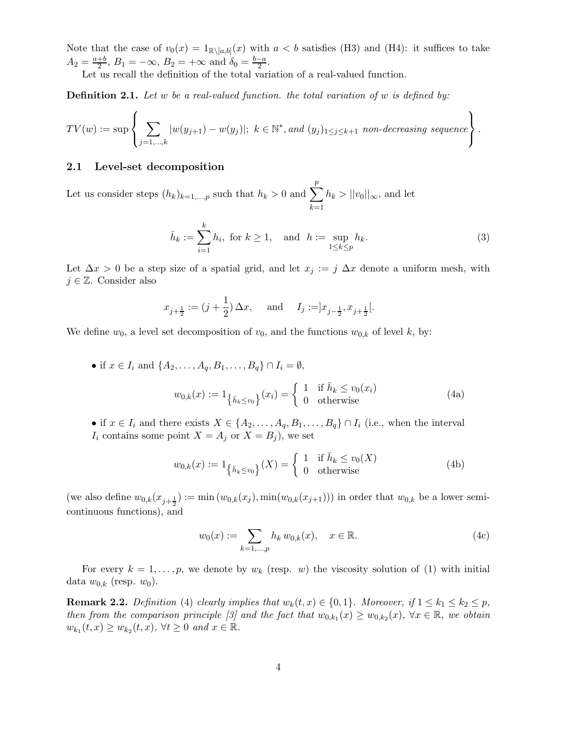Note that the case of $v_0(x) = 1_{\mathbb{R}\setminus[a,b]}(x)$ with $a < b$ satisfies (H3) and (H4): it suffices to take $A_2 = \frac{a+b}{2}$, $B_1 = -\infty$, $B_2 = +\infty$ and $\delta_0 = \frac{b-a}{2}$.

Let us recall the definition of the total variation of a real-valued function.

**Definition 2.1.** *Let $w$ be a real-valued function. the total variation of $w$ is defined by:*

$$TV(w) := \sup \left\{ \sum_{j=1,\ldots,k} |w(y_{j+1}) - w(y_j)|;\ k \in \mathbb{N}^*, \text{and } (y_j)_{1\le j\le k+1} \text{ non-decreasing sequence} \right\}.$$

## 2.1 Level-set decomposition

Let us consider steps $(h_k)_{k=1,\ldots,p}$ such that $h_k > 0$ and $\sum_{k=1}^{p} h_k > ||v_0||_\infty$, and let

$$\bar{h}_k := \sum_{i=1}^{k} h_i, \text{ for } k \ge 1, \quad \text{and} \quad h := \sup_{1\le k\le p} h_k. \tag{3}$$

Let $\Delta x > 0$ be a step size of a spatial grid, and let $x_j := j\ \Delta x$ denote a uniform mesh, with $j \in \mathbb{Z}$. Consider also

$$x_{j+\frac{1}{2}} := (j + \frac{1}{2})\,\Delta x, \quad \text{ and } \quad I_j := ]x_{j-\frac{1}{2}}, x_{j+\frac{1}{2}}[.$$

We define $w_0$, a level set decomposition of $v_0$, and the functions $w_{0,k}$ of level $k$, by:

- if $x \in I_i$ and $\{A_2, \ldots, A_q, B_1, \ldots, B_q\} \cap I_i = \emptyset$,

$$w_{0,k}(x) := 1_{\left\{\bar{h}_k \le v_0\right\}}(x_i) = \left\{ \begin{array}{ll} 1 & \text{if } \bar{h}_k \le v_0(x_i) \\ 0 & \text{otherwise} \end{array} \right. \tag{4a}$$

- if $x \in I_i$ and there exists $X \in \{A_2, \ldots, A_q, B_1, \ldots, B_q\} \cap I_i$ (i.e., when the interval $I_i$ contains some point $X = A_j$ or $X = B_j$), we set

$$w_{0,k}(x) := 1_{\left\{\bar{h}_k \le v_0\right\}}(X) = \left\{ \begin{array}{ll} 1 & \text{if } \bar{h}_k \le v_0(X) \\ 0 & \text{otherwise} \end{array} \right. \tag{4b}$$

(we also define $w_{0,k}(x_{j+\frac{1}{2}}) := \min\left(w_{0,k}(x_j), \min(w_{0,k}(x_{j+1}))\right)$ in order that $w_{0,k}$ be a lower semi-continuous functions), and

$$w_0(x) := \sum_{k=1,\ldots,p} h_k\, w_{0,k}(x), \quad x \in \mathbb{R}. \tag{4c}$$

For every $k = 1, \ldots, p$, we denote by $w_k$ (resp. $w$) the viscosity solution of (1) with initial data $w_{0,k}$ (resp. $w_0$).

**Remark 2.2.** *Definition (4) clearly implies that $w_k(t, x) \in \{0, 1\}$. Moreover, if $1 \le k_1 \le k_2 \le p$, then from the comparison principle [3] and the fact that $w_{0,k_1}(x) \ge w_{0,k_2}(x)$, $\forall x \in \mathbb{R}$, we obtain $w_{k_1}(t, x) \ge w_{k_2}(t, x)$, $\forall t \ge 0$ and $x \in \mathbb{R}$.*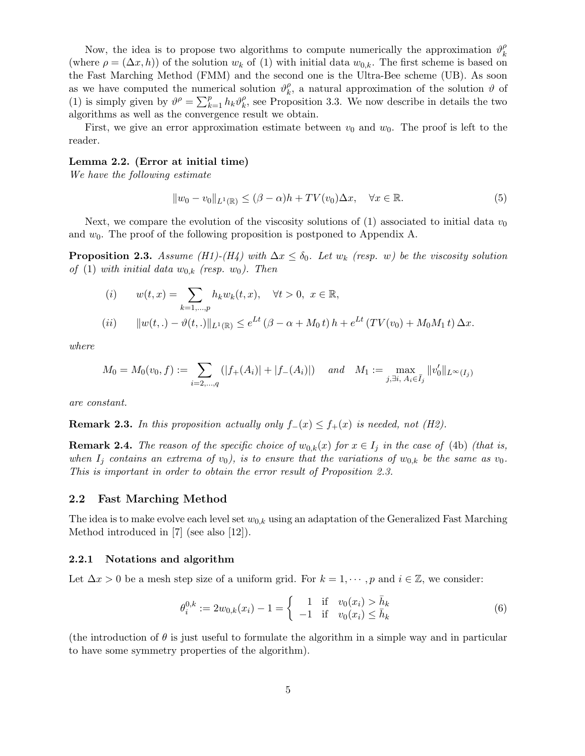Now, the idea is to propose two algorithms to compute numerically the approximation $\vartheta_k^\rho$ (where $\rho = (\Delta x, h)$) of the solution $w_k$ of (1) with initial data $w_{0,k}$. The first scheme is based on the Fast Marching Method (FMM) and the second one is the Ultra-Bee scheme (UB). As soon as we have computed the numerical solution $\vartheta_k^\rho$, a natural approximation of the solution $\vartheta$ of (1) is simply given by $\vartheta^\rho = \sum_{k=1}^p h_k \vartheta_k^\rho$, see Proposition 3.3. We now describe in details the two algorithms as well as the convergence result we obtain.

First, we give an error approximation estimate between $v_0$ and $w_0$. The proof is left to the reader.

**Lemma 2.2. (Error at initial time)**
*We have the following estimate*

$$\|w_0 - v_0\|_{L^1(\mathbb{R})} \leq (\beta - \alpha)h + TV(v_0)\Delta x, \quad \forall x \in \mathbb{R}. \tag{5}$$

Next, we compare the evolution of the viscosity solutions of (1) associated to initial data $v_0$ and $w_0$. The proof of the following proposition is postponed to Appendix A.

**Proposition 2.3.** *Assume (H1)-(H4) with $\Delta x \leq \delta_0$. Let $w_k$ (resp. $w$) be the viscosity solution of* (1) *with initial data $w_{0,k}$ (resp. $w_0$). Then*

$$(i) \qquad w(t,x) = \sum_{k=1,\dots,p} h_k w_k(t,x), \quad \forall t > 0,\ x \in \mathbb{R},$$

$$(ii) \qquad \|w(t,.) - \vartheta(t,.)\|_{L^1(\mathbb{R})} \leq e^{Lt}\,(\beta - \alpha + M_0\, t)\, h + e^{Lt}\,(TV(v_0) + M_0 M_1\, t)\,\Delta x.$$

*where*

$$M_0 = M_0(v_0, f) := \sum_{i=2,\dots,q} (|f_+(A_i)| + |f_-(A_i)|) \quad \text{and} \quad M_1 := \max_{j, \exists i,\ A_i \in \bar{I}_j} \|v_0'\|_{L^\infty(I_j)}$$

*are constant.*

**Remark 2.3.** *In this proposition actually only $f_-(x) \leq f_+(x)$ is needed, not (H2).*

**Remark 2.4.** *The reason of the specific choice of $w_{0,k}(x)$ for $x \in I_j$ in the case of* (4b) *(that is, when $I_j$ contains an extrema of $v_0$), is to ensure that the variations of $w_{0,k}$ be the same as $v_0$. This is important in order to obtain the error result of Proposition 2.3.*

## 2.2 Fast Marching Method

The idea is to make evolve each level set $w_{0,k}$ using an adaptation of the Generalized Fast Marching Method introduced in [7] (see also [12]).

### 2.2.1 Notations and algorithm

Let $\Delta x > 0$ be a mesh step size of a uniform grid. For $k = 1, \cdots, p$ and $i \in \mathbb{Z}$, we consider:

$$\theta_i^{0,k} := 2w_{0,k}(x_i) - 1 = \begin{cases} 1 & \text{if} \quad v_0(x_i) > \bar{h}_k \\ -1 & \text{if} \quad v_0(x_i) \leq \bar{h}_k \end{cases} \tag{6}$$

(the introduction of $\theta$ is just useful to formulate the algorithm in a simple way and in particular to have some symmetry properties of the algorithm).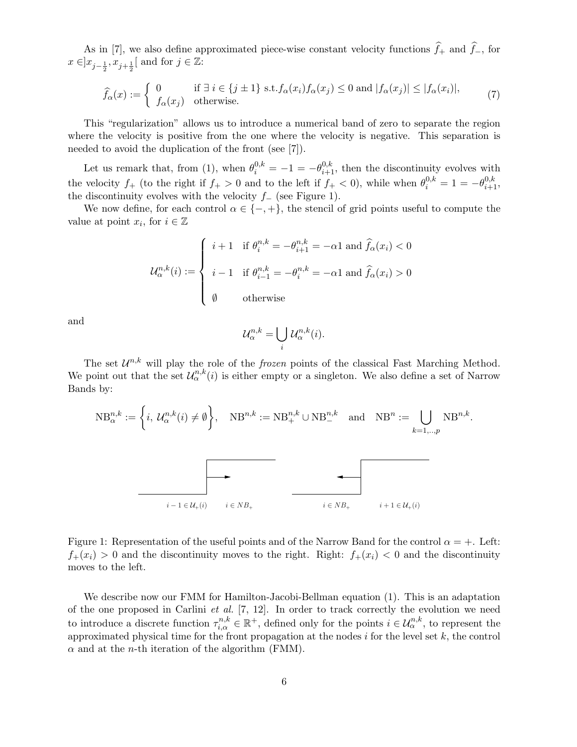As in [7], we also define approximated piece-wise constant velocity functions $\widehat{f}_+$ and $\widehat{f}_-$, for $x \in ]x_{j-\frac{1}{2}}, x_{j+\frac{1}{2}}[$ and for $j \in \mathbb{Z}$:

$$
\widehat{f}_\alpha(x) := \begin{cases} 0 & \text{if } \exists\, i \in \{j \pm 1\} \text{ s.t.} f_\alpha(x_i) f_\alpha(x_j) \le 0 \text{ and } |f_\alpha(x_j)| \le |f_\alpha(x_i)|, \\ f_\alpha(x_j) & \text{otherwise.} \end{cases} \tag{7}
$$

This "regularization" allows us to introduce a numerical band of zero to separate the region where the velocity is positive from the one where the velocity is negative. This separation is needed to avoid the duplication of the front (see [7]).

Let us remark that, from (1), when $\theta_i^{0,k} = -1 = -\theta_{i+1}^{0,k}$, then the discontinuity evolves with the velocity $f_+$ (to the right if $f_+ > 0$ and to the left if $f_+ < 0$), while when $\theta_i^{0,k} = 1 = -\theta_{i+1}^{0,k}$, the discontinuity evolves with the velocity $f_-$ (see Figure 1).

We now define, for each control $\alpha \in \{-,+\}$, the stencil of grid points useful to compute the value at point $x_i$, for $i \in \mathbb{Z}$

$$
\mathcal{U}_\alpha^{n,k}(i) := \begin{cases} i+1 & \text{if } \theta_i^{n,k} = -\theta_{i+1}^{n,k} = -\alpha 1 \text{ and } \widehat{f}_\alpha(x_i) < 0 \\ \\ i-1 & \text{if } \theta_{i-1}^{n,k} = -\theta_i^{n,k} = -\alpha 1 \text{ and } \widehat{f}_\alpha(x_i) > 0 \\ \\ \emptyset & \text{otherwise} \end{cases}
$$

and

$$
\mathcal{U}_\alpha^{n,k} = \bigcup_i \mathcal{U}_\alpha^{n,k}(i).
$$

The set $\mathcal{U}^{n,k}$ will play the role of the *frozen* points of the classical Fast Marching Method. We point out that the set $\mathcal{U}_\alpha^{n,k}(i)$ is either empty or a singleton. We also define a set of Narrow Bands by:

$$
\text{NB}_\alpha^{n,k} := \left\{ i,\, \mathcal{U}_\alpha^{n,k}(i) \neq \emptyset \right\}, \quad \text{NB}^{n,k} := \text{NB}_+^{n,k} \cup \text{NB}_-^{n,k} \quad \text{and} \quad \text{NB}^n := \bigcup_{k=1,..,p} \text{NB}^{n,k}.
$$

Figure 1: Representation of the useful points and of the Narrow Band for the control $\alpha = +$. Left: $f_+(x_i) > 0$ and the discontinuity moves to the right. Right: $f_+(x_i) < 0$ and the discontinuity moves to the left.

We describe now our FMM for Hamilton-Jacobi-Bellman equation (1). This is an adaptation of the one proposed in Carlini *et al.* [7, 12]. In order to track correctly the evolution we need to introduce a discrete function $\tau_{i,\alpha}^{n,k} \in \mathbb{R}^+$, defined only for the points $i \in \mathcal{U}_\alpha^{n,k}$, to represent the approximated physical time for the front propagation at the nodes $i$ for the level set $k$, the control $\alpha$ and at the $n$-th iteration of the algorithm (FMM).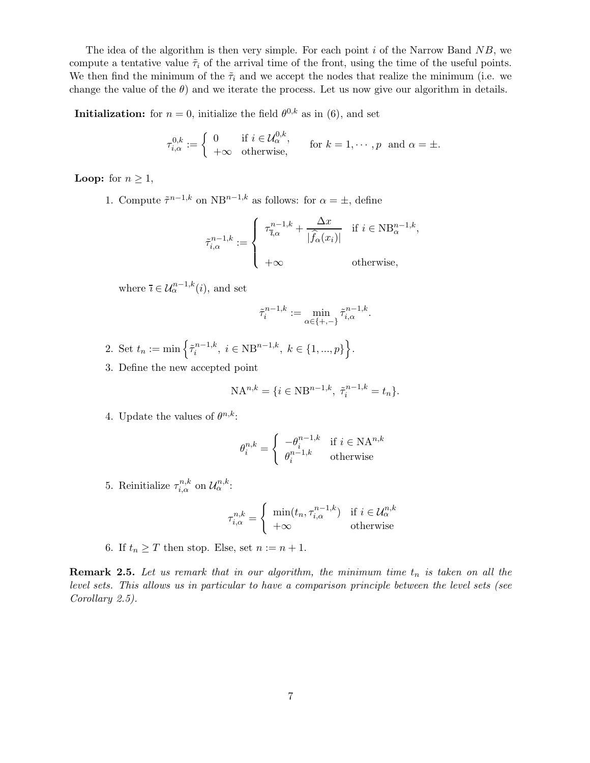The idea of the algorithm is then very simple. For each point $i$ of the Narrow Band $NB$, we compute a tentative value $\tilde{\tau}_i$ of the arrival time of the front, using the time of the useful points. We then find the minimum of the $\tilde{\tau}_i$ and we accept the nodes that realize the minimum (i.e. we change the value of the $\theta$) and we iterate the process. Let us now give our algorithm in details.

**Initialization:** for $n = 0$, initialize the field $\theta^{0,k}$ as in (6), and set

$$\tau^{0,k}_{i,\alpha} := \begin{cases} 0 & \text{if } i \in \mathcal{U}^{0,k}_{\alpha}, \\ +\infty & \text{otherwise,} \end{cases} \qquad \text{for } k = 1, \cdots, p \text{ and } \alpha = \pm.$$

**Loop:** for $n \geq 1$,

1. Compute $\tilde{\tau}^{n-1,k}$ on $\mathrm{NB}^{n-1,k}$ as follows: for $\alpha = \pm$, define

$$\tilde{\tau}^{n-1,k}_{i,\alpha} := \begin{cases} \tau^{n-1,k}_{\bar{i},\alpha} + \dfrac{\Delta x}{|\widehat{f}_{\alpha}(x_i)|} & \text{if } i \in \mathrm{NB}^{n-1,k}_{\alpha}, \\ \\ +\infty & \text{otherwise,} \end{cases}$$

   where $\bar{i} \in \mathcal{U}^{n-1,k}_{\alpha}(i)$, and set

$$\tilde{\tau}^{n-1,k}_{i} := \min_{\alpha \in \{+,-\}} \tilde{\tau}^{n-1,k}_{i,\alpha}.$$

2. Set $t_n := \min \left\{ \tilde{\tau}^{n-1,k}_i, \ i \in \mathrm{NB}^{n-1,k}, \ k \in \{1, ..., p\} \right\}$.

3. Define the new accepted point

$$\mathrm{NA}^{n,k} = \{ i \in \mathrm{NB}^{n-1,k}, \ \tilde{\tau}^{n-1,k}_i = t_n \}.$$

4. Update the values of $\theta^{n,k}$:

$$\theta^{n,k}_i = \begin{cases} -\theta^{n-1,k}_i & \text{if } i \in \mathrm{NA}^{n,k} \\ \theta^{n-1,k}_i & \text{otherwise} \end{cases}$$

5. Reinitialize $\tau^{n,k}_{i,\alpha}$ on $\mathcal{U}^{n,k}_{\alpha}$:

$$\tau^{n,k}_{i,\alpha} = \begin{cases} \min(t_n, \tau^{n-1,k}_{i,\alpha}) & \text{if } i \in \mathcal{U}^{n,k}_{\alpha} \\ +\infty & \text{otherwise} \end{cases}$$

6. If $t_n \geq T$ then stop. Else, set $n := n + 1$.

**Remark 2.5.** *Let us remark that in our algorithm, the minimum time $t_n$ is taken on all the level sets. This allows us in particular to have a comparison principle between the level sets (see Corollary 2.5).*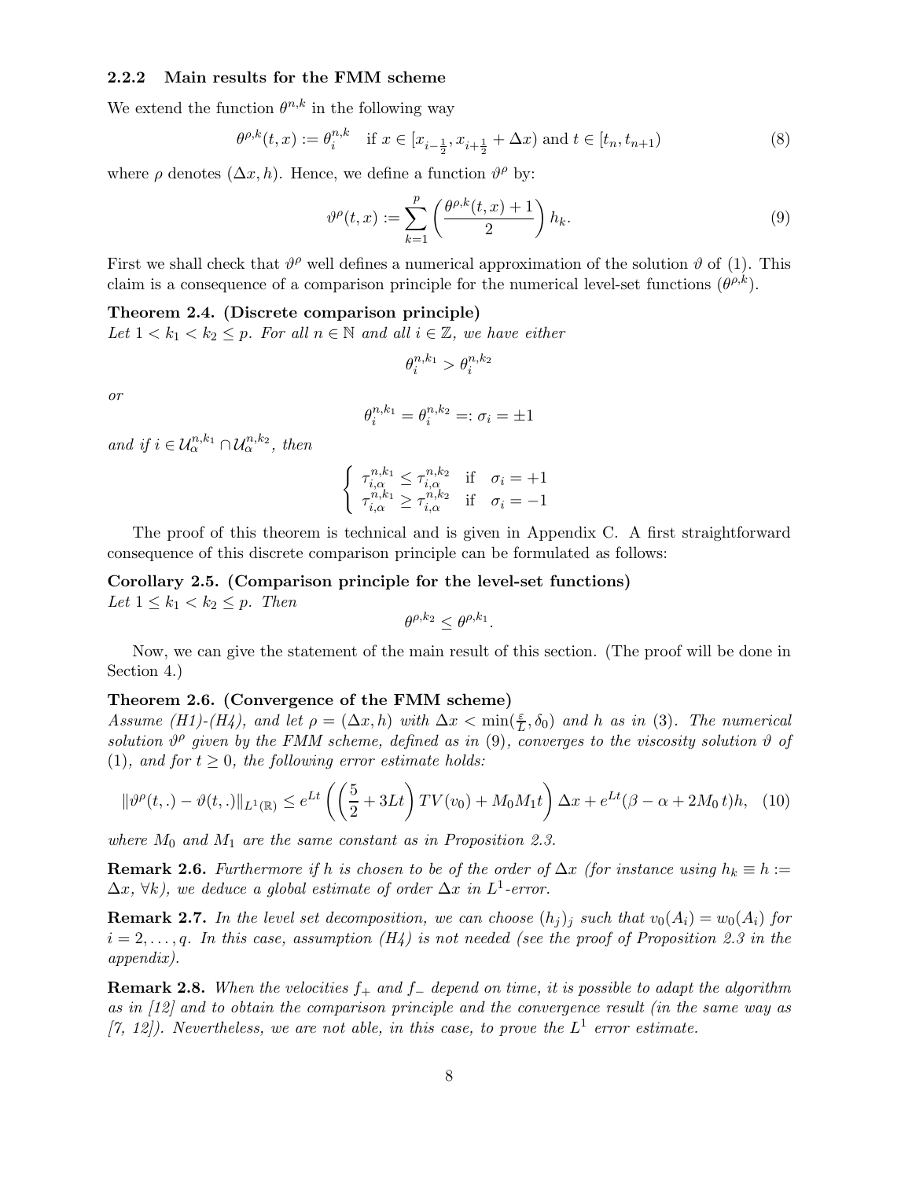### 2.2.2 Main results for the FMM scheme

We extend the function $\theta^{n,k}$ in the following way

$$\theta^{\rho,k}(t,x) := \theta_i^{n,k} \quad \text{if } x \in [x_{i-\frac{1}{2}}, x_{i+\frac{1}{2}} + \Delta x) \text{ and } t \in [t_n, t_{n+1}) \tag{8}$$

where $\rho$ denotes $(\Delta x, h)$. Hence, we define a function $\vartheta^\rho$ by:

$$\vartheta^\rho(t,x) := \sum_{k=1}^{p} \left( \frac{\theta^{\rho,k}(t,x)+1}{2} \right) h_k. \tag{9}$$

First we shall check that $\vartheta^\rho$ well defines a numerical approximation of the solution $\vartheta$ of (1). This claim is a consequence of a comparison principle for the numerical level-set functions $(\theta^{\rho,k})$.

**Theorem 2.4. (Discrete comparison principle)**
*Let $1 < k_1 < k_2 \leq p$. For all $n \in \mathbb{N}$ and all $i \in \mathbb{Z}$, we have either*

$$\theta_i^{n,k_1} > \theta_i^{n,k_2}$$

*or*

$$\theta_i^{n,k_1} = \theta_i^{n,k_2} =: \sigma_i = \pm 1$$

*and if $i \in \mathcal{U}_\alpha^{n,k_1} \cap \mathcal{U}_\alpha^{n,k_2}$, then*

$$\begin{cases} \tau_{i,\alpha}^{n,k_1} \leq \tau_{i,\alpha}^{n,k_2} & \text{if} \quad \sigma_i = +1 \\ \tau_{i,\alpha}^{n,k_1} \geq \tau_{i,\alpha}^{n,k_2} & \text{if} \quad \sigma_i = -1 \end{cases}$$

The proof of this theorem is technical and is given in Appendix C. A first straightforward consequence of this discrete comparison principle can be formulated as follows:

**Corollary 2.5. (Comparison principle for the level-set functions)**
*Let $1 \leq k_1 < k_2 \leq p$. Then*

$$\theta^{\rho,k_2} \leq \theta^{\rho,k_1}.$$

Now, we can give the statement of the main result of this section. (The proof will be done in Section 4.)

**Theorem 2.6. (Convergence of the FMM scheme)**
*Assume (H1)-(H4), and let $\rho = (\Delta x, h)$ with $\Delta x < \min(\frac{\varepsilon}{L}, \delta_0)$ and $h$ as in (3). The numerical solution $\vartheta^\rho$ given by the FMM scheme, defined as in (9), converges to the viscosity solution $\vartheta$ of (1), and for $t \geq 0$, the following error estimate holds:*

$$\|\vartheta^\rho(t,.) - \vartheta(t,.)\|_{L^1(\mathbb{R})} \leq e^{Lt} \left( \left( \frac{5}{2} + 3Lt \right) TV(v_0) + M_0 M_1 t \right) \Delta x + e^{Lt}(\beta - \alpha + 2M_0\, t)h, \tag{10}$$

*where $M_0$ and $M_1$ are the same constant as in Proposition 2.3.*

**Remark 2.6.** *Furthermore if $h$ is chosen to be of the order of $\Delta x$ (for instance using $h_k \equiv h := \Delta x$, $\forall k$), we deduce a global estimate of order $\Delta x$ in $L^1$-error.*

**Remark 2.7.** *In the level set decomposition, we can choose $(h_j)_j$ such that $v_0(A_i) = w_0(A_i)$ for $i = 2, \ldots, q$. In this case, assumption (H4) is not needed (see the proof of Proposition 2.3 in the appendix).*

**Remark 2.8.** *When the velocities $f_+$ and $f_-$ depend on time, it is possible to adapt the algorithm as in [12] and to obtain the comparison principle and the convergence result (in the same way as [7, 12]). Nevertheless, we are not able, in this case, to prove the $L^1$ error estimate.*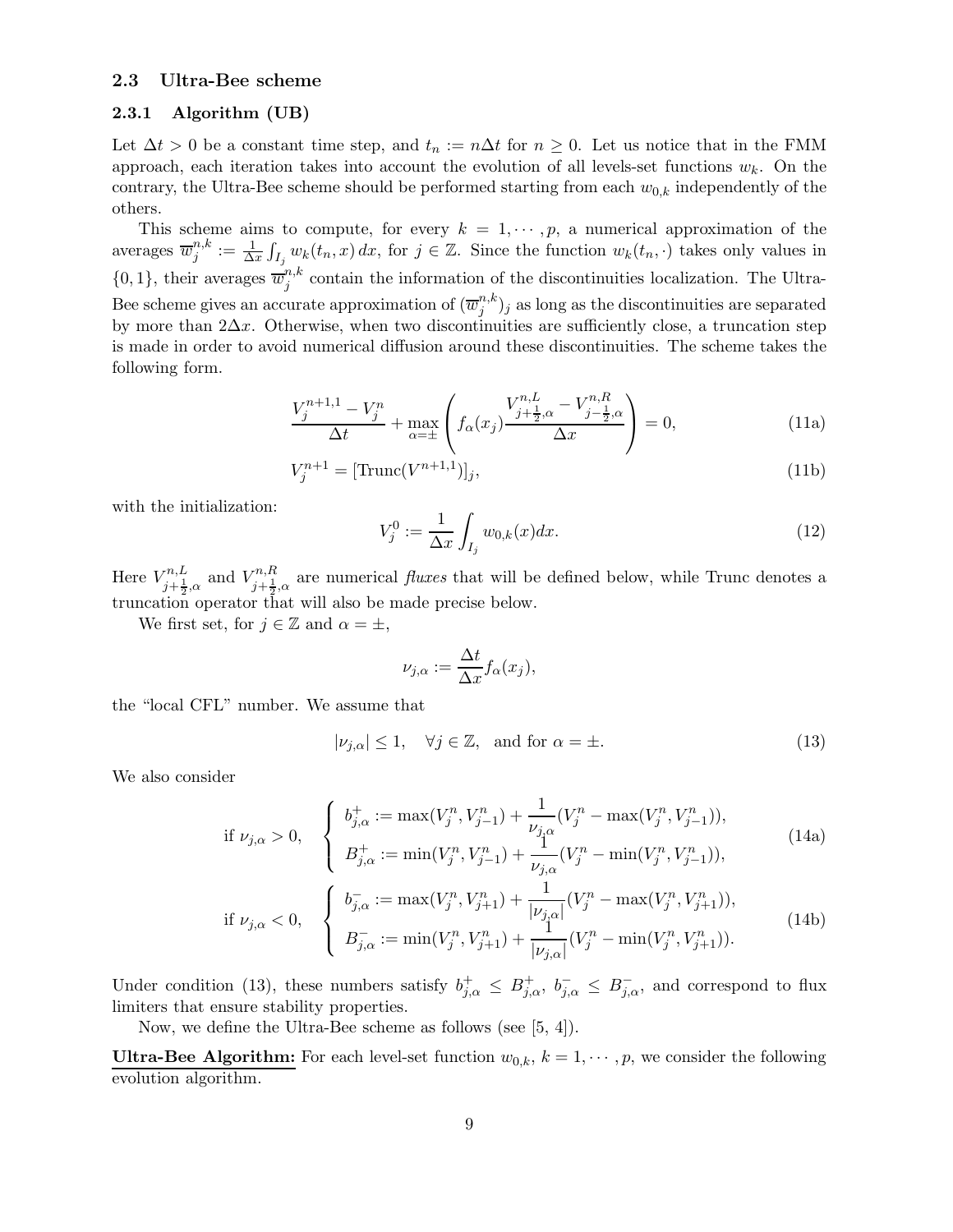### 2.3 Ultra-Bee scheme

#### 2.3.1 Algorithm (UB)

Let $\Delta t > 0$ be a constant time step, and $t_n := n\Delta t$ for $n \geq 0$. Let us notice that in the FMM approach, each iteration takes into account the evolution of all levels-set functions $w_k$. On the contrary, the Ultra-Bee scheme should be performed starting from each $w_{0,k}$ independently of the others.

This scheme aims to compute, for every $k = 1, \cdots, p$, a numerical approximation of the averages $\overline{w}_j^{n,k} := \frac{1}{\Delta x}\int_{I_j} w_k(t_n, x)\, dx$, for $j \in \mathbb{Z}$. Since the function $w_k(t_n, \cdot)$ takes only values in $\{0, 1\}$, their averages $\overline{w}_j^{n,k}$ contain the information of the discontinuities localization. The Ultra-Bee scheme gives an accurate approximation of $(\overline{w}_j^{n,k})_j$ as long as the discontinuities are separated by more than $2\Delta x$. Otherwise, when two discontinuities are sufficiently close, a truncation step is made in order to avoid numerical diffusion around these discontinuities. The scheme takes the following form.

$$\frac{V_j^{n+1,1} - V_j^n}{\Delta t} + \max_{\alpha=\pm}\left( f_\alpha(x_j) \frac{V_{j+\frac{1}{2},\alpha}^{n,L} - V_{j-\frac{1}{2},\alpha}^{n,R}}{\Delta x} \right) = 0, \tag{11a}$$

$$V_j^{n+1} = [\mathrm{Trunc}(V^{n+1,1})]_j, \tag{11b}$$

with the initialization:

$$V_j^0 := \frac{1}{\Delta x}\int_{I_j} w_{0,k}(x)dx. \tag{12}$$

Here $V_{j+\frac{1}{2},\alpha}^{n,L}$ and $V_{j+\frac{1}{2},\alpha}^{n,R}$ are numerical *fluxes* that will be defined below, while Trunc denotes a truncation operator that will also be made precise below.

We first set, for $j \in \mathbb{Z}$ and $\alpha = \pm$,

$$\nu_{j,\alpha} := \frac{\Delta t}{\Delta x} f_\alpha(x_j),$$

the "local CFL" number. We assume that

$$|\nu_{j,\alpha}| \leq 1, \quad \forall j \in \mathbb{Z}, \quad \text{and for } \alpha = \pm. \tag{13}$$

We also consider

$$\text{if } \nu_{j,\alpha} > 0, \quad \left\{ \begin{array}{l} b_{j,\alpha}^+ := \max(V_j^n, V_{j-1}^n) + \dfrac{1}{\nu_{j,\alpha}}(V_j^n - \max(V_j^n, V_{j-1}^n)), \\ B_{j,\alpha}^+ := \min(V_j^n, V_{j-1}^n) + \dfrac{1}{\nu_{j,\alpha}}(V_j^n - \min(V_j^n, V_{j-1}^n)), \end{array} \right. \tag{14a}$$

$$\text{if } \nu_{j,\alpha} < 0, \quad \left\{ \begin{array}{l} b_{j,\alpha}^- := \max(V_j^n, V_{j+1}^n) + \dfrac{1}{|\nu_{j,\alpha}|}(V_j^n - \max(V_j^n, V_{j+1}^n)), \\ B_{j,\alpha}^- := \min(V_j^n, V_{j+1}^n) + \dfrac{1}{|\nu_{j,\alpha}|}(V_j^n - \min(V_j^n, V_{j+1}^n)). \end{array} \right. \tag{14b}$$

Under condition (13), these numbers satisfy $b_{j,\alpha}^+ \leq B_{j,\alpha}^+$, $b_{j,\alpha}^- \leq B_{j,\alpha}^-$, and correspond to flux limiters that ensure stability properties.

Now, we define the Ultra-Bee scheme as follows (see [5, 4]).

**Ultra-Bee Algorithm:** For each level-set function $w_{0,k}$, $k = 1, \cdots, p$, we consider the following evolution algorithm.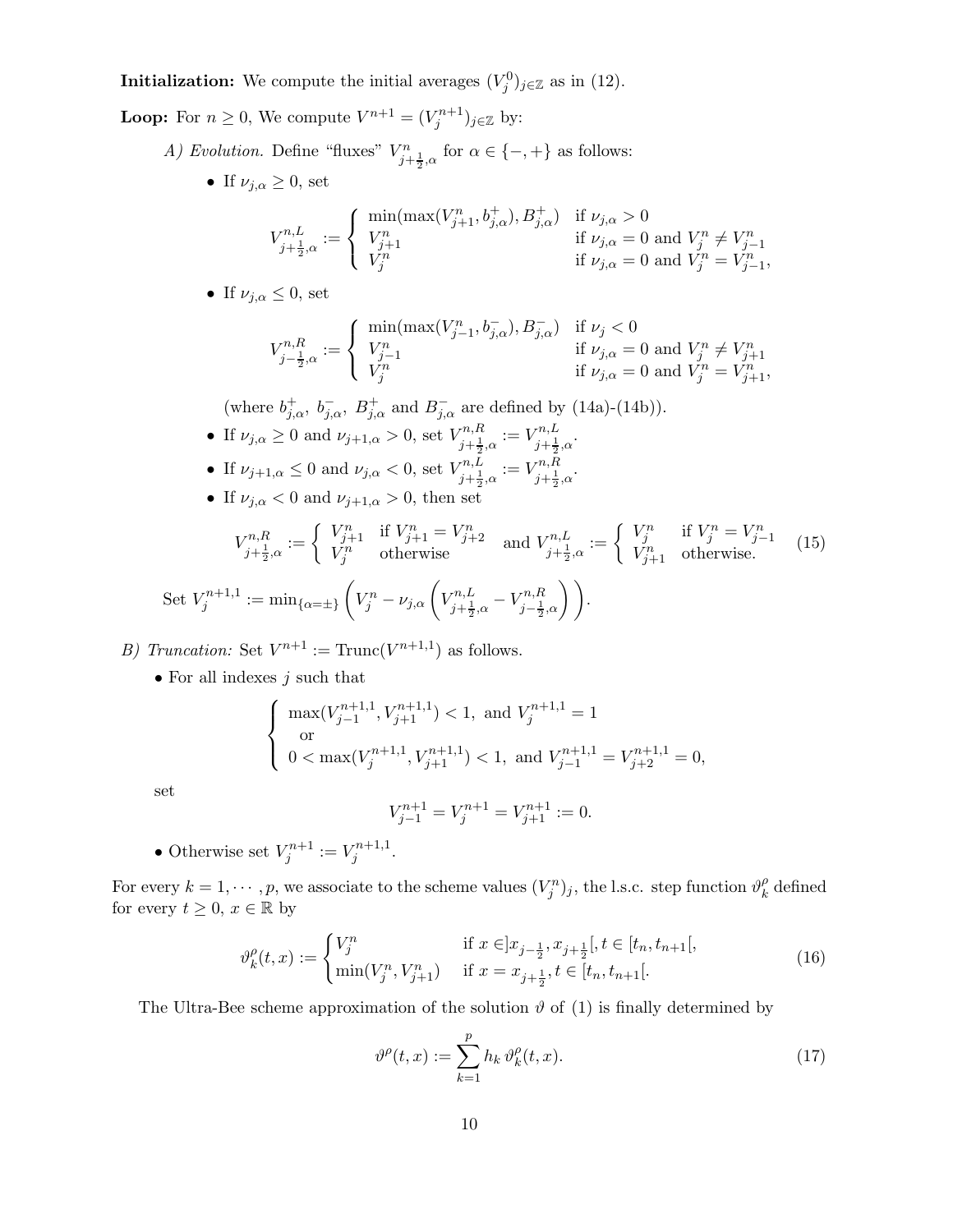**Initialization:** We compute the initial averages $(V_j^0)_{j\in\mathbb{Z}}$ as in (12).

**Loop:** For $n \geq 0$, We compute $V^{n+1} = (V_j^{n+1})_{j\in\mathbb{Z}}$ by:

*A) Evolution.* Define "fluxes" $V^n_{j+\frac{1}{2},\alpha}$ for $\alpha \in \{-,+\}$ as follows:

- If $\nu_{j,\alpha} \geq 0$, set

$$V^{n,L}_{j+\frac{1}{2},\alpha} := \begin{cases} \min(\max(V^n_{j+1}, b^+_{j,\alpha}), B^+_{j,\alpha}) & \text{if } \nu_{j,\alpha} > 0 \\ V^n_{j+1} & \text{if } \nu_{j,\alpha} = 0 \text{ and } V^n_j \neq V^n_{j-1} \\ V^n_j & \text{if } \nu_{j,\alpha} = 0 \text{ and } V^n_j = V^n_{j-1}, \end{cases}$$

- If $\nu_{j,\alpha} \leq 0$, set

$$V^{n,R}_{j-\frac{1}{2},\alpha} := \begin{cases} \min(\max(V^n_{j-1}, b^-_{j,\alpha}), B^-_{j,\alpha}) & \text{if } \nu_j < 0 \\ V^n_{j-1} & \text{if } \nu_{j,\alpha} = 0 \text{ and } V^n_j \neq V^n_{j+1} \\ V^n_j & \text{if } \nu_{j,\alpha} = 0 \text{ and } V^n_j = V^n_{j+1}, \end{cases}$$

(where $b^+_{j,\alpha}$, $b^-_{j,\alpha}$, $B^+_{j,\alpha}$ and $B^-_{j,\alpha}$ are defined by (14a)-(14b)).

- If $\nu_{j,\alpha} \geq 0$ and $\nu_{j+1,\alpha} > 0$, set $V^{n,R}_{j+\frac{1}{2},\alpha} := V^{n,L}_{j+\frac{1}{2},\alpha}$.
- If $\nu_{j+1,\alpha} \leq 0$ and $\nu_{j,\alpha} < 0$, set $V^{n,L}_{j+\frac{1}{2},\alpha} := V^{n,R}_{j+\frac{1}{2},\alpha}$.
- If $\nu_{j,\alpha} < 0$ and $\nu_{j+1,\alpha} > 0$, then set

$$V^{n,R}_{j+\frac{1}{2},\alpha} := \begin{cases} V^n_{j+1} & \text{if } V^n_{j+1} = V^n_{j+2} \\ V^n_j & \text{otherwise} \end{cases} \text{ and } V^{n,L}_{j+\frac{1}{2},\alpha} := \begin{cases} V^n_j & \text{if } V^n_j = V^n_{j-1} \\ V^n_{j+1} & \text{otherwise.} \end{cases} \tag{15}$$

Set $V_j^{n+1,1} := \min_{\{\alpha=\pm\}} \left( V^n_j - \nu_{j,\alpha} \left( V^{n,L}_{j+\frac{1}{2},\alpha} - V^{n,R}_{j-\frac{1}{2},\alpha} \right) \right)$.

*B) Truncation:* Set $V^{n+1} := \text{Trunc}(V^{n+1,1})$ as follows.

- For all indexes $j$ such that

$$\begin{cases} \max(V^{n+1,1}_{j-1}, V^{n+1,1}_{j+1}) < 1, \text{ and } V^{n+1,1}_j = 1 \\ \quad \text{or} \\ 0 < \max(V^{n+1,1}_j, V^{n+1,1}_{j+1}) < 1, \text{ and } V^{n+1,1}_{j-1} = V^{n+1,1}_{j+2} = 0, \end{cases}$$

set

$$V^{n+1}_{j-1} = V^{n+1}_j = V^{n+1}_{j+1} := 0.$$

- Otherwise set $V^{n+1}_j := V^{n+1,1}_j$.

For every $k = 1, \cdots, p$, we associate to the scheme values $(V_j^n)_j$, the l.s.c. step function $\vartheta^\rho_k$ defined for every $t \geq 0$, $x \in \mathbb{R}$ by

$$\vartheta^\rho_k(t,x) := \begin{cases} V^n_j & \text{if } x \in ]x_{j-\frac{1}{2}}, x_{j+\frac{1}{2}}[, t \in [t_n, t_{n+1}[, \\ \min(V^n_j, V^n_{j+1}) & \text{if } x = x_{j+\frac{1}{2}}, t \in [t_n, t_{n+1}[. \end{cases} \tag{16}$$

The Ultra-Bee scheme approximation of the solution $\vartheta$ of (1) is finally determined by

$$\vartheta^\rho(t,x) := \sum_{k=1}^{p} h_k \, \vartheta^\rho_k(t,x). \tag{17}$$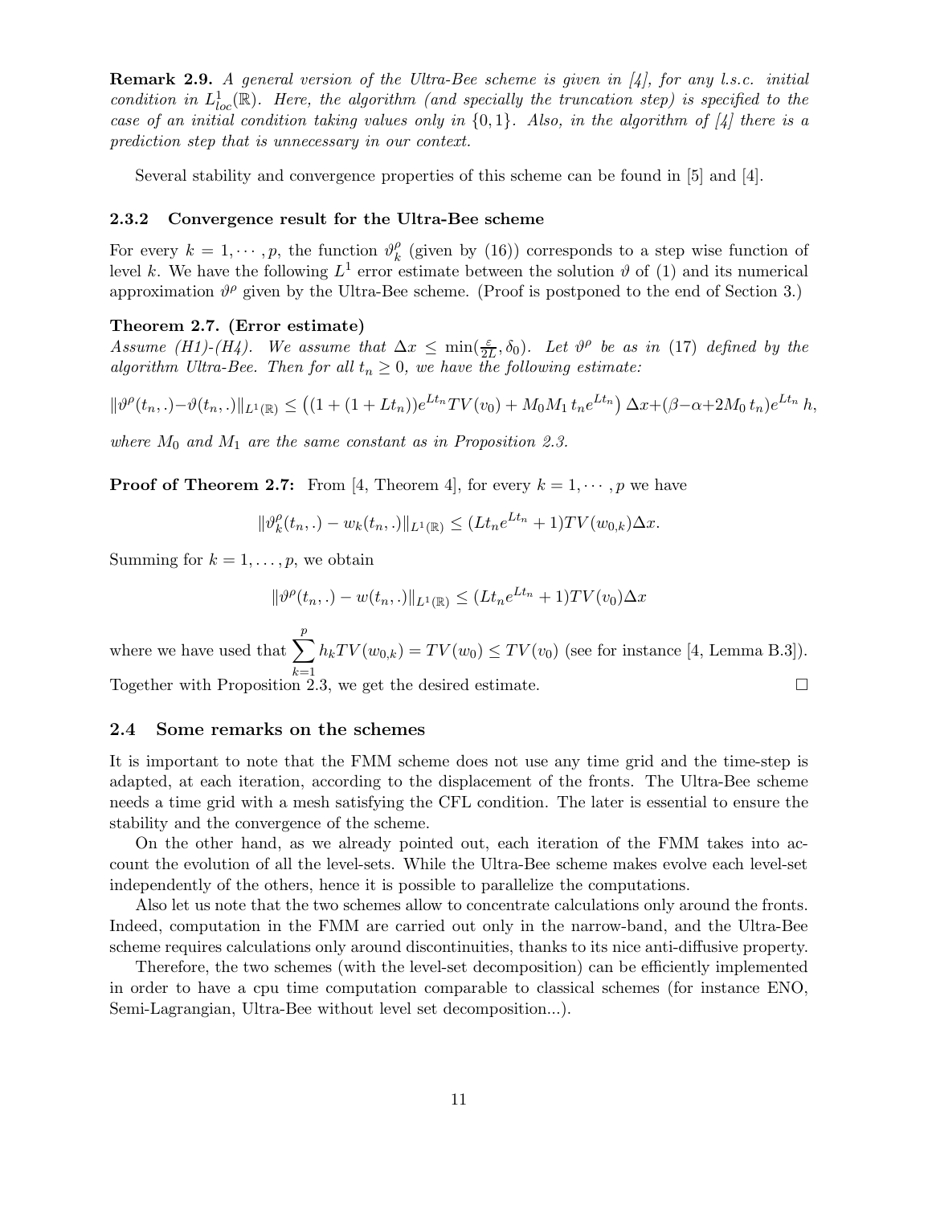**Remark 2.9.** *A general version of the Ultra-Bee scheme is given in [4], for any l.s.c. initial condition in $L^1_{loc}(\mathbb{R})$. Here, the algorithm (and specially the truncation step) is specified to the case of an initial condition taking values only in $\{0,1\}$. Also, in the algorithm of [4] there is a prediction step that is unnecessary in our context.*

Several stability and convergence properties of this scheme can be found in [5] and [4].

### 2.3.2 Convergence result for the Ultra-Bee scheme

For every $k = 1, \cdots, p$, the function $\vartheta^\rho_k$ (given by (16)) corresponds to a step wise function of level $k$. We have the following $L^1$ error estimate between the solution $\vartheta$ of (1) and its numerical approximation $\vartheta^\rho$ given by the Ultra-Bee scheme. (Proof is postponed to the end of Section 3.)

**Theorem 2.7. (Error estimate)**
*Assume (H1)-(H4). We assume that $\Delta x \le \min(\frac{\varepsilon}{2L}, \delta_0)$. Let $\vartheta^\rho$ be as in (17) defined by the algorithm Ultra-Bee. Then for all $t_n \ge 0$, we have the following estimate:*

$$\|\vartheta^\rho(t_n,.)-\vartheta(t_n,.)\|_{L^1(\mathbb{R})} \le \left((1+(1+Lt_n))e^{Lt_n}TV(v_0) + M_0M_1\, t_n e^{Lt_n}\right)\Delta x + (\beta-\alpha+2M_0\, t_n)e^{Lt_n}\, h,$$

*where $M_0$ and $M_1$ are the same constant as in Proposition 2.3.*

**Proof of Theorem 2.7:** From [4, Theorem 4], for every $k = 1, \cdots, p$ we have

$$\|\vartheta^\rho_k(t_n,.) - w_k(t_n,.)\|_{L^1(\mathbb{R})} \le (Lt_n e^{Lt_n} + 1)TV(w_{0,k})\Delta x.$$

Summing for $k = 1, \dots, p$, we obtain

$$\|\vartheta^\rho(t_n,.) - w(t_n,.)\|_{L^1(\mathbb{R})} \le (Lt_n e^{Lt_n} + 1)TV(v_0)\Delta x$$

where we have used that $\sum_{k=1}^{p} h_k TV(w_{0,k}) = TV(w_0) \le TV(v_0)$ (see for instance [4, Lemma B.3]). Together with Proposition 2.3, we get the desired estimate. $\square$

## 2.4 Some remarks on the schemes

It is important to note that the FMM scheme does not use any time grid and the time-step is adapted, at each iteration, according to the displacement of the fronts. The Ultra-Bee scheme needs a time grid with a mesh satisfying the CFL condition. The later is essential to ensure the stability and the convergence of the scheme.

On the other hand, as we already pointed out, each iteration of the FMM takes into account the evolution of all the level-sets. While the Ultra-Bee scheme makes evolve each level-set independently of the others, hence it is possible to parallelize the computations.

Also let us note that the two schemes allow to concentrate calculations only around the fronts. Indeed, computation in the FMM are carried out only in the narrow-band, and the Ultra-Bee scheme requires calculations only around discontinuities, thanks to its nice anti-diffusive property.

Therefore, the two schemes (with the level-set decomposition) can be efficiently implemented in order to have a cpu time computation comparable to classical schemes (for instance ENO, Semi-Lagrangian, Ultra-Bee without level set decomposition...).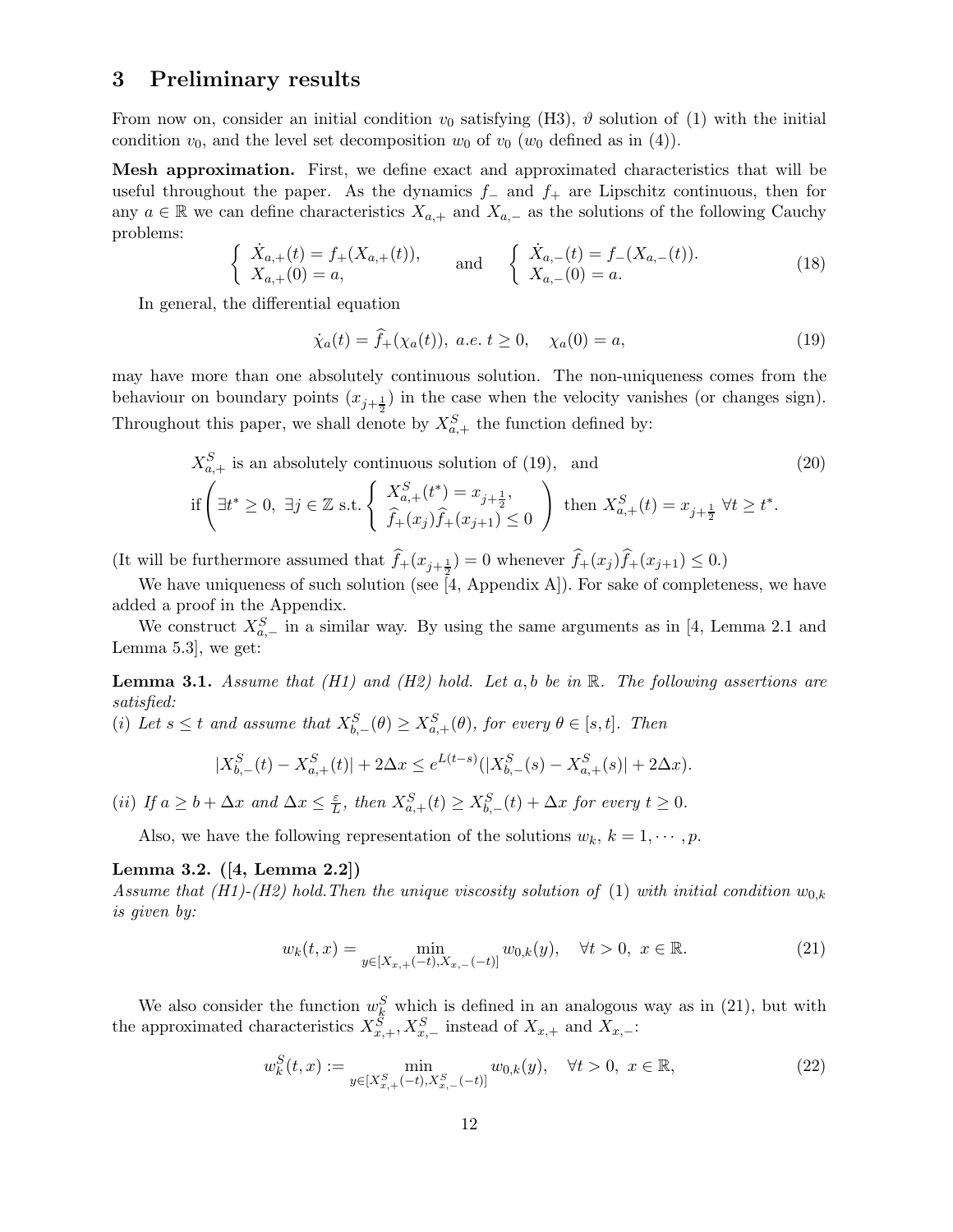## 3 Preliminary results

From now on, consider an initial condition $v_0$ satisfying (H3), $\vartheta$ solution of (1) with the initial condition $v_0$, and the level set decomposition $w_0$ of $v_0$ ($w_0$ defined as in (4)).

**Mesh approximation.** First, we define exact and approximated characteristics that will be useful throughout the paper. As the dynamics $f_-$ and $f_+$ are Lipschitz continuous, then for any $a \in \mathbb{R}$ we can define characteristics $X_{a,+}$ and $X_{a,-}$ as the solutions of the following Cauchy problems:

$$\begin{cases} \dot{X}_{a,+}(t) = f_+(X_{a,+}(t)), \\ X_{a,+}(0) = a, \end{cases} \quad \text{and} \quad \begin{cases} \dot{X}_{a,-}(t) = f_-(X_{a,-}(t)). \\ X_{a,-}(0) = a. \end{cases} \tag{18}$$

In general, the differential equation

$$\dot{\chi}_a(t) = \widehat{f}_+(\chi_a(t)), \ a.e. \ t \geq 0, \quad \chi_a(0) = a, \tag{19}$$

may have more than one absolutely continuous solution. The non-uniqueness comes from the behaviour on boundary points $(x_{j+\frac{1}{2}})$ in the case when the velocity vanishes (or changes sign). Throughout this paper, we shall denote by $X^S_{a,+}$ the function defined by:

$$\begin{aligned} &X^S_{a,+} \text{ is an absolutely continuous solution of (19), and} \\ &\text{if} \left( \exists t^* \geq 0, \ \exists j \in \mathbb{Z} \text{ s.t.} \begin{cases} X^S_{a,+}(t^*) = x_{j+\frac{1}{2}}, \\ \widehat{f}_+(x_j)\widehat{f}_+(x_{j+1}) \leq 0 \end{cases} \right) \text{ then } X^S_{a,+}(t) = x_{j+\frac{1}{2}} \ \forall t \geq t^*. \end{aligned} \tag{20}$$

(It will be furthermore assumed that $\widehat{f}_+(x_{j+\frac{1}{2}}) = 0$ whenever $\widehat{f}_+(x_j)\widehat{f}_+(x_{j+1}) \leq 0$.)

We have uniqueness of such solution (see [4, Appendix A]). For sake of completeness, we have added a proof in the Appendix.

We construct $X^S_{a,-}$ in a similar way. By using the same arguments as in [4, Lemma 2.1 and Lemma 5.3], we get:

**Lemma 3.1.** *Assume that (H1) and (H2) hold. Let $a, b$ be in $\mathbb{R}$. The following assertions are satisfied:*
*(i) Let $s \leq t$ and assume that $X^S_{b,-}(\theta) \geq X^S_{a,+}(\theta)$, for every $\theta \in [s,t]$. Then*

$$|X^S_{b,-}(t) - X^S_{a,+}(t)| + 2\Delta x \leq e^{L(t-s)}(|X^S_{b,-}(s) - X^S_{a,+}(s)| + 2\Delta x).$$

*(ii) If $a \geq b + \Delta x$ and $\Delta x \leq \frac{\varepsilon}{L}$, then $X^S_{a,+}(t) \geq X^S_{b,-}(t) + \Delta x$ for every $t \geq 0$.*

Also, we have the following representation of the solutions $w_k$, $k = 1, \cdots, p$.

**Lemma 3.2. ([4, Lemma 2.2])**
*Assume that (H1)-(H2) hold. Then the unique viscosity solution of* (1) *with initial condition $w_{0,k}$ is given by:*

$$w_k(t,x) = \min_{y \in [X_{x,+}(-t), X_{x,-}(-t)]} w_{0,k}(y), \quad \forall t > 0, \ x \in \mathbb{R}. \tag{21}$$

We also consider the function $w^S_k$ which is defined in an analogous way as in (21), but with the approximated characteristics $X^S_{x,+}, X^S_{x,-}$ instead of $X_{x,+}$ and $X_{x,-}$:

$$w^S_k(t,x) := \min_{y \in [X^S_{x,+}(-t), X^S_{x,-}(-t)]} w_{0,k}(y), \quad \forall t > 0, \ x \in \mathbb{R}, \tag{22}$$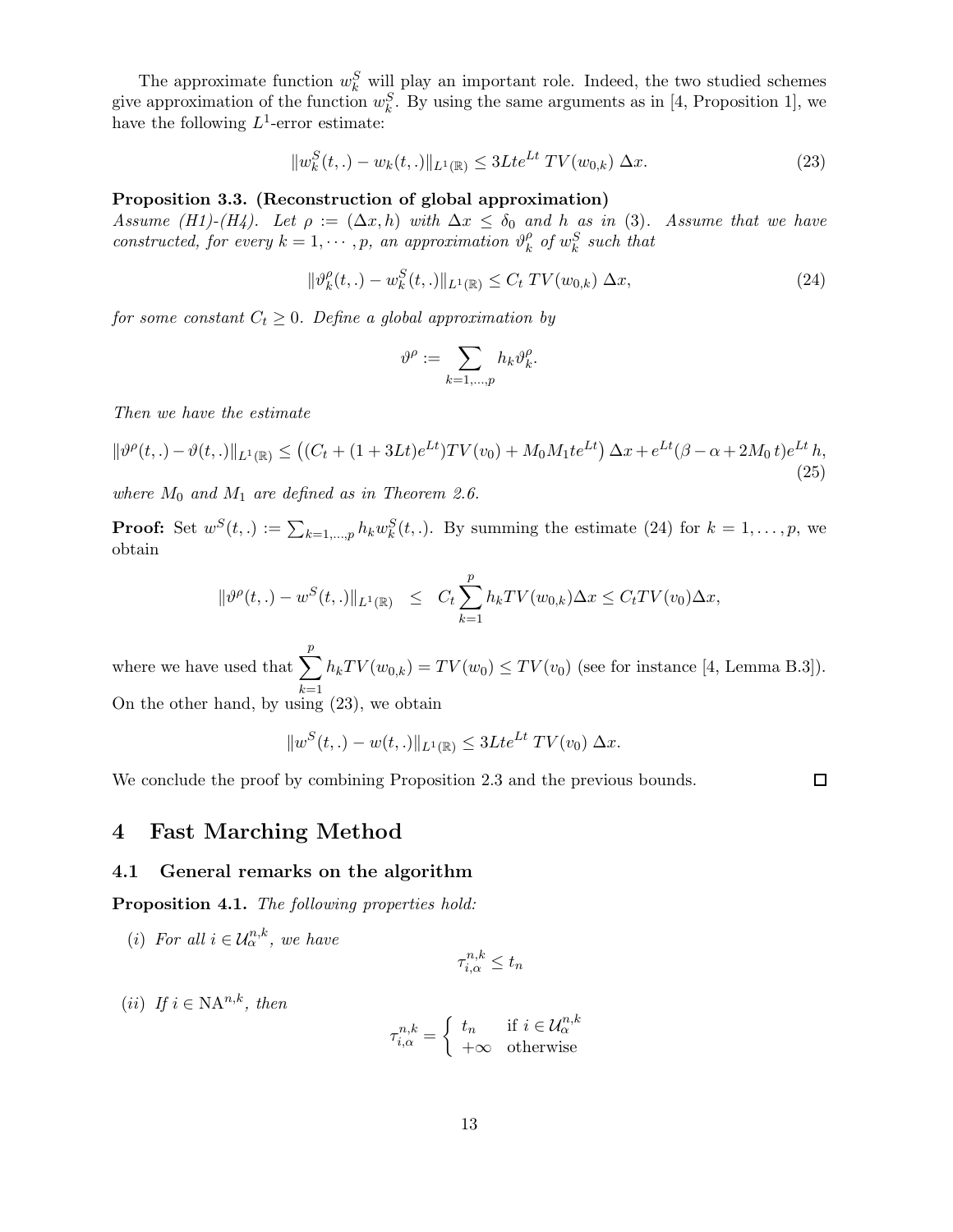The approximate function $w_k^S$ will play an important role. Indeed, the two studied schemes give approximation of the function $w_k^S$. By using the same arguments as in [4, Proposition 1], we have the following $L^1$-error estimate:

$$\|w_k^S(t,.) - w_k(t,.)\|_{L^1(\mathbb{R})} \leq 3Lte^{Lt}\, TV(w_{0,k})\, \Delta x. \tag{23}$$

**Proposition 3.3. (Reconstruction of global approximation)**
*Assume (H1)-(H4). Let $\rho := (\Delta x, h)$ with $\Delta x \leq \delta_0$ and $h$ as in (3). Assume that we have constructed, for every $k = 1, \cdots, p$, an approximation $\vartheta_k^\rho$ of $w_k^S$ such that*

$$\|\vartheta_k^\rho(t,.) - w_k^S(t,.)\|_{L^1(\mathbb{R})} \leq C_t\, TV(w_{0,k})\, \Delta x, \tag{24}$$

*for some constant $C_t \geq 0$. Define a global approximation by*

$$\vartheta^\rho := \sum_{k=1,\ldots,p} h_k \vartheta_k^\rho.$$

*Then we have the estimate*

$$\|\vartheta^\rho(t,.) - \vartheta(t,.)\|_{L^1(\mathbb{R})} \leq \left((C_t + (1+3Lt)e^{Lt})TV(v_0) + M_0 M_1 t e^{Lt}\right)\Delta x + e^{Lt}(\beta - \alpha + 2M_0\, t)e^{Lt}\, h, \tag{25}$$

*where $M_0$ and $M_1$ are defined as in Theorem 2.6.*

**Proof:** Set $w^S(t,.) := \sum_{k=1,\ldots,p} h_k w_k^S(t,.)$. By summing the estimate (24) for $k = 1, \ldots, p$, we obtain

$$\|\vartheta^\rho(t,.) - w^S(t,.)\|_{L^1(\mathbb{R})} \leq C_t \sum_{k=1}^{p} h_k TV(w_{0,k})\Delta x \leq C_t TV(v_0)\Delta x,$$

where we have used that $\sum_{k=1}^{p} h_k TV(w_{0,k}) = TV(w_0) \leq TV(v_0)$ (see for instance [4, Lemma B.3]). On the other hand, by using (23), we obtain

$$\|w^S(t,.) - w(t,.)\|_{L^1(\mathbb{R})} \leq 3Lte^{Lt}\, TV(v_0)\, \Delta x.$$

We conclude the proof by combining Proposition 2.3 and the previous bounds. ☐

# 4 Fast Marching Method

## 4.1 General remarks on the algorithm

**Proposition 4.1.** *The following properties hold:*

(i) *For all $i \in \mathcal{U}_\alpha^{n,k}$, we have*

$$\tau_{i,\alpha}^{n,k} \leq t_n$$

(ii) *If $i \in \mathrm{NA}^{n,k}$, then*

$$\tau_{i,\alpha}^{n,k} = \begin{cases} t_n & \text{if } i \in \mathcal{U}_\alpha^{n,k} \\ +\infty & \text{otherwise} \end{cases}$$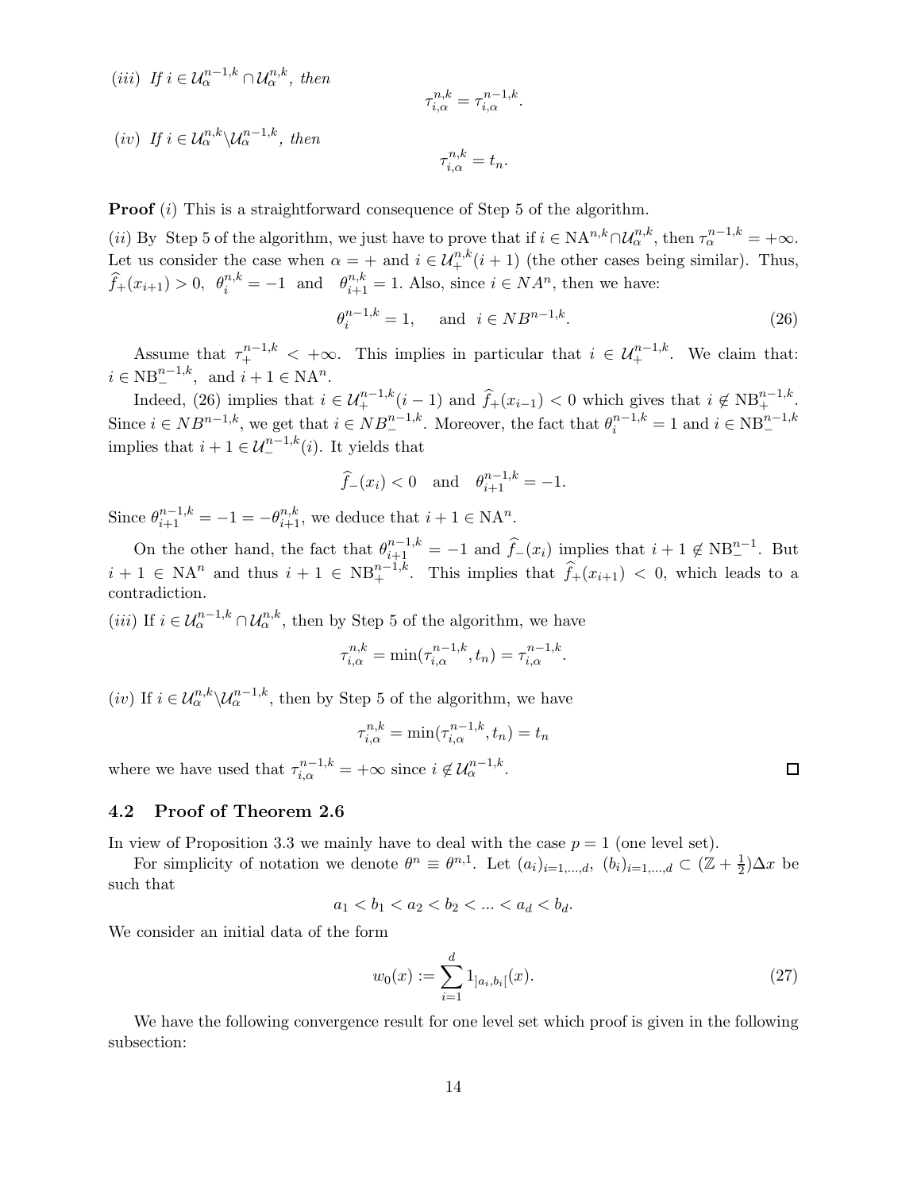*(iii)* If $i \in \mathcal{U}_\alpha^{n-1,k} \cap \mathcal{U}_\alpha^{n,k}$, then

$$\tau_{i,\alpha}^{n,k} = \tau_{i,\alpha}^{n-1,k}.$$

*(iv)* If $i \in \mathcal{U}_\alpha^{n,k} \backslash \mathcal{U}_\alpha^{n-1,k}$, then

$$\tau_{i,\alpha}^{n,k} = t_n.$$

**Proof** *(i)* This is a straightforward consequence of Step 5 of the algorithm.

*(ii)* By Step 5 of the algorithm, we just have to prove that if $i \in \mathrm{NA}^{n,k} \cap \mathcal{U}_\alpha^{n,k}$, then $\tau_\alpha^{n-1,k} = +\infty$. Let us consider the case when $\alpha = +$ and $i \in \mathcal{U}_+^{n,k}(i+1)$ (the other cases being similar). Thus, $\widehat{f}_+(x_{i+1}) > 0$, $\theta_i^{n,k} = -1$ and $\theta_{i+1}^{n,k} = 1$. Also, since $i \in NA^n$, then we have:

$$\theta_i^{n-1,k} = 1, \quad \text{ and } \; i \in NB^{n-1,k}. \tag{26}$$

Assume that $\tau_+^{n-1,k} < +\infty$. This implies in particular that $i \in \mathcal{U}_+^{n-1,k}$. We claim that: $i \in \mathrm{NB}_-^{n-1,k}$, and $i+1 \in \mathrm{NA}^n$.

Indeed, (26) implies that $i \in \mathcal{U}_+^{n-1,k}(i-1)$ and $\widehat{f}_+(x_{i-1}) < 0$ which gives that $i \notin \mathrm{NB}_+^{n-1,k}$. Since $i \in NB^{n-1,k}$, we get that $i \in NB_-^{n-1,k}$. Moreover, the fact that $\theta_i^{n-1,k} = 1$ and $i \in \mathrm{NB}_-^{n-1,k}$ implies that $i+1 \in \mathcal{U}_-^{n-1,k}(i)$. It yields that

$$\widehat{f}_-(x_i) < 0 \quad \text{and} \quad \theta_{i+1}^{n-1,k} = -1.$$

Since $\theta_{i+1}^{n-1,k} = -1 = -\theta_{i+1}^{n,k}$, we deduce that $i+1 \in \mathrm{NA}^n$.

On the other hand, the fact that $\theta_{i+1}^{n-1,k} = -1$ and $\widehat{f}_-(x_i)$ implies that $i+1 \notin \mathrm{NB}_-^{n-1}$. But $i+1 \in \mathrm{NA}^n$ and thus $i+1 \in \mathrm{NB}_+^{n-1,k}$. This implies that $\widehat{f}_+(x_{i+1}) < 0$, which leads to a contradiction.

*(iii)* If $i \in \mathcal{U}_\alpha^{n-1,k} \cap \mathcal{U}_\alpha^{n,k}$, then by Step 5 of the algorithm, we have

$$\tau_{i,\alpha}^{n,k} = \min(\tau_{i,\alpha}^{n-1,k}, t_n) = \tau_{i,\alpha}^{n-1,k}.$$

*(iv)* If $i \in \mathcal{U}_\alpha^{n,k} \backslash \mathcal{U}_\alpha^{n-1,k}$, then by Step 5 of the algorithm, we have

$$\tau_{i,\alpha}^{n,k} = \min(\tau_{i,\alpha}^{n-1,k}, t_n) = t_n$$

where we have used that $\tau_{i,\alpha}^{n-1,k} = +\infty$ since $i \notin \mathcal{U}_\alpha^{n-1,k}$. □

## 4.2 Proof of Theorem 2.6

In view of Proposition 3.3 we mainly have to deal with the case $p = 1$ (one level set).

For simplicity of notation we denote $\theta^n \equiv \theta^{n,1}$. Let $(a_i)_{i=1,\dots,d}$, $(b_i)_{i=1,\dots,d} \subset (\mathbb{Z} + \frac{1}{2})\Delta x$ be such that

$$a_1 < b_1 < a_2 < b_2 < \dots < a_d < b_d.$$

We consider an initial data of the form

$$w_0(x) := \sum_{i=1}^{d} 1_{]a_i, b_i[}(x). \tag{27}$$

We have the following convergence result for one level set which proof is given in the following subsection: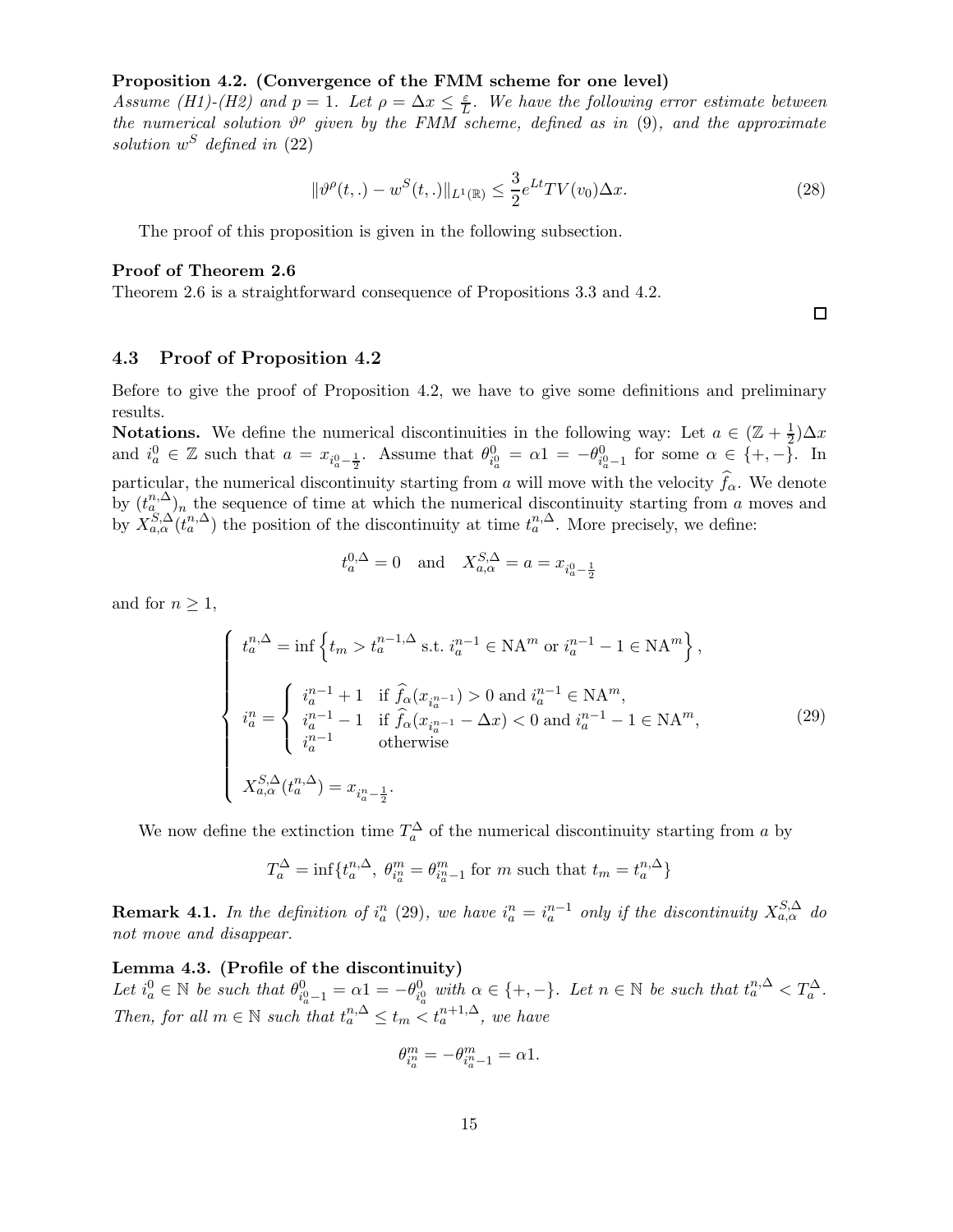**Proposition 4.2. (Convergence of the FMM scheme for one level)**
*Assume (H1)-(H2) and $p = 1$. Let $\rho = \Delta x \le \frac{\varepsilon}{L}$. We have the following error estimate between the numerical solution $\vartheta^\rho$ given by the FMM scheme, defined as in (9), and the approximate solution $w^S$ defined in (22)*

$$\|\vartheta^\rho(t,.) - w^S(t,.)\|_{L^1(\mathbb{R})} \le \frac{3}{2} e^{Lt} TV(v_0)\Delta x. \tag{28}$$

The proof of this proposition is given in the following subsection.

**Proof of Theorem 2.6**
Theorem 2.6 is a straightforward consequence of Propositions 3.3 and 4.2.

□

## 4.3 Proof of Proposition 4.2

Before to give the proof of Proposition 4.2, we have to give some definitions and preliminary results.
**Notations.** We define the numerical discontinuities in the following way: Let $a \in (\mathbb{Z} + \frac{1}{2})\Delta x$ and $i_a^0 \in \mathbb{Z}$ such that $a = x_{i_a^0 - \frac{1}{2}}$. Assume that $\theta^0_{i_a^0} = \alpha 1 = -\theta^0_{i_a^0 - 1}$ for some $\alpha \in \{+,-\}$. In particular, the numerical discontinuity starting from $a$ will move with the velocity $\widehat{f}_\alpha$. We denote by $(t_a^{n,\Delta})_n$ the sequence of time at which the numerical discontinuity starting from $a$ moves and by $X^{S,\Delta}_{a,\alpha}(t_a^{n,\Delta})$ the position of the discontinuity at time $t_a^{n,\Delta}$. More precisely, we define:

$$t_a^{0,\Delta} = 0 \quad \text{and} \quad X^{S,\Delta}_{a,\alpha} = a = x_{i_a^0 - \frac{1}{2}}$$

and for $n \ge 1$,

$$\left\{ \begin{array}{l} t_a^{n,\Delta} = \inf\left\{ t_m > t_a^{n-1,\Delta} \text{ s.t. } i_a^{n-1} \in \mathrm{NA}^m \text{ or } i_a^{n-1} - 1 \in \mathrm{NA}^m \right\}, \\[2mm] i_a^n = \left\{ \begin{array}{ll} i_a^{n-1} + 1 & \text{if } \widehat{f}_\alpha(x_{i_a^{n-1}}) > 0 \text{ and } i_a^{n-1} \in \mathrm{NA}^m, \\ i_a^{n-1} - 1 & \text{if } \widehat{f}_\alpha(x_{i_a^{n-1}} - \Delta x) < 0 \text{ and } i_a^{n-1} - 1 \in \mathrm{NA}^m, \\ i_a^{n-1} & \text{otherwise} \end{array} \right. \\[2mm] X^{S,\Delta}_{a,\alpha}(t_a^{n,\Delta}) = x_{i_a^n - \frac{1}{2}}. \end{array} \right. \tag{29}$$

We now define the extinction time $T_a^\Delta$ of the numerical discontinuity starting from $a$ by

$$T_a^\Delta = \inf\{t_a^{n,\Delta},\ \theta^m_{i_a^n} = \theta^m_{i_a^n - 1} \text{ for } m \text{ such that } t_m = t_a^{n,\Delta}\}$$

**Remark 4.1.** *In the definition of $i_a^n$ (29), we have $i_a^n = i_a^{n-1}$ only if the discontinuity $X^{S,\Delta}_{a,\alpha}$ do not move and disappear.*

**Lemma 4.3. (Profile of the discontinuity)**
*Let $i_a^0 \in \mathbb{N}$ be such that $\theta^0_{i_a^0 - 1} = \alpha 1 = -\theta^0_{i_a^0}$ with $\alpha \in \{+,-\}$. Let $n \in \mathbb{N}$ be such that $t_a^{n,\Delta} < T_a^\Delta$. Then, for all $m \in \mathbb{N}$ such that $t_a^{n,\Delta} \le t_m < t_a^{n+1,\Delta}$, we have*

$$\theta^m_{i_a^n} = -\theta^m_{i_a^n - 1} = \alpha 1.$$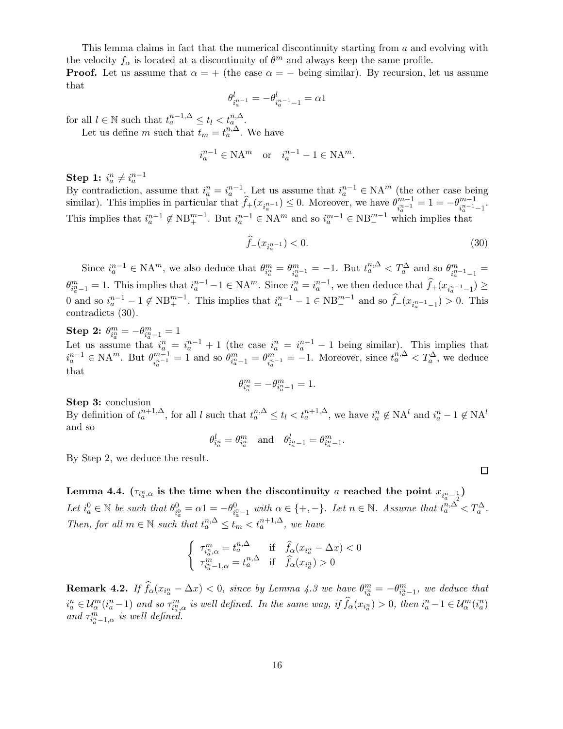This lemma claims in fact that the numerical discontinuity starting from $a$ and evolving with the velocity $f_\alpha$ is located at a discontinuity of $\theta^m$ and always keep the same profile.

**Proof.** Let us assume that $\alpha = +$ (the case $\alpha = -$ being similar). By recursion, let us assume that

$$\theta^l_{i_a^{n-1}} = -\theta^l_{i_a^{n-1}-1} = \alpha 1$$

for all $l \in \mathbb{N}$ such that $t_a^{n-1,\Delta} \le t_l < t_a^{n,\Delta}$.

Let us define $m$ such that $t_m = t_a^{n,\Delta}$. We have

$$i_a^{n-1} \in \mathrm{NA}^m \quad \text{or} \quad i_a^{n-1} - 1 \in \mathrm{NA}^m.$$

**Step 1:** $i_a^n \neq i_a^{n-1}$

By contradiction, assume that $i_a^n = i_a^{n-1}$. Let us assume that $i_a^{n-1} \in \mathrm{NA}^m$ (the other case being similar). This implies in particular that $\widehat{f}_+(x_{i_a^{n-1}}) \le 0$. Moreover, we have $\theta^{m-1}_{i_a^{n-1}} = 1 = -\theta^{m-1}_{i_a^{n-1}-1}$. This implies that $i_a^{n-1} \notin \mathrm{NB}_+^{m-1}$. But $i_a^{n-1} \in \mathrm{NA}^m$ and so $i_a^{m-1} \in \mathrm{NB}_-^{m-1}$ which implies that

$$\widehat{f}_-(x_{i_a^{n-1}}) < 0. \tag{30}$$

Since $i_a^{n-1} \in \mathrm{NA}^m$, we also deduce that $\theta^m_{i_a^n} = \theta^m_{i_a^{n-1}} = -1$. But $t_a^{n,\Delta} < T_a^\Delta$ and so $\theta^m_{i_a^{n-1}-1} = \theta^m_{i_a^n-1} = 1$. This implies that $i_a^{n-1}-1 \in \mathrm{NA}^m$. Since $i_a^n = i_a^{n-1}$, we then deduce that $\widehat{f}_+(x_{i_a^{n-1}-1}) \ge 0$ and so $i_a^{n-1} - 1 \notin \mathrm{NB}_+^{m-1}$. This implies that $i_a^{n-1} - 1 \in \mathrm{NB}_-^{m-1}$ and so $\widehat{f}_-(x_{i_a^{n-1}-1}) > 0$. This contradicts (30).

**Step 2:** $\theta^m_{i_a^n} = -\theta^m_{i_a^n-1} = 1$

Let us assume that $i_a^n = i_a^{n-1} + 1$ (the case $i_a^n = i_a^{n-1} - 1$ being similar). This implies that $i_a^{n-1} \in \mathrm{NA}^m$. But $\theta^{m-1}_{i_a^{n-1}} = 1$ and so $\theta^m_{i_a^n-1} = \theta^m_{i_a^{n-1}} = -1$. Moreover, since $t_a^{n,\Delta} < T_a^\Delta$, we deduce that

$$\theta^m_{i_a^n} = -\theta^m_{i_a^n-1} = 1.$$

**Step 3:** conclusion

By definition of $t_a^{n+1,\Delta}$, for all $l$ such that $t_a^{n,\Delta} \le t_l < t_a^{n+1,\Delta}$, we have $i_a^n \notin \mathrm{NA}^l$ and $i_a^n - 1 \notin \mathrm{NA}^l$ and so

$$\theta^l_{i_a^n} = \theta^m_{i_a^n} \quad \text{and} \quad \theta^l_{i_a^n-1} = \theta^m_{i_a^n-1}.$$

By Step 2, we deduce the result. □

**Lemma 4.4. ($\tau_{i_a^n,\alpha}$ is the time when the discontinuity $a$ reached the point $x_{i_a^n-\frac{1}{2}}$)** *Let $i_a^0 \in \mathbb{N}$ be such that $\theta^0_{i_a^0} = \alpha 1 = -\theta^0_{i_a^0-1}$ with $\alpha \in \{+,-\}$. Let $n \in \mathbb{N}$. Assume that $t_a^{n,\Delta} < T_a^\Delta$. Then, for all $m \in \mathbb{N}$ such that $t_a^{n,\Delta} \le t_m < t_a^{n+1,\Delta}$, we have*

$$\begin{cases} \tau^m_{i_a^n,\alpha} = t_a^{n,\Delta} & \text{if} \quad \widehat{f}_\alpha(x_{i_a^n} - \Delta x) < 0 \\ \tau^m_{i_a^n-1,\alpha} = t_a^{n,\Delta} & \text{if} \quad \widehat{f}_\alpha(x_{i_a^n}) > 0 \end{cases}$$

**Remark 4.2.** *If $\widehat{f}_\alpha(x_{i_\alpha^n} - \Delta x) < 0$, since by Lemma 4.3 we have $\theta^m_{i_a^n} = -\theta^m_{i_a^n-1}$, we deduce that $i_a^n \in \mathcal{U}^m_\alpha(i_a^n - 1)$ and so $\tau^m_{i_a^n,\alpha}$ is well defined. In the same way, if $\widehat{f}_\alpha(x_{i_a^n}) > 0$, then $i_a^n - 1 \in \mathcal{U}^m_\alpha(i_a^n)$ and $\tau^m_{i_a^n-1,\alpha}$ is well defined.*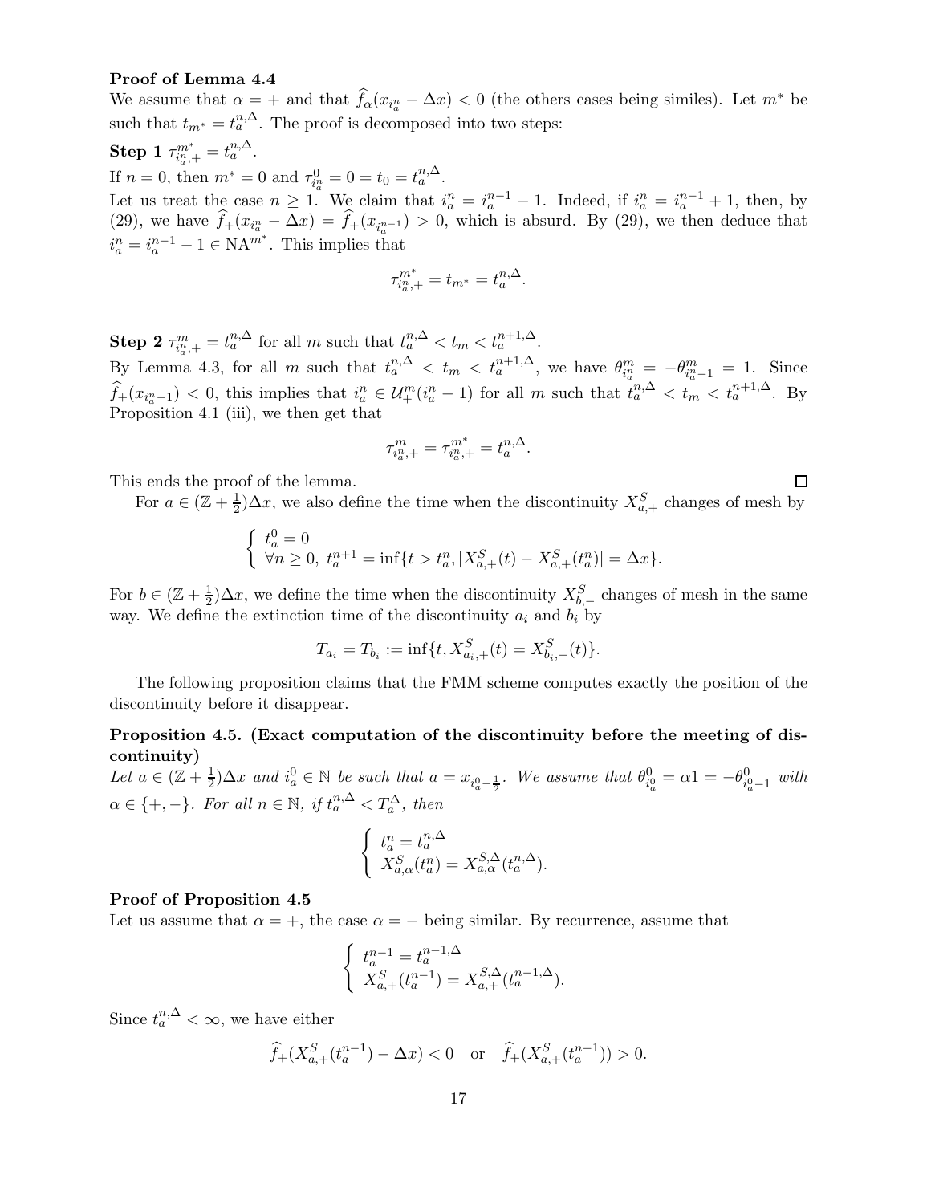**Proof of Lemma 4.4**

We assume that $\alpha = +$ and that $\widehat{f}_\alpha(x_{i_a^n} - \Delta x) < 0$ (the others cases being similes). Let $m^*$ be such that $t_{m^*} = t_a^{n,\Delta}$. The proof is decomposed into two steps:

**Step 1** $\tau^{m^*}_{i_a^n,+} = t_a^{n,\Delta}$.

If $n = 0$, then $m^* = 0$ and $\tau^0_{i_a^n} = 0 = t_0 = t_a^{n,\Delta}$.

Let us treat the case $n \geq 1$. We claim that $i_a^n = i_a^{n-1} - 1$. Indeed, if $i_a^n = i_a^{n-1} + 1$, then, by (29), we have $\widehat{f}_+(x_{i_a^n} - \Delta x) = \widehat{f}_+(x_{i_a^{n-1}}) > 0$, which is absurd. By (29), we then deduce that $i_a^n = i_a^{n-1} - 1 \in \mathrm{NA}^{m^*}$. This implies that

$$\tau^{m^*}_{i_a^n,+} = t_{m^*} = t_a^{n,\Delta}.$$

**Step 2** $\tau^m_{i_a^n,+} = t_a^{n,\Delta}$ for all $m$ such that $t_a^{n,\Delta} < t_m < t_a^{n+1,\Delta}$.

By Lemma 4.3, for all $m$ such that $t_a^{n,\Delta} < t_m < t_a^{n+1,\Delta}$, we have $\theta^m_{i_a^n} = -\theta^m_{i_a^n-1} = 1$. Since $\widehat{f}_+(x_{i_a^n-1}) < 0$, this implies that $i_a^n \in \mathcal{U}^m_+(i_a^n - 1)$ for all $m$ such that $t_a^{n,\Delta} < t_m < t_a^{n+1,\Delta}$. By Proposition 4.1 (iii), we then get that

$$\tau^m_{i_a^n,+} = \tau^{m^*}_{i_a^n,+} = t_a^{n,\Delta}.$$

This ends the proof of the lemma. $\square$

For $a \in (\mathbb{Z} + \frac{1}{2})\Delta x$, we also define the time when the discontinuity $X^S_{a,+}$ changes of mesh by

$$\begin{cases} t_a^0 = 0 \\ \forall n \geq 0,\ t_a^{n+1} = \inf\{t > t_a^n, |X^S_{a,+}(t) - X^S_{a,+}(t_a^n)| = \Delta x\}. \end{cases}$$

For $b \in (\mathbb{Z} + \frac{1}{2})\Delta x$, we define the time when the discontinuity $X^S_{b,-}$ changes of mesh in the same way. We define the extinction time of the discontinuity $a_i$ and $b_i$ by

$$T_{a_i} = T_{b_i} := \inf\{t, X^S_{a_i,+}(t) = X^S_{b_i,-}(t)\}.$$

The following proposition claims that the FMM scheme computes exactly the position of the discontinuity before it disappear.

**Proposition 4.5. (Exact computation of the discontinuity before the meeting of discontinuity)**

*Let $a \in (\mathbb{Z} + \frac{1}{2})\Delta x$ and $i_a^0 \in \mathbb{N}$ be such that $a = x_{i_a^0 - \frac{1}{2}}$. We assume that $\theta^0_{i_a^0} = \alpha 1 = -\theta^0_{i_a^0-1}$ with $\alpha \in \{+,-\}$. For all $n \in \mathbb{N}$, if $t_a^{n,\Delta} < T_a^\Delta$, then*

$$\begin{cases} t_a^n = t_a^{n,\Delta} \\ X^S_{a,\alpha}(t_a^n) = X^{S,\Delta}_{a,\alpha}(t_a^{n,\Delta}). \end{cases}$$

**Proof of Proposition 4.5**

Let us assume that $\alpha = +$, the case $\alpha = -$ being similar. By recurrence, assume that

$$\begin{cases} t_a^{n-1} = t_a^{n-1,\Delta} \\ X^S_{a,+}(t_a^{n-1}) = X^{S,\Delta}_{a,+}(t_a^{n-1,\Delta}). \end{cases}$$

Since $t_a^{n,\Delta} < \infty$, we have either

$$\widehat{f}_+(X^S_{a,+}(t_a^{n-1}) - \Delta x) < 0 \quad \text{or} \quad \widehat{f}_+(X^S_{a,+}(t_a^{n-1})) > 0.$$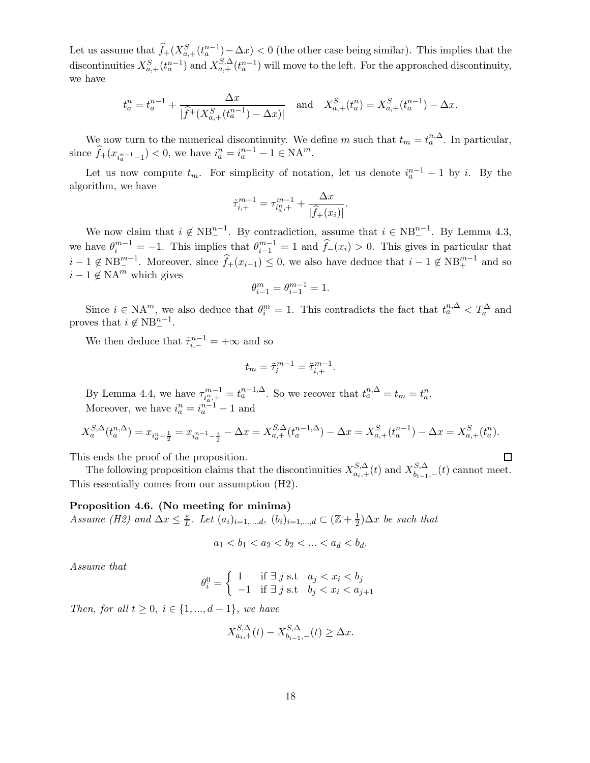Let us assume that $\widehat{f}_+(X^S_{a,+}(t^{n-1}_a)-\Delta x) < 0$ (the other case being similar). This implies that the discontinuities $X^S_{a,+}(t^{n-1}_a)$ and $X^{S,\Delta}_{a,+}(t^{n-1}_a)$ will move to the left. For the approached discontinuity, we have

$$t^n_a = t^{n-1}_a + \frac{\Delta x}{|\widehat{f}^+(X^S_{a,+}(t^{n-1}_a)-\Delta x)|} \quad \text{and} \quad X^S_{a,+}(t^n_a) = X^S_{a,+}(t^{n-1}_a) - \Delta x.$$

We now turn to the numerical discontinuity. We define $m$ such that $t_m = t^{n,\Delta}_a$. In particular, since $\widehat{f}_+(x_{i^{n-1}_a-1}) < 0$, we have $i^n_a = i^{n-1}_a - 1 \in \mathrm{NA}^m$.

Let us now compute $t_m$. For simplicity of notation, let us denote $i^{n-1}_a - 1$ by $i$. By the algorithm, we have

$$\tilde{\tau}^{m-1}_{i,+} = \tau^{m-1}_{i^n_a,+} + \frac{\Delta x}{|\widehat{f}_+(x_i)|}.$$

We now claim that $i \notin \mathrm{NB}^{n-1}_-$. By contradiction, assume that $i \in \mathrm{NB}^{n-1}_-$. By Lemma 4.3, we have $\theta^{m-1}_i = -1$. This implies that $\theta^{m-1}_{i-1} = 1$ and $\widehat{f}_-(x_i) > 0$. This gives in particular that $i-1 \notin \mathrm{NB}^{m-1}_-$. Moreover, since $\widehat{f}_+(x_{i-1}) \le 0$, we also have deduce that $i-1 \notin \mathrm{NB}^{m-1}_+$ and so $i-1 \notin \mathrm{NA}^m$ which gives

$$\theta^m_{i-1} = \theta^{m-1}_{i-1} = 1.$$

Since $i \in \mathrm{NA}^m$, we also deduce that $\theta^m_i = 1$. This contradicts the fact that $t^{n,\Delta}_a < T^\Delta_a$ and proves that $i \notin \mathrm{NB}^{n-1}_-$.

We then deduce that $\tilde{\tau}^{n-1}_{i,-} = +\infty$ and so

$$t_m = \tilde{\tau}^{m-1}_i = \tilde{\tau}^{m-1}_{i,+}.$$

By Lemma 4.4, we have $\tau^{m-1}_{i^n_a,+} = t^{n-1,\Delta}_a$. So we recover that $t^{n,\Delta}_a = t_m = t^n_a$.

Moreover, we have $i^n_a = i^{n-1}_a - 1$ and

$$X^{S,\Delta}_a(t^{n,\Delta}_a) = x_{i^n_a - \frac{1}{2}} = x_{i^{n-1}_a - \frac{1}{2}} - \Delta x = X^{S,\Delta}_{a,+}(t^{n-1,\Delta}_a) - \Delta x = X^S_{a,+}(t^{n-1}_a) - \Delta x = X^S_{a,+}(t^n_a).$$

This ends the proof of the proposition. □

The following proposition claims that the discontinuities $X^{S,\Delta}_{a_i,+}(t)$ and $X^{S,\Delta}_{b_{i-1},-}(t)$ cannot meet. This essentially comes from our assumption (H2).

**Proposition 4.6. (No meeting for minima)**
*Assume (H2) and $\Delta x \le \frac{\varepsilon}{L}$. Let $(a_i)_{i=1,...,d}$, $(b_i)_{i=1,...,d} \subset (\mathbb{Z}+\frac{1}{2})\Delta x$ be such that*

$$a_1 < b_1 < a_2 < b_2 < ... < a_d < b_d.$$

*Assume that*

$$\theta^0_i = \begin{cases} 1 & \text{if } \exists\, j \text{ s.t } \; a_j < x_i < b_j \\ -1 & \text{if } \exists\, j \text{ s.t } \; b_j < x_i < a_{j+1} \end{cases}$$

*Then, for all $t \ge 0$, $i \in \{1,...,d-1\}$, we have*

$$X^{S,\Delta}_{a_i,+}(t) - X^{S,\Delta}_{b_{i-1},-}(t) \ge \Delta x.$$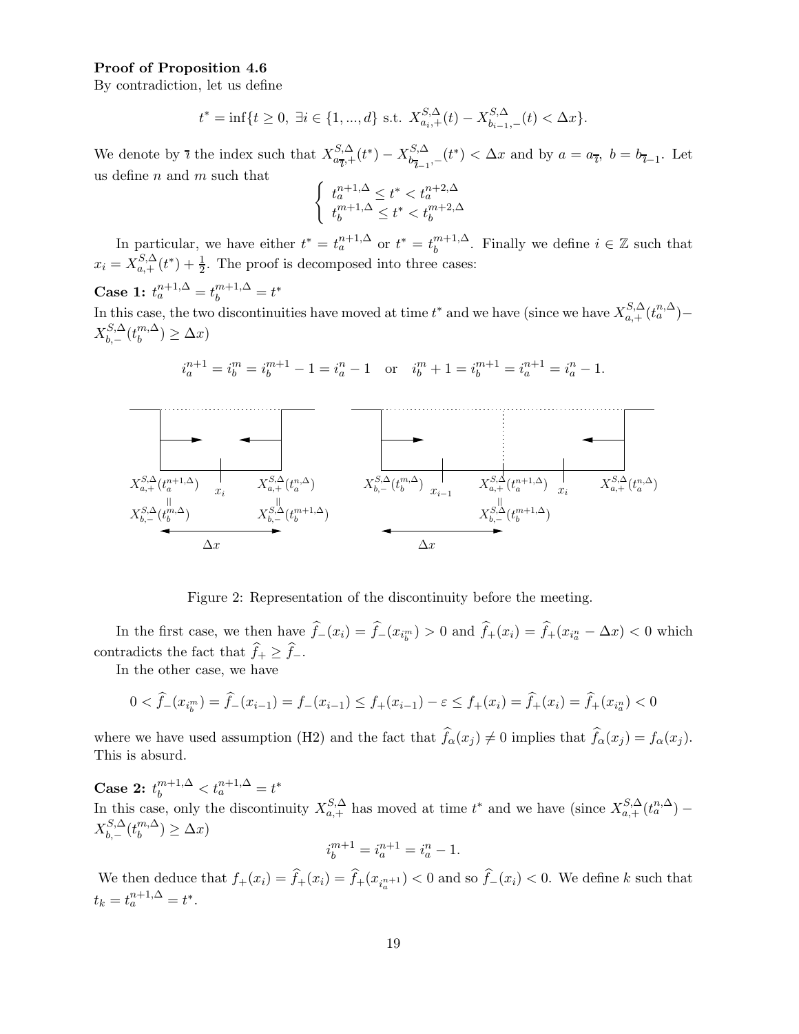**Proof of Proposition 4.6**
By contradiction, let us define

$$t^* = \inf\{t \geq 0,\ \exists i \in \{1, ..., d\} \text{ s.t. } X^{S,\Delta}_{a_i,+}(t) - X^{S,\Delta}_{b_{i-1},-}(t) < \Delta x\}.$$

We denote by $\overline{\imath}$ the index such that $X^{S,\Delta}_{a_{\overline{\imath}},+}(t^*) - X^{S,\Delta}_{b_{\overline{\imath}-1},-}(t^*) < \Delta x$ and by $a = a_{\overline{\imath}},\ b = b_{\overline{\imath}-1}$. Let us define $n$ and $m$ such that

$$\begin{cases} t_a^{n+1,\Delta} \leq t^* < t_a^{n+2,\Delta} \\ t_b^{m+1,\Delta} \leq t^* < t_b^{m+2,\Delta} \end{cases}$$

In particular, we have either $t^* = t_a^{n+1,\Delta}$ or $t^* = t_b^{m+1,\Delta}$. Finally we define $i \in \mathbb{Z}$ such that $x_i = X^{S,\Delta}_{a,+}(t^*) + \frac{1}{2}$. The proof is decomposed into three cases:

**Case 1:** $t_a^{n+1,\Delta} = t_b^{m+1,\Delta} = t^*$
In this case, the two discontinuities have moved at time $t^*$ and we have (since we have $X^{S,\Delta}_{a,+}(t_a^{n,\Delta}) - X^{S,\Delta}_{b,-}(t_b^{m,\Delta}) \geq \Delta x$)

$$i_a^{n+1} = i_b^m = i_b^{m+1} - 1 = i_a^n - 1 \quad \text{or} \quad i_b^m + 1 = i_b^{m+1} = i_a^{n+1} = i_a^n - 1.$$

Figure 2: Representation of the discontinuity before the meeting.

In the first case, we then have $\widehat{f}_-(x_i) = \widehat{f}_-(x_{i_b^m}) > 0$ and $\widehat{f}_+(x_i) = \widehat{f}_+(x_{i_a^n} - \Delta x) < 0$ which contradicts the fact that $\widehat{f}_+ \geq \widehat{f}_-$.

In the other case, we have

$$0 < \widehat{f}_-(x_{i_b^m}) = \widehat{f}_-(x_{i-1}) = f_-(x_{i-1}) \leq f_+(x_{i-1}) - \varepsilon \leq f_+(x_i) = \widehat{f}_+(x_i) = \widehat{f}_+(x_{i_a^n}) < 0$$

where we have used assumption (H2) and the fact that $\widehat{f}_\alpha(x_j) \neq 0$ implies that $\widehat{f}_\alpha(x_j) = f_\alpha(x_j)$. This is absurd.

**Case 2:** $t_b^{m+1,\Delta} < t_a^{n+1,\Delta} = t^*$
In this case, only the discontinuity $X^{S,\Delta}_{a,+}$ has moved at time $t^*$ and we have (since $X^{S,\Delta}_{a,+}(t_a^{n,\Delta}) - X^{S,\Delta}_{b,-}(t_b^{m,\Delta}) \geq \Delta x$)

$$i_b^{m+1} = i_a^{n+1} = i_a^n - 1.$$

We then deduce that $f_+(x_i) = \widehat{f}_+(x_i) = \widehat{f}_+(x_{i_a^{n+1}}) < 0$ and so $\widehat{f}_-(x_i) < 0$. We define $k$ such that $t_k = t_a^{n+1,\Delta} = t^*$.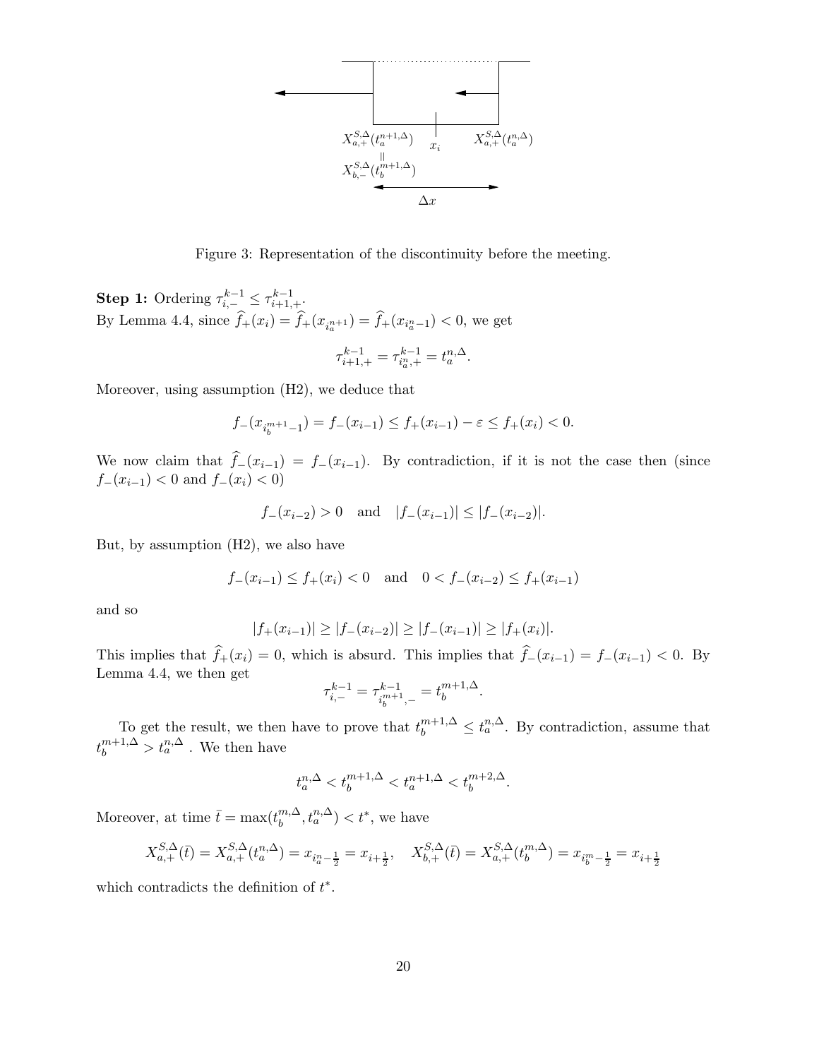Figure 3: Representation of the discontinuity before the meeting.

**Step 1:** Ordering $\tau^{k-1}_{i,-} \leq \tau^{k-1}_{i+1,+}$.
By Lemma 4.4, since $\widehat{f}_+(x_i) = \widehat{f}_+(x_{i^{n+1}_a}) = \widehat{f}_+(x_{i^n_a-1}) < 0$, we get

$$\tau^{k-1}_{i+1,+} = \tau^{k-1}_{i^n_a,+} = t^{n,\Delta}_a.$$

Moreover, using assumption (H2), we deduce that

$$f_-(x_{i^{m+1}_b-1}) = f_-(x_{i-1}) \leq f_+(x_{i-1}) - \varepsilon \leq f_+(x_i) < 0.$$

We now claim that $\widehat{f}_-(x_{i-1}) = f_-(x_{i-1})$. By contradiction, if it is not the case then (since $f_-(x_{i-1}) < 0$ and $f_-(x_i) < 0$)

$$f_-(x_{i-2}) > 0 \quad \text{and} \quad |f_-(x_{i-1})| \leq |f_-(x_{i-2})|.$$

But, by assumption (H2), we also have

$$f_-(x_{i-1}) \leq f_+(x_i) < 0 \quad \text{and} \quad 0 < f_-(x_{i-2}) \leq f_+(x_{i-1})$$

and so

$$|f_+(x_{i-1})| \geq |f_-(x_{i-2})| \geq |f_-(x_{i-1})| \geq |f_+(x_i)|.$$

This implies that $\widehat{f}_+(x_i) = 0$, which is absurd. This implies that $\widehat{f}_-(x_{i-1}) = f_-(x_{i-1}) < 0$. By Lemma 4.4, we then get

$$\tau^{k-1}_{i,-} = \tau^{k-1}_{i^{m+1}_b,-} = t^{m+1,\Delta}_b.$$

To get the result, we then have to prove that $t^{m+1,\Delta}_b \leq t^{n,\Delta}_a$. By contradiction, assume that $t^{m+1,\Delta}_b > t^{n,\Delta}_a$ . We then have

$$t^{n,\Delta}_a < t^{m+1,\Delta}_b < t^{n+1,\Delta}_a < t^{m+2,\Delta}_b.$$

Moreover, at time $\bar{t} = \max(t^{m,\Delta}_b, t^{n,\Delta}_a) < t^*$, we have

$$X^{S,\Delta}_{a,+}(\bar{t}) = X^{S,\Delta}_{a,+}(t^{n,\Delta}_a) = x_{i^n_a-\frac{1}{2}} = x_{i+\frac{1}{2}}, \quad X^{S,\Delta}_{b,+}(\bar{t}) = X^{S,\Delta}_{a,+}(t^{m,\Delta}_b) = x_{i^m_b-\frac{1}{2}} = x_{i+\frac{1}{2}}$$

which contradicts the definition of $t^*$.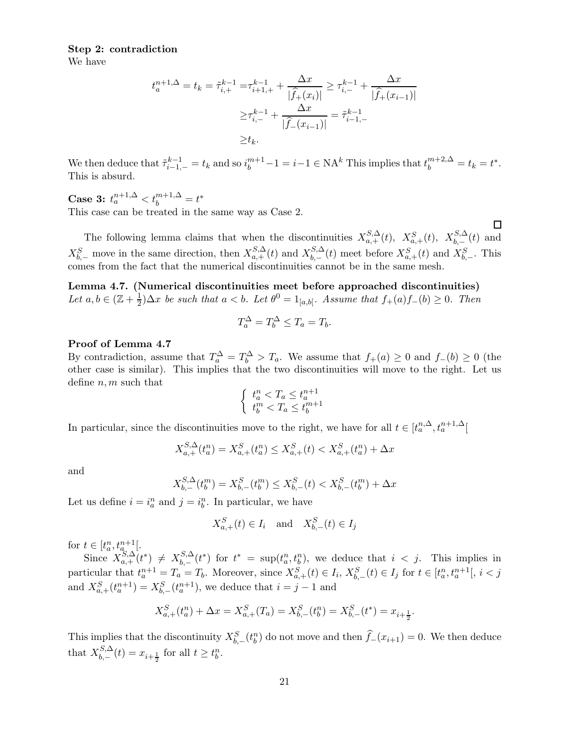**Step 2: contradiction**

We have

$$
\begin{aligned}
t_a^{n+1,\Delta} = t_k = \tilde{\tau}_{i,+}^{k-1} =& \tau_{i+1,+}^{k-1} + \frac{\Delta x}{|\widehat{f}_+(x_i)|} \geq \tau_{i,-}^{k-1} + \frac{\Delta x}{|\widehat{f}_+(x_{i-1})|} \\
\geq& \tau_{i,-}^{k-1} + \frac{\Delta x}{|\widehat{f}_-(x_{i-1})|} = \tilde{\tau}_{i-1,-}^{k-1} \\
\geq& t_k.
\end{aligned}
$$

We then deduce that $\tilde{\tau}_{i-1,-}^{k-1} = t_k$ and so $i_b^{m+1} - 1 = i - 1 \in \mathrm{NA}^k$ This implies that $t_b^{m+2,\Delta} = t_k = t^*$. This is absurd.

**Case 3:** $t_a^{n+1,\Delta} < t_b^{m+1,\Delta} = t^*$

This case can be treated in the same way as Case 2.

□

The following lemma claims that when the discontinuities $X_{a,+}^{S,\Delta}(t)$, $X_{a,+}^S(t)$, $X_{b,-}^{S,\Delta}(t)$ and $X_{b,-}^S$ move in the same direction, then $X_{a,+}^{S,\Delta}(t)$ and $X_{b,-}^{S,\Delta}(t)$ meet before $X_{a,+}^S(t)$ and $X_{b,-}^S$. This comes from the fact that the numerical discontinuities cannot be in the same mesh.

**Lemma 4.7. (Numerical discontinuities meet before approached discontinuities)** *Let $a, b \in (\mathbb{Z} + \frac{1}{2})\Delta x$ be such that $a < b$. Let $\theta^0 = 1_{[a,b[}$. Assume that $f_+(a) f_-(b) \geq 0$. Then*

$$
T_a^\Delta = T_b^\Delta \leq T_a = T_b.
$$

**Proof of Lemma 4.7**

By contradiction, assume that $T_a^\Delta = T_b^\Delta > T_a$. We assume that $f_+(a) \geq 0$ and $f_-(b) \geq 0$ (the other case is similar). This implies that the two discontinuities will move to the right. Let us define $n, m$ such that

$$
\begin{cases}
t_a^n < T_a \leq t_a^{n+1} \\
t_b^m < T_a \leq t_b^{m+1}
\end{cases}
$$

In particular, since the discontinuities move to the right, we have for all $t \in [t_a^{n,\Delta}, t_a^{n+1,\Delta}[$

$$
X_{a,+}^{S,\Delta}(t_a^n) = X_{a,+}^S(t_a^n) \leq X_{a,+}^S(t) < X_{a,+}^S(t_a^n) + \Delta x
$$

and

$$
X_{b,-}^{S,\Delta}(t_b^m) = X_{b,-}^S(t_b^m) \leq X_{b,-}^S(t) < X_{b,-}^S(t_b^m) + \Delta x
$$

Let us define $i = i_a^n$ and $j = i_b^n$. In particular, we have

$$
X_{a,+}^S(t) \in I_i \quad \text{and} \quad X_{b,-}^S(t) \in I_j
$$

for $t \in [t_a^n, t_a^{n+1}[$.

Since $X_{a,+}^{S,\Delta}(t^*) \neq X_{b,-}^{S,\Delta}(t^*)$ for $t^* = \sup(t_a^n, t_b^n)$, we deduce that $i < j$. This implies in particular that $t_a^{n+1} = T_a = T_b$. Moreover, since $X_{a,+}^S(t) \in I_i$, $X_{b,-}^S(t) \in I_j$ for $t \in [t_a^n, t_a^{n+1}[$, $i < j$ and $X_{a,+}^S(t_a^{n+1}) = X_{b,-}^S(t_a^{n+1})$, we deduce that $i = j - 1$ and

$$
X_{a,+}^S(t_a^n) + \Delta x = X_{a,+}^S(T_a) = X_{b,-}^S(t_b^n) = X_{b,-}^S(t^*) = x_{i+\frac{1}{2}}.
$$

This implies that the discontinuity $X_{b,-}^S(t_b^n)$ do not move and then $\widehat{f}_-(x_{i+1}) = 0$. We then deduce that $X_{b,-}^{S,\Delta}(t) = x_{i+\frac{1}{2}}$ for all $t \geq t_b^n$.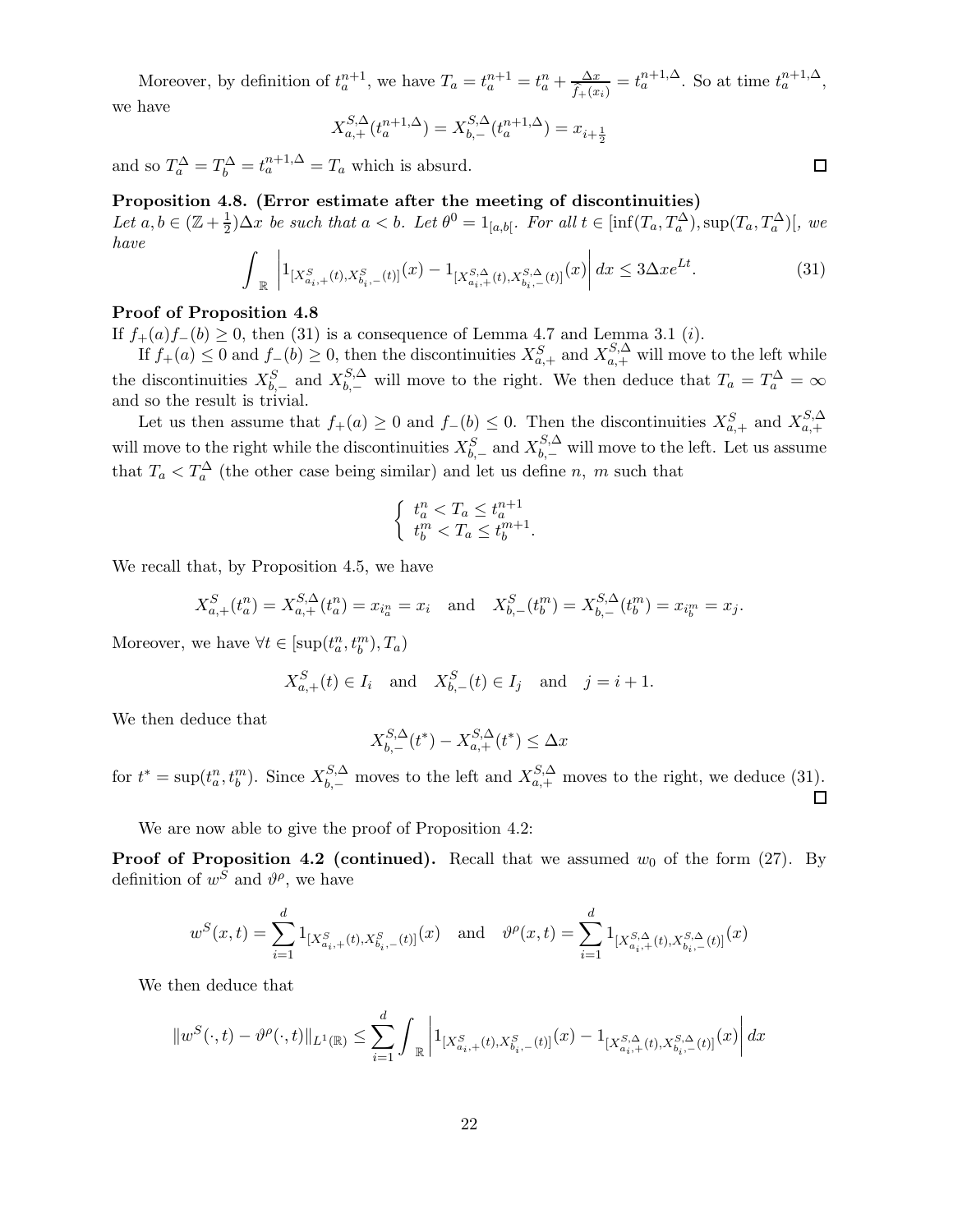Moreover, by definition of $t_a^{n+1}$, we have $T_a = t_a^{n+1} = t_a^n + \frac{\Delta x}{\hat{f}_+(x_i)} = t_a^{n+1,\Delta}$. So at time $t_a^{n+1,\Delta}$, we have

$$X_{a,+}^{S,\Delta}(t_a^{n+1,\Delta}) = X_{b,-}^{S,\Delta}(t_a^{n+1,\Delta}) = x_{i+\frac{1}{2}}$$

and so $T_a^\Delta = T_b^\Delta = t_a^{n+1,\Delta} = T_a$ which is absurd. □

**Proposition 4.8. (Error estimate after the meeting of discontinuities)**
*Let $a, b \in (\mathbb{Z} + \frac{1}{2})\Delta x$ be such that $a < b$. Let $\theta^0 = 1_{[a,b[}$. For all $t \in [\inf(T_a, T_a^\Delta), \sup(T_a, T_a^\Delta)[$, we have*

$$\int_{\mathbb{R}} \left| 1_{[X_{a_i,+}^S(t), X_{b_i,-}^S(t)]}(x) - 1_{[X_{a_i,+}^{S,\Delta}(t), X_{b_i,-}^{S,\Delta}(t)]}(x) \right| dx \leq 3\Delta x e^{Lt}. \tag{31}$$

**Proof of Proposition 4.8**
If $f_+(a) f_-(b) \geq 0$, then (31) is a consequence of Lemma 4.7 and Lemma 3.1 $(i)$.

If $f_+(a) \leq 0$ and $f_-(b) \geq 0$, then the discontinuities $X_{a,+}^S$ and $X_{a,+}^{S,\Delta}$ will move to the left while the discontinuities $X_{b,-}^S$ and $X_{b,-}^{S,\Delta}$ will move to the right. We then deduce that $T_a = T_a^\Delta = \infty$ and so the result is trivial.

Let us then assume that $f_+(a) \geq 0$ and $f_-(b) \leq 0$. Then the discontinuities $X_{a,+}^S$ and $X_{a,+}^{S,\Delta}$ will move to the right while the discontinuities $X_{b,-}^S$ and $X_{b,-}^{S,\Delta}$ will move to the left. Let us assume that $T_a < T_a^\Delta$ (the other case being similar) and let us define $n$, $m$ such that

$$\begin{cases} t_a^n < T_a \leq t_a^{n+1} \\ t_b^m < T_a \leq t_b^{m+1}. \end{cases}$$

We recall that, by Proposition 4.5, we have

$$X_{a,+}^S(t_a^n) = X_{a,+}^{S,\Delta}(t_a^n) = x_{i_a^n} = x_i \quad \text{and} \quad X_{b,-}^S(t_b^m) = X_{b,-}^{S,\Delta}(t_b^m) = x_{i_b^m} = x_j.$$

Moreover, we have $\forall t \in [\sup(t_a^n, t_b^m), T_a)$

$$X_{a,+}^S(t) \in I_i \quad \text{and} \quad X_{b,-}^S(t) \in I_j \quad \text{and} \quad j = i + 1.$$

We then deduce that

$$X_{b,-}^{S,\Delta}(t^*) - X_{a,+}^{S,\Delta}(t^*) \leq \Delta x$$

for $t^* = \sup(t_a^n, t_b^m)$. Since $X_{b,-}^{S,\Delta}$ moves to the left and $X_{a,+}^{S,\Delta}$ moves to the right, we deduce (31). □

We are now able to give the proof of Proposition 4.2:

**Proof of Proposition 4.2 (continued).** Recall that we assumed $w_0$ of the form (27). By definition of $w^S$ and $\vartheta^\rho$, we have

$$w^S(x,t) = \sum_{i=1}^d 1_{[X_{a_i,+}^S(t), X_{b_i,-}^S(t)]}(x) \quad \text{and} \quad \vartheta^\rho(x,t) = \sum_{i=1}^d 1_{[X_{a_i,+}^{S,\Delta}(t), X_{b_i,-}^{S,\Delta}(t)]}(x)$$

We then deduce that

$$\|w^S(\cdot,t) - \vartheta^\rho(\cdot,t)\|_{L^1(\mathbb{R})} \leq \sum_{i=1}^d \int_{\mathbb{R}} \left| 1_{[X_{a_i,+}^S(t), X_{b_i,-}^S(t)]}(x) - 1_{[X_{a_i,+}^{S,\Delta}(t), X_{b_i,-}^{S,\Delta}(t)]}(x) \right| dx$$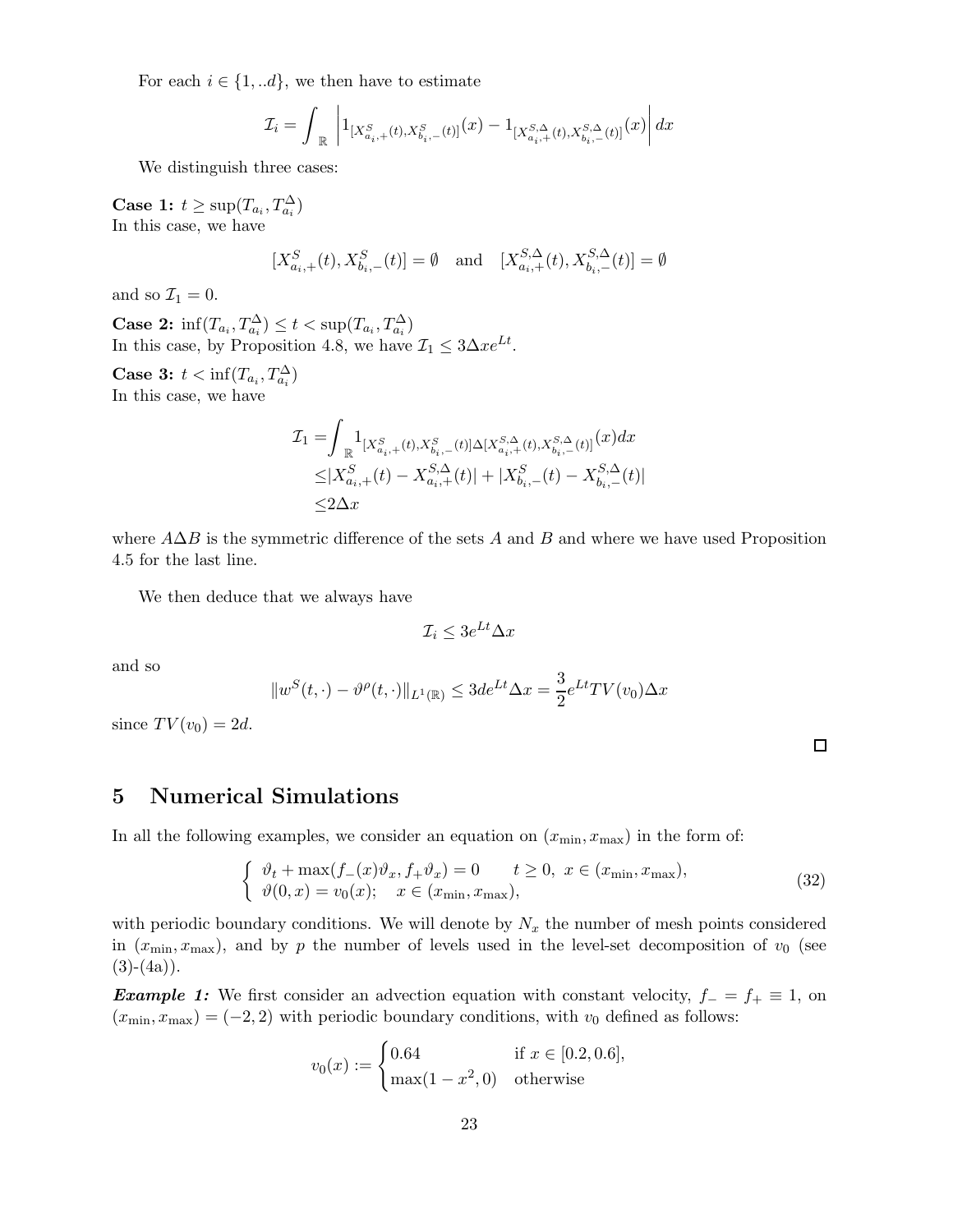For each $i \in \{1,..d\}$, we then have to estimate

$$\mathcal{I}_i = \int_{\mathbb{R}} \left| 1_{[X^S_{a_i,+}(t), X^S_{b_i,-}(t)]}(x) - 1_{[X^{S,\Delta}_{a_i,+}(t), X^{S,\Delta}_{b_i,-}(t)]}(x) \right| dx$$

We distinguish three cases:

**Case 1:** $t \geq \sup(T_{a_i}, T^{\Delta}_{a_i})$
In this case, we have

$$[X^S_{a_i,+}(t), X^S_{b_i,-}(t)] = \emptyset \quad \text{and} \quad [X^{S,\Delta}_{a_i,+}(t), X^{S,\Delta}_{b_i,-}(t)] = \emptyset$$

and so $\mathcal{I}_1 = 0$.

**Case 2:** $\inf(T_{a_i}, T^{\Delta}_{a_i}) \leq t < \sup(T_{a_i}, T^{\Delta}_{a_i})$
In this case, by Proposition 4.8, we have $\mathcal{I}_1 \leq 3\Delta x e^{Lt}$.

**Case 3:** $t < \inf(T_{a_i}, T^{\Delta}_{a_i})$
In this case, we have

$$\begin{aligned}
\mathcal{I}_1 =& \int_{\mathbb{R}} 1_{[X^S_{a_i,+}(t), X^S_{b_i,-}(t)] \Delta [X^{S,\Delta}_{a_i,+}(t), X^{S,\Delta}_{b_i,-}(t)]}(x) dx \\
\leq& |X^S_{a_i,+}(t) - X^{S,\Delta}_{a_i,+}(t)| + |X^S_{b_i,-}(t) - X^{S,\Delta}_{b_i,-}(t)| \\
\leq& 2\Delta x
\end{aligned}$$

where $A \Delta B$ is the symmetric difference of the sets $A$ and $B$ and where we have used Proposition 4.5 for the last line.

We then deduce that we always have

$$\mathcal{I}_i \leq 3 e^{Lt} \Delta x$$

and so

$$\|w^S(t,\cdot) - \vartheta^{\rho}(t,\cdot)\|_{L^1(\mathbb{R})} \leq 3d e^{Lt} \Delta x = \frac{3}{2} e^{Lt} TV(v_0) \Delta x$$

since $TV(v_0) = 2d$.

□

# 5 Numerical Simulations

In all the following examples, we consider an equation on $(x_{\min}, x_{\max})$ in the form of:

$$\left\{ \begin{array}{l} \vartheta_t + \max(f_-(x)\vartheta_x, f_+\vartheta_x) = 0 \qquad t \geq 0,\ x \in (x_{\min}, x_{\max}), \\ \vartheta(0,x) = v_0(x); \quad x \in (x_{\min}, x_{\max}), \end{array} \right. \tag{32}$$

with periodic boundary conditions. We will denote by $N_x$ the number of mesh points considered in $(x_{\min}, x_{\max})$, and by $p$ the number of levels used in the level-set decomposition of $v_0$ (see (3)-(4a)).

***Example 1:*** We first consider an advection equation with constant velocity, $f_- = f_+ \equiv 1$, on $(x_{\min}, x_{\max}) = (-2, 2)$ with periodic boundary conditions, with $v_0$ defined as follows:

$$v_0(x) := \begin{cases} 0.64 & \text{if } x \in [0.2, 0.6], \\ \max(1 - x^2, 0) & \text{otherwise} \end{cases}$$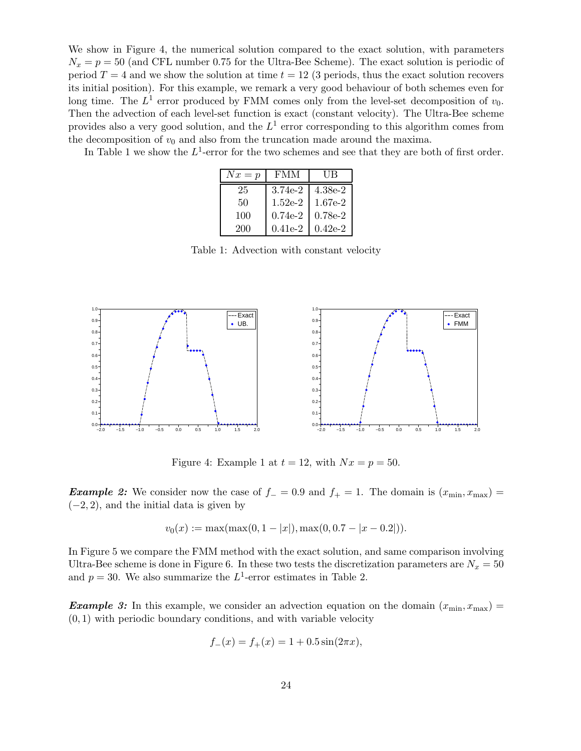We show in Figure 4, the numerical solution compared to the exact solution, with parameters $N_x = p = 50$ (and CFL number 0.75 for the Ultra-Bee Scheme). The exact solution is periodic of period $T = 4$ and we show the solution at time $t = 12$ (3 periods, thus the exact solution recovers its initial position). For this example, we remark a very good behaviour of both schemes even for long time. The $L^1$ error produced by FMM comes only from the level-set decomposition of $v_0$. Then the advection of each level-set function is exact (constant velocity). The Ultra-Bee scheme provides also a very good solution, and the $L^1$ error corresponding to this algorithm comes from the decomposition of $v_0$ and also from the truncation made around the maxima.

In Table 1 we show the $L^1$-error for the two schemes and see that they are both of first order.

| $Nx = p$ | FMM | UB |
|---|---|---|
| 25 | 3.74e-2 | 4.38e-2 |
| 50 | 1.52e-2 | 1.67e-2 |
| 100 | 0.74e-2 | 0.78e-2 |
| 200 | 0.41e-2 | 0.42e-2 |

Table 1: Advection with constant velocity

Figure 4: Example 1 at $t = 12$, with $Nx = p = 50$.

***Example 2:*** We consider now the case of $f_- = 0.9$ and $f_+ = 1$. The domain is $(x_{\min}, x_{\max}) = (-2, 2)$, and the initial data is given by

$$v_0(x) := \max(\max(0, 1 - |x|), \max(0, 0.7 - |x - 0.2|)).$$

In Figure 5 we compare the FMM method with the exact solution, and same comparison involving Ultra-Bee scheme is done in Figure 6. In these two tests the discretization parameters are $N_x = 50$ and $p = 30$. We also summarize the $L^1$-error estimates in Table 2.

***Example 3:*** In this example, we consider an advection equation on the domain $(x_{\min}, x_{\max}) = (0, 1)$ with periodic boundary conditions, and with variable velocity

$$f_-(x) = f_+(x) = 1 + 0.5 \sin(2\pi x),$$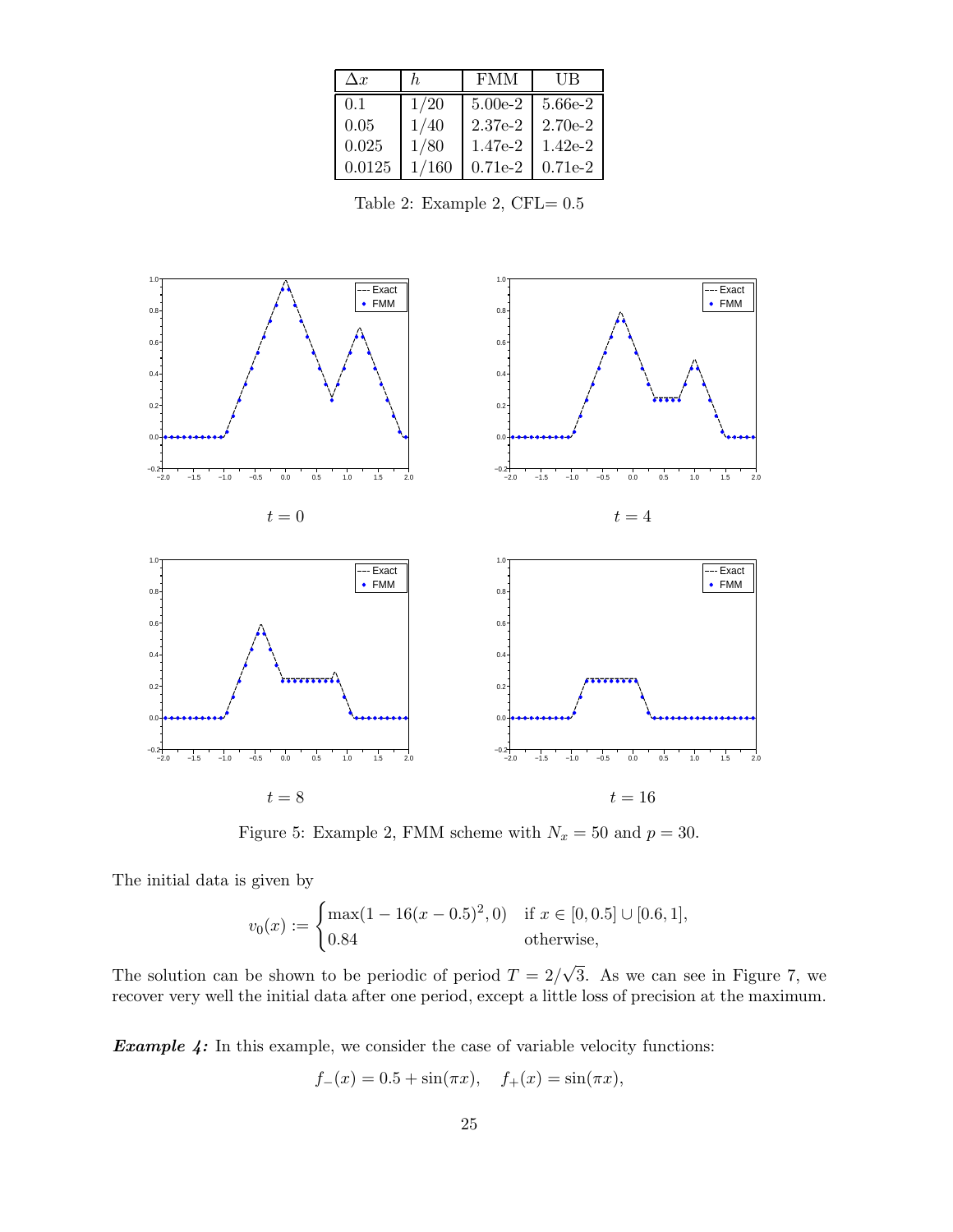| $\Delta x$ | $h$ | FMM | UB |
|---|---|---|---|
| 0.1 | $1/20$ | 5.00e-2 | 5.66e-2 |
| 0.05 | $1/40$ | 2.37e-2 | 2.70e-2 |
| 0.025 | $1/80$ | 1.47e-2 | 1.42e-2 |
| 0.0125 | $1/160$ | 0.71e-2 | 0.71e-2 |

Table 2: Example 2, CFL= 0.5

$t = 0$ $\qquad$ $t = 4$

$t = 8$ $\qquad$ $t = 16$

Figure 5: Example 2, FMM scheme with $N_x = 50$ and $p = 30$.

The initial data is given by

$$v_0(x) := \begin{cases} \max(1 - 16(x - 0.5)^2, 0) & \text{if } x \in [0, 0.5] \cup [0.6, 1], \\ 0.84 & \text{otherwise,} \end{cases}$$

The solution can be shown to be periodic of period $T = 2/\sqrt{3}$. As we can see in Figure 7, we recover very well the initial data after one period, except a little loss of precision at the maximum.

***Example 4:*** In this example, we consider the case of variable velocity functions:

$$f_-(x) = 0.5 + \sin(\pi x), \quad f_+(x) = \sin(\pi x),$$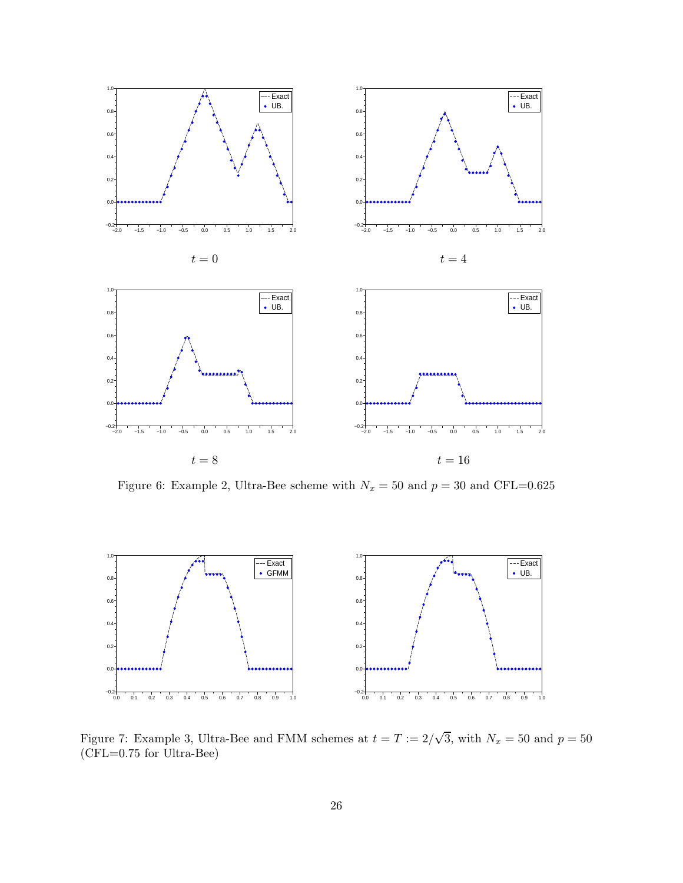$t = 0$

$t = 4$

$t = 8$

$t = 16$

Figure 6: Example 2, Ultra-Bee scheme with $N_x = 50$ and $p = 30$ and CFL=0.625

Figure 7: Example 3, Ultra-Bee and FMM schemes at $t = T := 2/\sqrt{3}$, with $N_x = 50$ and $p = 50$ (CFL=0.75 for Ultra-Bee)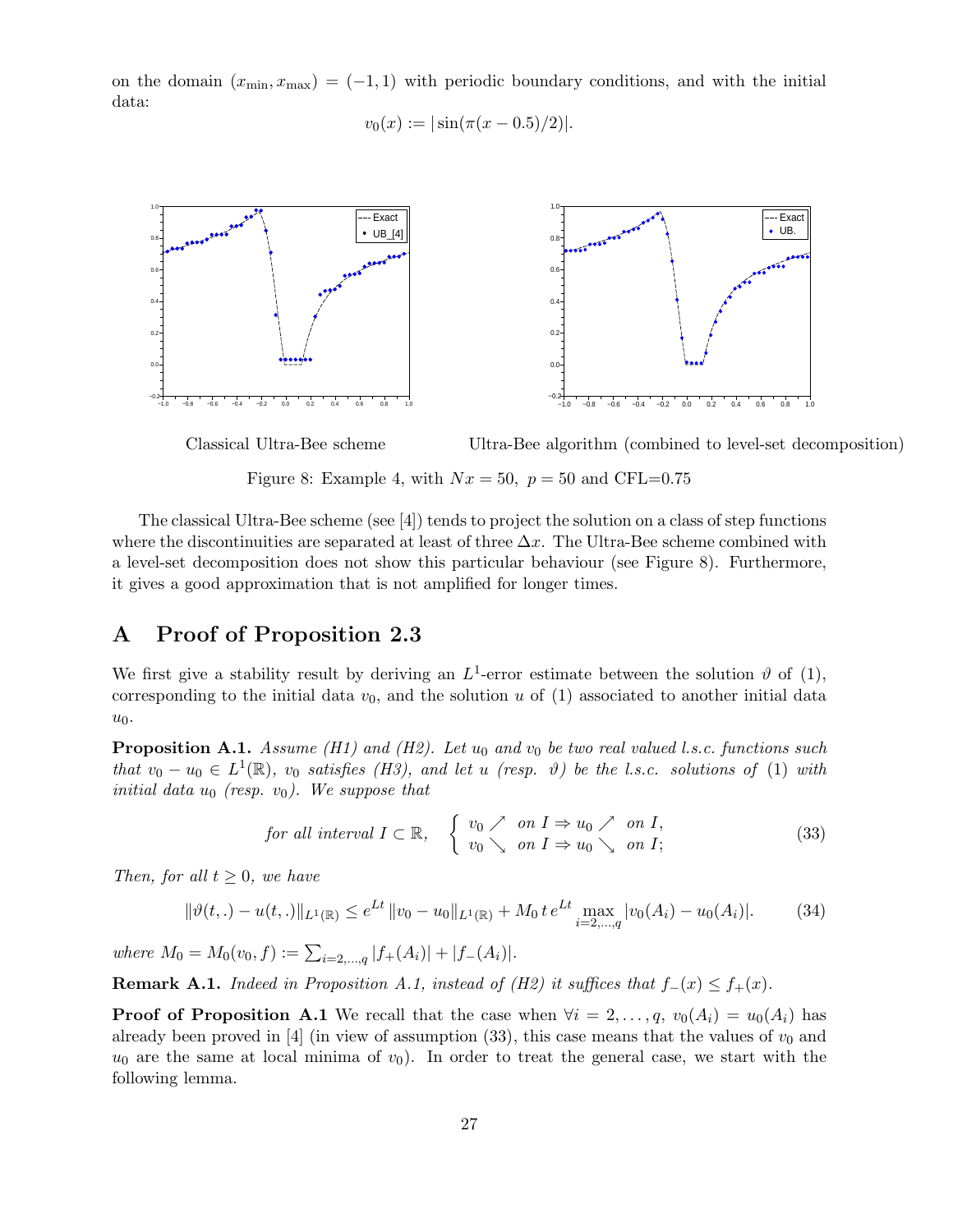on the domain $(x_{\min}, x_{\max}) = (-1, 1)$ with periodic boundary conditions, and with the initial data:

$$v_0(x) := |\sin(\pi(x - 0.5)/2)|.$$

Classical Ultra-Bee scheme    Ultra-Bee algorithm (combined to level-set decomposition)

Figure 8: Example 4, with $Nx = 50$, $p = 50$ and CFL=0.75

The classical Ultra-Bee scheme (see [4]) tends to project the solution on a class of step functions where the discontinuities are separated at least of three $\Delta x$. The Ultra-Bee scheme combined with a level-set decomposition does not show this particular behaviour (see Figure 8). Furthermore, it gives a good approximation that is not amplified for longer times.

# A Proof of Proposition 2.3

We first give a stability result by deriving an $L^1$-error estimate between the solution $\vartheta$ of (1), corresponding to the initial data $v_0$, and the solution $u$ of (1) associated to another initial data $u_0$.

**Proposition A.1.** *Assume (H1) and (H2). Let $u_0$ and $v_0$ be two real valued l.s.c. functions such that $v_0 - u_0 \in L^1(\mathbb{R})$, $v_0$ satisfies (H3), and let $u$ (resp. $\vartheta$) be the l.s.c. solutions of (1) with initial data $u_0$ (resp. $v_0$). We suppose that*

$$\text{for all interval } I \subset \mathbb{R}, \quad \left\{ \begin{array}{l} v_0 \nearrow \ \text{ on } I \Rightarrow u_0 \nearrow \ \text{ on } I, \\ v_0 \searrow \ \text{ on } I \Rightarrow u_0 \searrow \ \text{ on } I; \end{array} \right. \tag{33}$$

*Then, for all $t \geq 0$, we have*

$$\|\vartheta(t,.) - u(t,.)\|_{L^1(\mathbb{R})} \leq e^{Lt}\, \|v_0 - u_0\|_{L^1(\mathbb{R})} + M_0\, t\, e^{Lt} \max_{i=2,\ldots,q} |v_0(A_i) - u_0(A_i)|. \tag{34}$$

*where $M_0 = M_0(v_0, f) := \sum_{i=2,\ldots,q} |f_+(A_i)| + |f_-(A_i)|$.*

**Remark A.1.** *Indeed in Proposition A.1, instead of (H2) it suffices that $f_-(x) \leq f_+(x)$.*

**Proof of Proposition A.1** We recall that the case when $\forall i = 2, \ldots, q$, $v_0(A_i) = u_0(A_i)$ has already been proved in [4] (in view of assumption (33), this case means that the values of $v_0$ and $u_0$ are the same at local minima of $v_0$). In order to treat the general case, we start with the following lemma.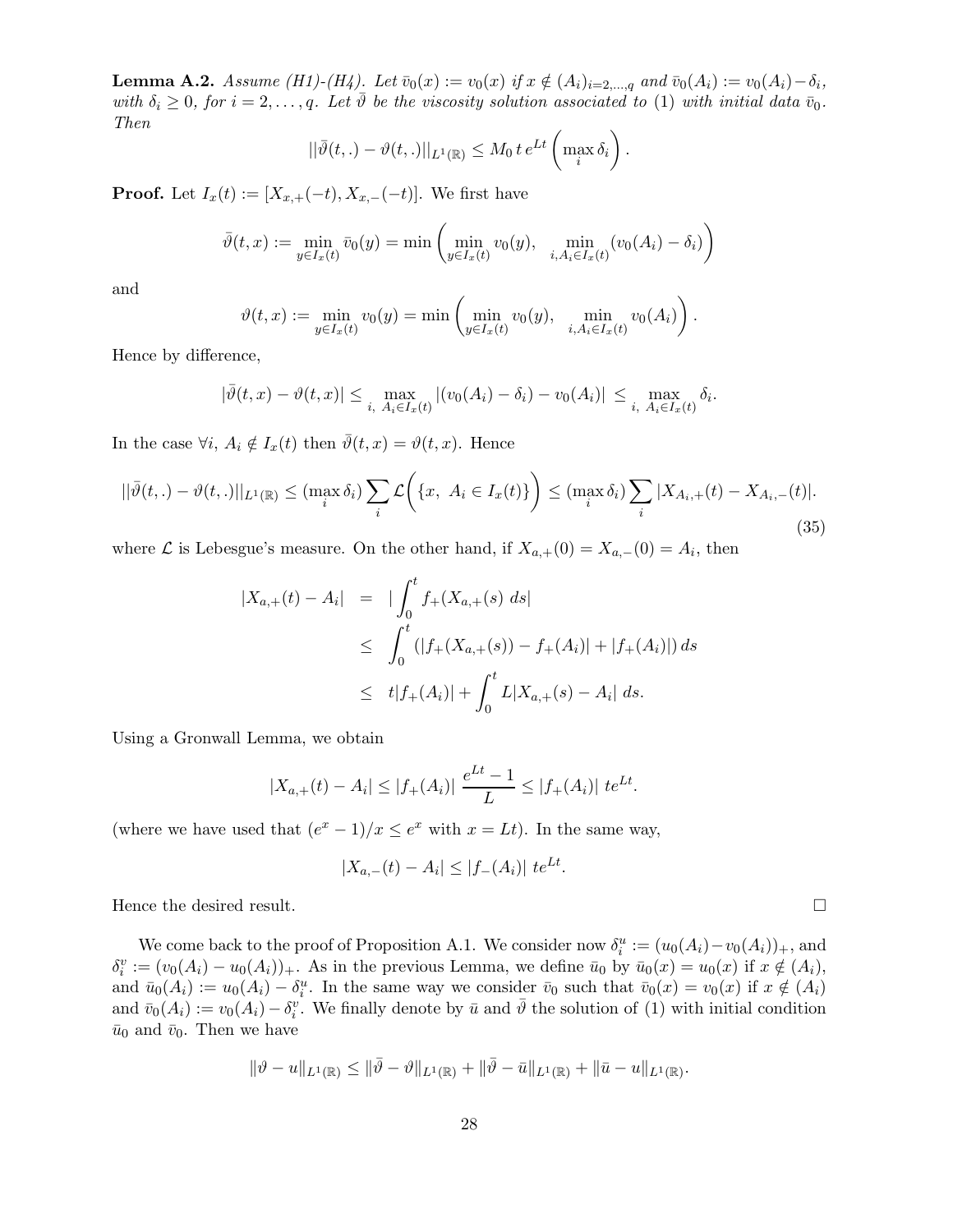**Lemma A.2.** *Assume (H1)-(H4). Let $\bar{v}_0(x) := v_0(x)$ if $x \notin (A_i)_{i=2,\dots,q}$ and $\bar{v}_0(A_i) := v_0(A_i) - \delta_i$, with $\delta_i \geq 0$, for $i = 2, \dots, q$. Let $\bar{\vartheta}$ be the viscosity solution associated to* (1) *with initial data $\bar{v}_0$. Then*

$$||\bar{\vartheta}(t,.) - \vartheta(t,.)||_{L^1(\mathbb{R})} \leq M_0 \, t \, e^{Lt} \left( \max_i \delta_i \right).$$

**Proof.** Let $I_x(t) := [X_{x,+}(-t), X_{x,-}(-t)]$. We first have

$$\bar{\vartheta}(t,x) := \min_{y \in I_x(t)} \bar{v}_0(y) = \min \left( \min_{y \in I_x(t)} v_0(y), \quad \min_{i, A_i \in I_x(t)} (v_0(A_i) - \delta_i) \right)$$

and

$$\vartheta(t,x) := \min_{y \in I_x(t)} v_0(y) = \min \left( \min_{y \in I_x(t)} v_0(y), \quad \min_{i, A_i \in I_x(t)} v_0(A_i) \right).$$

Hence by difference,

$$|\bar{\vartheta}(t,x) - \vartheta(t,x)| \leq \max_{i, \ A_i \in I_x(t)} |(v_0(A_i) - \delta_i) - v_0(A_i)| \leq \max_{i, \ A_i \in I_x(t)} \delta_i.$$

In the case $\forall i, \ A_i \notin I_x(t)$ then $\bar{\vartheta}(t,x) = \vartheta(t,x)$. Hence

$$||\bar{\vartheta}(t,.) - \vartheta(t,.)||_{L^1(\mathbb{R})} \leq (\max_i \delta_i) \sum_i \mathcal{L}\bigg( \{x, \ A_i \in I_x(t)\} \bigg) \leq (\max_i \delta_i) \sum_i |X_{A_i,+}(t) - X_{A_i,-}(t)|. \tag{35}$$

where $\mathcal{L}$ is Lebesgue's measure. On the other hand, if $X_{a,+}(0) = X_{a,-}(0) = A_i$, then

$$\begin{aligned}
|X_{a,+}(t) - A_i| &= \left| \int_0^t f_+(X_{a,+}(s) \ ds \right| \\
&\leq \int_0^t (|f_+(X_{a,+}(s)) - f_+(A_i)| + |f_+(A_i)|) \, ds \\
&\leq t|f_+(A_i)| + \int_0^t L|X_{a,+}(s) - A_i| \ ds.
\end{aligned}$$

Using a Gronwall Lemma, we obtain

$$|X_{a,+}(t) - A_i| \leq |f_+(A_i)| \ \frac{e^{Lt} - 1}{L} \leq |f_+(A_i)| \ te^{Lt}.$$

(where we have used that $(e^x - 1)/x \leq e^x$ with $x = Lt$). In the same way,

$$|X_{a,-}(t) - A_i| \leq |f_-(A_i)| \ te^{Lt}.$$

Hence the desired result. $\square$

We come back to the proof of Proposition A.1. We consider now $\delta_i^u := (u_0(A_i) - v_0(A_i))_+$, and $\delta_i^v := (v_0(A_i) - u_0(A_i))_+$. As in the previous Lemma, we define $\bar{u}_0$ by $\bar{u}_0(x) = u_0(x)$ if $x \notin (A_i)$, and $\bar{u}_0(A_i) := u_0(A_i) - \delta_i^u$. In the same way we consider $\bar{v}_0$ such that $\bar{v}_0(x) = v_0(x)$ if $x \notin (A_i)$ and $\bar{v}_0(A_i) := v_0(A_i) - \delta_i^v$. We finally denote by $\bar{u}$ and $\bar{\vartheta}$ the solution of (1) with initial condition $\bar{u}_0$ and $\bar{v}_0$. Then we have

$$\|\vartheta - u\|_{L^1(\mathbb{R})} \leq \|\bar{\vartheta} - \vartheta\|_{L^1(\mathbb{R})} + \|\bar{\vartheta} - \bar{u}\|_{L^1(\mathbb{R})} + \|\bar{u} - u\|_{L^1(\mathbb{R})}.$$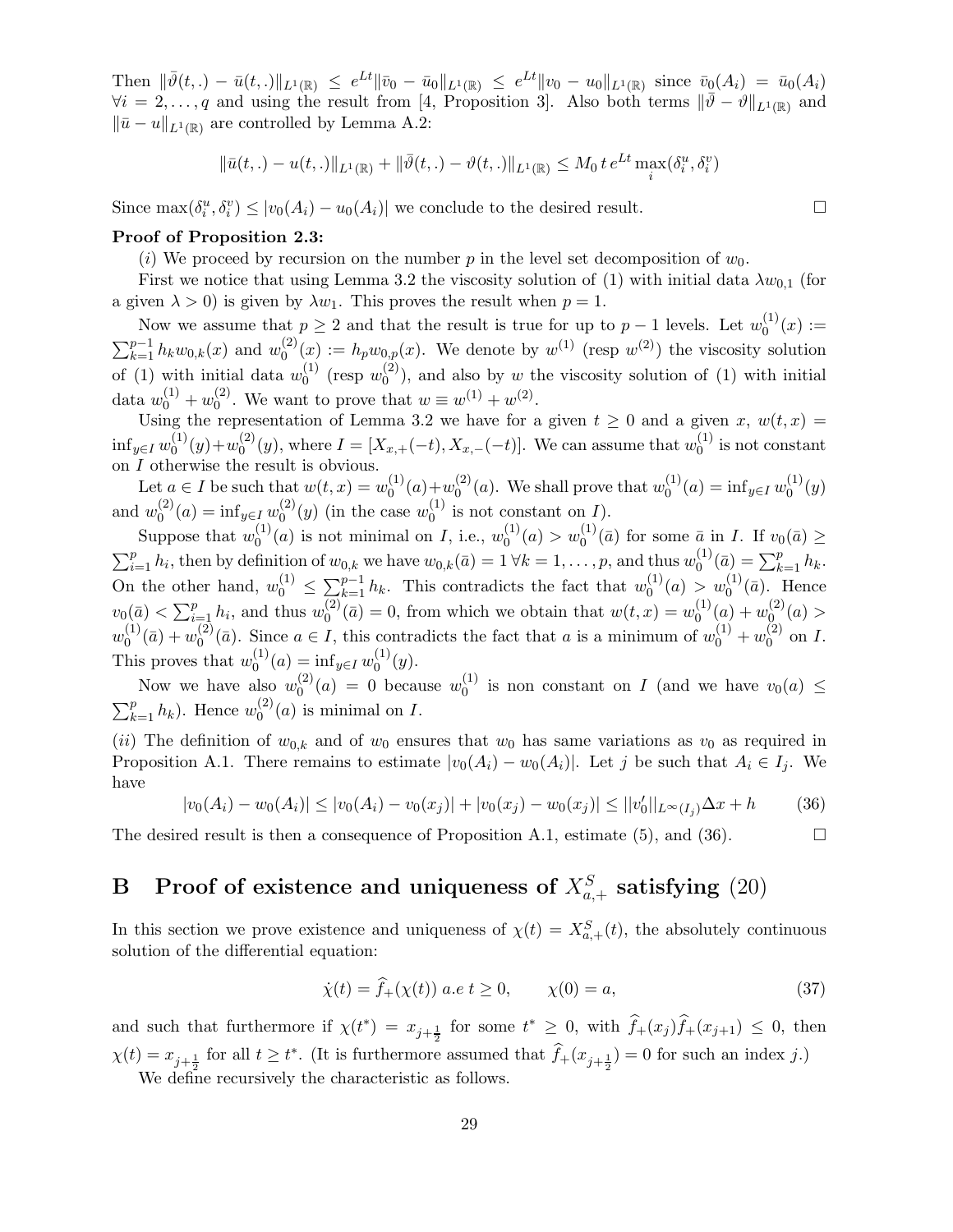Then $\|\bar{\vartheta}(t,.) - \bar{u}(t,.)\|_{L^1(\mathbb{R})} \leq e^{Lt}\|\bar{v}_0 - \bar{u}_0\|_{L^1(\mathbb{R})} \leq e^{Lt}\|v_0 - u_0\|_{L^1(\mathbb{R})}$ since $\bar{v}_0(A_i) = \bar{u}_0(A_i)$ $\forall i = 2, \ldots, q$ and using the result from [4, Proposition 3]. Also both terms $\|\bar{\vartheta} - \vartheta\|_{L^1(\mathbb{R})}$ and $\|\bar{u} - u\|_{L^1(\mathbb{R})}$ are controlled by Lemma A.2:

$$\|\bar{u}(t,.) - u(t,.)\|_{L^1(\mathbb{R})} + \|\bar{\vartheta}(t,.) - \vartheta(t,.)\|_{L^1(\mathbb{R})} \leq M_0\, t\, e^{Lt} \max_i(\delta_i^u, \delta_i^v)$$

Since $\max(\delta_i^u, \delta_i^v) \leq |v_0(A_i) - u_0(A_i)|$ we conclude to the desired result. $\square$

**Proof of Proposition 2.3:**

$(i)$ We proceed by recursion on the number $p$ in the level set decomposition of $w_0$.

First we notice that using Lemma 3.2 the viscosity solution of (1) with initial data $\lambda w_{0,1}$ (for a given $\lambda > 0$) is given by $\lambda w_1$. This proves the result when $p = 1$.

Now we assume that $p \geq 2$ and that the result is true for up to $p-1$ levels. Let $w_0^{(1)}(x) := \sum_{k=1}^{p-1} h_k w_{0,k}(x)$ and $w_0^{(2)}(x) := h_p w_{0,p}(x)$. We denote by $w^{(1)}$ (resp $w^{(2)}$) the viscosity solution of (1) with initial data $w_0^{(1)}$ (resp $w_0^{(2)}$), and also by $w$ the viscosity solution of (1) with initial data $w_0^{(1)} + w_0^{(2)}$. We want to prove that $w \equiv w^{(1)} + w^{(2)}$.

Using the representation of Lemma 3.2 we have for a given $t \geq 0$ and a given $x$, $w(t,x) = \inf_{y \in I} w_0^{(1)}(y) + w_0^{(2)}(y)$, where $I = [X_{x,+}(-t), X_{x,-}(-t)]$. We can assume that $w_0^{(1)}$ is not constant on $I$ otherwise the result is obvious.

Let $a \in I$ be such that $w(t,x) = w_0^{(1)}(a) + w_0^{(2)}(a)$. We shall prove that $w_0^{(1)}(a) = \inf_{y \in I} w_0^{(1)}(y)$ and $w_0^{(2)}(a) = \inf_{y \in I} w_0^{(2)}(y)$ (in the case $w_0^{(1)}$ is not constant on $I$).

Suppose that $w_0^{(1)}(a)$ is not minimal on $I$, i.e., $w_0^{(1)}(a) > w_0^{(1)}(\bar{a})$ for some $\bar{a}$ in $I$. If $v_0(\bar{a}) \geq \sum_{i=1}^{p} h_i$, then by definition of $w_{0,k}$ we have $w_{0,k}(\bar{a}) = 1\ \forall k = 1, \ldots, p$, and thus $w_0^{(1)}(\bar{a}) = \sum_{k=1}^{p} h_k$. On the other hand, $w_0^{(1)} \leq \sum_{k=1}^{p-1} h_k$. This contradicts the fact that $w_0^{(1)}(a) > w_0^{(1)}(\bar{a})$. Hence $v_0(\bar{a}) < \sum_{i=1}^{p} h_i$, and thus $w_0^{(2)}(\bar{a}) = 0$, from which we obtain that $w(t,x) = w_0^{(1)}(a) + w_0^{(2)}(a) > w_0^{(1)}(\bar{a}) + w_0^{(2)}(\bar{a})$. Since $a \in I$, this contradicts the fact that $a$ is a minimum of $w_0^{(1)} + w_0^{(2)}$ on $I$. This proves that $w_0^{(1)}(a) = \inf_{y \in I} w_0^{(1)}(y)$.

Now we have also $w_0^{(2)}(a) = 0$ because $w_0^{(1)}$ is non constant on $I$ (and we have $v_0(a) \leq \sum_{k=1}^{p} h_k$). Hence $w_0^{(2)}(a)$ is minimal on $I$.

$(ii)$ The definition of $w_{0,k}$ and of $w_0$ ensures that $w_0$ has same variations as $v_0$ as required in Proposition A.1. There remains to estimate $|v_0(A_i) - w_0(A_i)|$. Let $j$ be such that $A_i \in I_j$. We have

$$|v_0(A_i) - w_0(A_i)| \leq |v_0(A_i) - v_0(x_j)| + |v_0(x_j) - w_0(x_j)| \leq \|v_0'\|_{L^\infty(I_j)} \Delta x + h \tag{36}$$

The desired result is then a consequence of Proposition A.1, estimate (5), and (36). $\square$

# B Proof of existence and uniqueness of $X_{a,+}^S$ satisfying (20)

In this section we prove existence and uniqueness of $\chi(t) = X_{a,+}^S(t)$, the absolutely continuous solution of the differential equation:

$$\dot{\chi}(t) = \widehat{f}_+(\chi(t))\ a.e\ t \geq 0, \qquad \chi(0) = a, \tag{37}$$

and such that furthermore if $\chi(t^*) = x_{j+\frac{1}{2}}$ for some $t^* \geq 0$, with $\widehat{f}_+(x_j)\widehat{f}_+(x_{j+1}) \leq 0$, then $\chi(t) = x_{j+\frac{1}{2}}$ for all $t \geq t^*$. (It is furthermore assumed that $\widehat{f}_+(x_{j+\frac{1}{2}}) = 0$ for such an index $j$.)

We define recursively the characteristic as follows.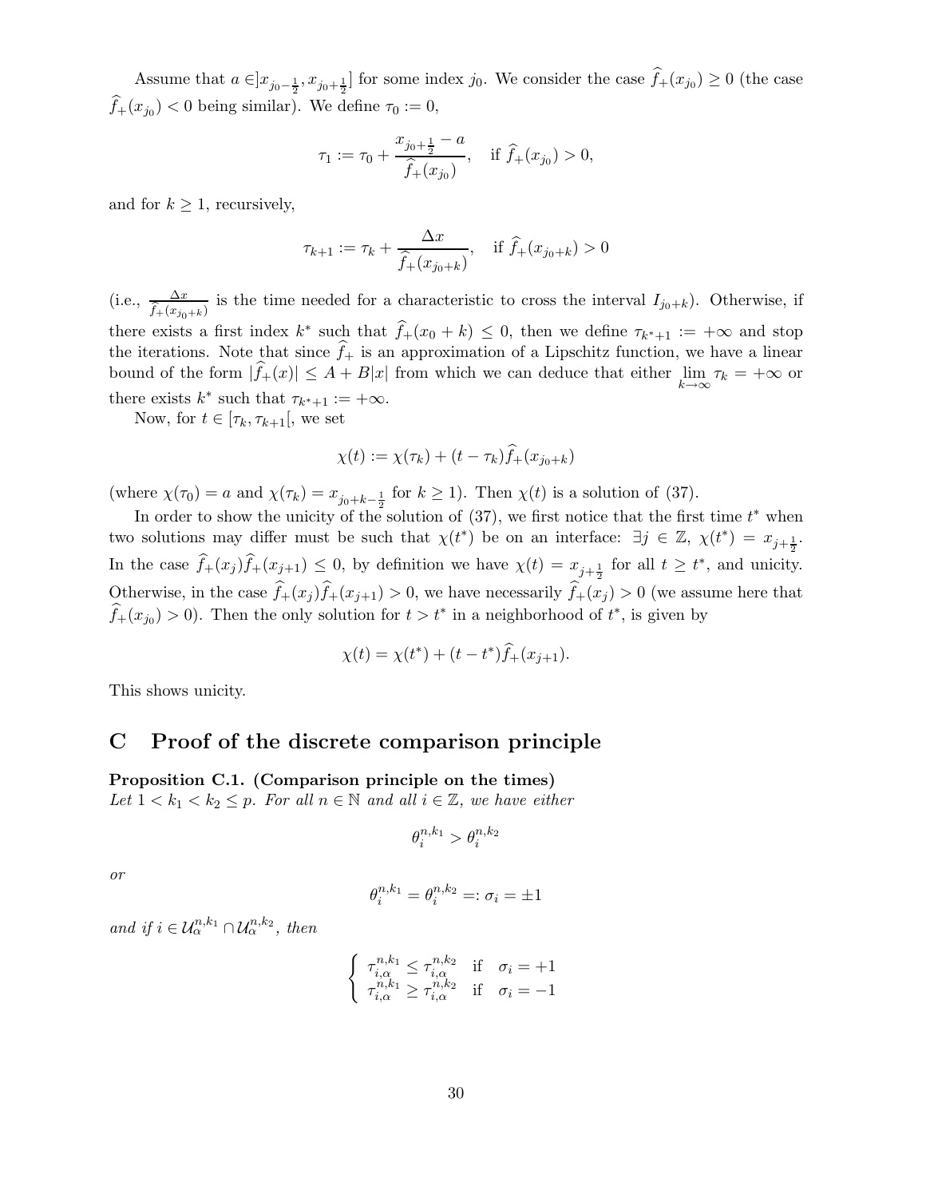Assume that $a \in ]x_{j_0-\frac{1}{2}}, x_{j_0+\frac{1}{2}}]$ for some index $j_0$. We consider the case $\widehat{f}_+(x_{j_0}) \geq 0$ (the case $\widehat{f}_+(x_{j_0}) < 0$ being similar). We define $\tau_0 := 0$,

$$\tau_1 := \tau_0 + \frac{x_{j_0+\frac{1}{2}} - a}{\widehat{f}_+(x_{j_0})}, \quad \text{if } \widehat{f}_+(x_{j_0}) > 0,$$

and for $k \geq 1$, recursively,

$$\tau_{k+1} := \tau_k + \frac{\Delta x}{\widehat{f}_+(x_{j_0+k})}, \quad \text{if } \widehat{f}_+(x_{j_0+k}) > 0$$

(i.e., $\frac{\Delta x}{\widehat{f}_+(x_{j_0+k})}$ is the time needed for a characteristic to cross the interval $I_{j_0+k}$). Otherwise, if there exists a first index $k^*$ such that $\widehat{f}_+(x_0 + k) \leq 0$, then we define $\tau_{k^*+1} := +\infty$ and stop the iterations. Note that since $\widehat{f}_+$ is an approximation of a Lipschitz function, we have a linear bound of the form $|\widehat{f}_+(x)| \leq A + B|x|$ from which we can deduce that either $\lim_{k\to\infty} \tau_k = +\infty$ or there exists $k^*$ such that $\tau_{k^*+1} := +\infty$.

Now, for $t \in [\tau_k, \tau_{k+1}[$, we set

$$\chi(t) := \chi(\tau_k) + (t - \tau_k)\widehat{f}_+(x_{j_0+k})$$

(where $\chi(\tau_0) = a$ and $\chi(\tau_k) = x_{j_0+k-\frac{1}{2}}$ for $k \geq 1$). Then $\chi(t)$ is a solution of (37).

In order to show the unicity of the solution of (37), we first notice that the first time $t^*$ when two solutions may differ must be such that $\chi(t^*)$ be on an interface: $\exists j \in \mathbb{Z}$, $\chi(t^*) = x_{j+\frac{1}{2}}$. In the case $\widehat{f}_+(x_j)\widehat{f}_+(x_{j+1}) \leq 0$, by definition we have $\chi(t) = x_{j+\frac{1}{2}}$ for all $t \geq t^*$, and unicity. Otherwise, in the case $\widehat{f}_+(x_j)\widehat{f}_+(x_{j+1}) > 0$, we have necessarily $\widehat{f}_+(x_j) > 0$ (we assume here that $\widehat{f}_+(x_{j_0}) > 0$). Then the only solution for $t > t^*$ in a neighborhood of $t^*$, is given by

$$\chi(t) = \chi(t^*) + (t - t^*)\widehat{f}_+(x_{j+1}).$$

This shows unicity.

# C Proof of the discrete comparison principle

**Proposition C.1. (Comparison principle on the times)**
*Let $1 < k_1 < k_2 \leq p$. For all $n \in \mathbb{N}$ and all $i \in \mathbb{Z}$, we have either*

$$\theta_i^{n,k_1} > \theta_i^{n,k_2}$$

*or*

$$\theta_i^{n,k_1} = \theta_i^{n,k_2} =: \sigma_i = \pm 1$$

*and if $i \in \mathcal{U}_\alpha^{n,k_1} \cap \mathcal{U}_\alpha^{n,k_2}$, then*

$$\begin{cases} \tau_{i,\alpha}^{n,k_1} \leq \tau_{i,\alpha}^{n,k_2} & \text{if} \quad \sigma_i = +1 \\ \tau_{i,\alpha}^{n,k_1} \geq \tau_{i,\alpha}^{n,k_2} & \text{if} \quad \sigma_i = -1 \end{cases}$$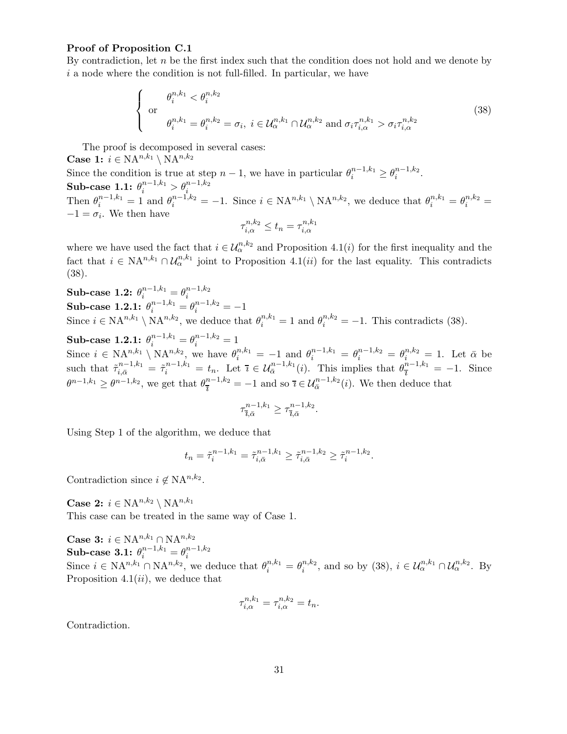**Proof of Proposition C.1**

By contradiction, let $n$ be the first index such that the condition does not hold and we denote by $i$ a node where the condition is not full-filled. In particular, we have

$$\left\{ \begin{array}{l} \quad \theta_i^{n,k_1} < \theta_i^{n,k_2} \\ \text{or} \\ \quad \theta_i^{n,k_1} = \theta_i^{n,k_2} = \sigma_i, \; i \in \mathcal{U}_\alpha^{n,k_1} \cap \mathcal{U}_\alpha^{n,k_2} \text{ and } \sigma_i \tau_{i,\alpha}^{n,k_1} > \sigma_i \tau_{i,\alpha}^{n,k_2} \end{array} \right. \tag{38}$$

The proof is decomposed in several cases:

**Case 1:** $i \in \mathrm{NA}^{n,k_1} \setminus \mathrm{NA}^{n,k_2}$

Since the condition is true at step $n-1$, we have in particular $\theta_i^{n-1,k_1} \geq \theta_i^{n-1,k_2}$.

**Sub-case 1.1:** $\theta_i^{n-1,k_1} > \theta_i^{n-1,k_2}$

Then $\theta_i^{n-1,k_1} = 1$ and $\theta_i^{n-1,k_2} = -1$. Since $i \in \mathrm{NA}^{n,k_1} \setminus \mathrm{NA}^{n,k_2}$, we deduce that $\theta_i^{n,k_1} = \theta_i^{n,k_2} = -1 = \sigma_i$. We then have

$$\tau_{i,\alpha}^{n,k_2} \leq t_n = \tau_{i,\alpha}^{n,k_1}$$

where we have used the fact that $i \in \mathcal{U}_\alpha^{n,k_2}$ and Proposition 4.1$(i)$ for the first inequality and the fact that $i \in \mathrm{NA}^{n,k_1} \cap \mathcal{U}_\alpha^{n,k_1}$ joint to Proposition 4.1$(ii)$ for the last equality. This contradicts (38).

**Sub-case 1.2:** $\theta_i^{n-1,k_1} = \theta_i^{n-1,k_2}$

**Sub-case 1.2.1:** $\theta_i^{n-1,k_1} = \theta_i^{n-1,k_2} = -1$

Since $i \in \mathrm{NA}^{n,k_1} \setminus \mathrm{NA}^{n,k_2}$, we deduce that $\theta_i^{n,k_1} = 1$ and $\theta_i^{n,k_2} = -1$. This contradicts (38).

**Sub-case 1.2.1:** $\theta_i^{n-1,k_1} = \theta_i^{n-1,k_2} = 1$

Since $i \in \mathrm{NA}^{n,k_1} \setminus \mathrm{NA}^{n,k_2}$, we have $\theta_i^{n,k_1} = -1$ and $\theta_i^{n-1,k_1} = \theta_i^{n-1,k_2} = \theta_i^{n,k_2} = 1$. Let $\bar{\alpha}$ be such that $\tilde{\tau}_{i,\bar{\alpha}}^{n-1,k_1} = \tilde{\tau}_i^{n-1,k_1} = t_n$. Let $\bar{\imath} \in \mathcal{U}_{\bar{\alpha}}^{n-1,k_1}(i)$. This implies that $\theta_{\bar{\imath}}^{n-1,k_1} = -1$. Since $\theta^{n-1,k_1} \geq \theta^{n-1,k_2}$, we get that $\theta_{\bar{\imath}}^{n-1,k_2} = -1$ and so $\bar{\imath} \in \mathcal{U}_{\bar{\alpha}}^{n-1,k_2}(i)$. We then deduce that

$$\tau_{\bar{\imath},\bar{\alpha}}^{n-1,k_1} \geq \tau_{\bar{\imath},\bar{\alpha}}^{n-1,k_2}.$$

Using Step 1 of the algorithm, we deduce that

$$t_n = \tilde{\tau}_i^{n-1,k_1} = \tilde{\tau}_{i,\bar{\alpha}}^{n-1,k_1} \geq \tilde{\tau}_{i,\bar{\alpha}}^{n-1,k_2} \geq \tilde{\tau}_i^{n-1,k_2}.$$

Contradiction since $i \notin \mathrm{NA}^{n,k_2}$.

**Case 2:** $i \in \mathrm{NA}^{n,k_2} \setminus \mathrm{NA}^{n,k_1}$

This case can be treated in the same way of Case 1.

**Case 3:** $i \in \mathrm{NA}^{n,k_1} \cap \mathrm{NA}^{n,k_2}$

**Sub-case 3.1:** $\theta_i^{n-1,k_1} = \theta_i^{n-1,k_2}$

Since $i \in \mathrm{NA}^{n,k_1} \cap \mathrm{NA}^{n,k_2}$, we deduce that $\theta_i^{n,k_1} = \theta_i^{n,k_2}$, and so by (38), $i \in \mathcal{U}_\alpha^{n,k_1} \cap \mathcal{U}_\alpha^{n,k_2}$. By Proposition 4.1$(ii)$, we deduce that

$$\tau_{i,\alpha}^{n,k_1} = \tau_{i,\alpha}^{n,k_2} = t_n.$$

Contradiction.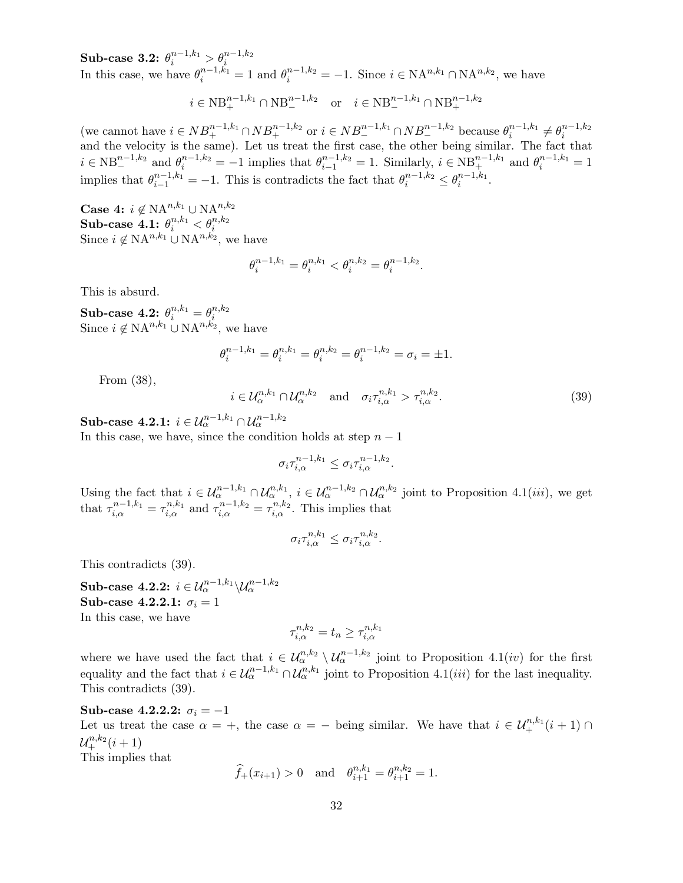**Sub-case 3.2:** $\theta_i^{n-1,k_1} > \theta_i^{n-1,k_2}$

In this case, we have $\theta_i^{n-1,k_1} = 1$ and $\theta_i^{n-1,k_2} = -1$. Since $i \in \mathrm{NA}^{n,k_1} \cap \mathrm{NA}^{n,k_2}$, we have

$$i \in \mathrm{NB}_+^{n-1,k_1} \cap \mathrm{NB}_-^{n-1,k_2} \quad \text{or} \quad i \in \mathrm{NB}_-^{n-1,k_1} \cap \mathrm{NB}_+^{n-1,k_2}$$

(we cannot have $i \in NB_+^{n-1,k_1} \cap NB_+^{n-1,k_2}$ or $i \in NB_-^{n-1,k_1} \cap NB_-^{n-1,k_2}$ because $\theta_i^{n-1,k_1} \neq \theta_i^{n-1,k_2}$ and the velocity is the same). Let us treat the first case, the other being similar. The fact that $i \in \mathrm{NB}_-^{n-1,k_2}$ and $\theta_i^{n-1,k_2} = -1$ implies that $\theta_{i-1}^{n-1,k_2} = 1$. Similarly, $i \in \mathrm{NB}_+^{n-1,k_1}$ and $\theta_i^{n-1,k_1} = 1$ implies that $\theta_{i-1}^{n-1,k_1} = -1$. This is contradicts the fact that $\theta_i^{n-1,k_2} \le \theta_i^{n-1,k_1}$.

**Case 4:** $i \notin \mathrm{NA}^{n,k_1} \cup \mathrm{NA}^{n,k_2}$

**Sub-case 4.1:** $\theta_i^{n,k_1} < \theta_i^{n,k_2}$

Since $i \notin \mathrm{NA}^{n,k_1} \cup \mathrm{NA}^{n,k_2}$, we have

$$\theta_i^{n-1,k_1} = \theta_i^{n,k_1} < \theta_i^{n,k_2} = \theta_i^{n-1,k_2}.$$

This is absurd.

**Sub-case 4.2:** $\theta_i^{n,k_1} = \theta_i^{n,k_2}$

Since $i \notin \mathrm{NA}^{n,k_1} \cup \mathrm{NA}^{n,k_2}$, we have

$$\theta_i^{n-1,k_1} = \theta_i^{n,k_1} = \theta_i^{n,k_2} = \theta_i^{n-1,k_2} = \sigma_i = \pm 1.$$

From (38),

$$i \in \mathcal{U}_\alpha^{n,k_1} \cap \mathcal{U}_\alpha^{n,k_2} \quad \text{and} \quad \sigma_i \tau_{i,\alpha}^{n,k_1} > \tau_{i,\alpha}^{n,k_2}. \tag{39}$$

**Sub-case 4.2.1:** $i \in \mathcal{U}_\alpha^{n-1,k_1} \cap \mathcal{U}_\alpha^{n-1,k_2}$

In this case, we have, since the condition holds at step $n-1$

$$\sigma_i \tau_{i,\alpha}^{n-1,k_1} \le \sigma_i \tau_{i,\alpha}^{n-1,k_2}.$$

Using the fact that $i \in \mathcal{U}_\alpha^{n-1,k_1} \cap \mathcal{U}_\alpha^{n,k_1}$, $i \in \mathcal{U}_\alpha^{n-1,k_2} \cap \mathcal{U}_\alpha^{n,k_2}$ joint to Proposition 4.1$(iii)$, we get that $\tau_{i,\alpha}^{n-1,k_1} = \tau_{i,\alpha}^{n,k_1}$ and $\tau_{i,\alpha}^{n-1,k_2} = \tau_{i,\alpha}^{n,k_2}$. This implies that

$$\sigma_i \tau_{i,\alpha}^{n,k_1} \le \sigma_i \tau_{i,\alpha}^{n,k_2}.$$

This contradicts (39).

**Sub-case 4.2.2:** $i \in \mathcal{U}_\alpha^{n-1,k_1} \backslash \mathcal{U}_\alpha^{n-1,k_2}$

**Sub-case 4.2.2.1:** $\sigma_i = 1$

In this case, we have

$$\tau_{i,\alpha}^{n,k_2} = t_n \ge \tau_{i,\alpha}^{n,k_1}$$

where we have used the fact that $i \in \mathcal{U}_\alpha^{n,k_2} \setminus \mathcal{U}_\alpha^{n-1,k_2}$ joint to Proposition 4.1$(iv)$ for the first equality and the fact that $i \in \mathcal{U}_\alpha^{n-1,k_1} \cap \mathcal{U}_\alpha^{n,k_1}$ joint to Proposition 4.1$(iii)$ for the last inequality. This contradicts (39).

**Sub-case 4.2.2.2:** $\sigma_i = -1$

Let us treat the case $\alpha = +$, the case $\alpha = -$ being similar. We have that $i \in \mathcal{U}_+^{n,k_1}(i+1) \cap \mathcal{U}_+^{n,k_2}(i+1)$

This implies that

$$\widehat{f}_+(x_{i+1}) > 0 \quad \text{and} \quad \theta_{i+1}^{n,k_1} = \theta_{i+1}^{n,k_2} = 1.$$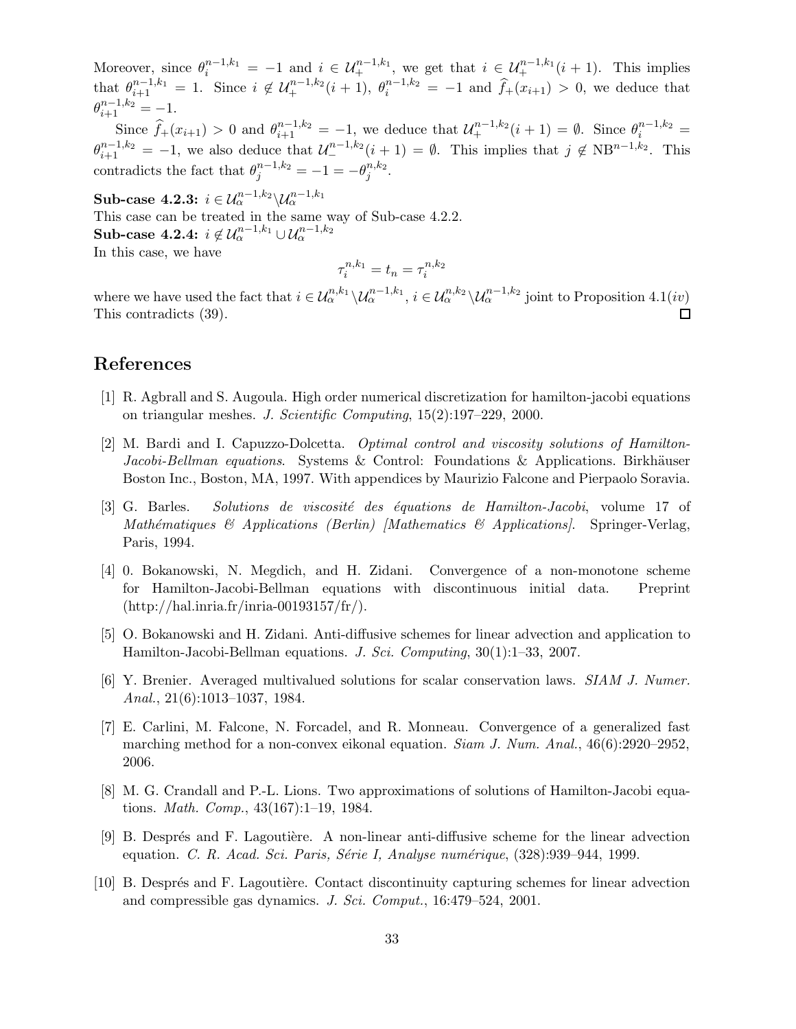Moreover, since $\theta_i^{n-1,k_1} = -1$ and $i \in \mathcal{U}_+^{n-1,k_1}$, we get that $i \in \mathcal{U}_+^{n-1,k_1}(i+1)$. This implies that $\theta_{i+1}^{n-1,k_1} = 1$. Since $i \notin \mathcal{U}_+^{n-1,k_2}(i+1)$, $\theta_i^{n-1,k_2} = -1$ and $\widehat{f}_+(x_{i+1}) > 0$, we deduce that $\theta_{i+1}^{n-1,k_2} = -1$.

Since $\widehat{f}_+(x_{i+1}) > 0$ and $\theta_{i+1}^{n-1,k_2} = -1$, we deduce that $\mathcal{U}_+^{n-1,k_2}(i+1) = \emptyset$. Since $\theta_i^{n-1,k_2} = \theta_{i+1}^{n-1,k_2} = -1$, we also deduce that $\mathcal{U}_-^{n-1,k_2}(i+1) = \emptyset$. This implies that $j \notin \mathrm{NB}^{n-1,k_2}$. This contradicts the fact that $\theta_j^{n-1,k_2} = -1 = -\theta_j^{n,k_2}$.

**Sub-case 4.2.3:** $i \in \mathcal{U}_\alpha^{n-1,k_2} \backslash \mathcal{U}_\alpha^{n-1,k_1}$

This case can be treated in the same way of Sub-case 4.2.2.

**Sub-case 4.2.4:** $i \notin \mathcal{U}_\alpha^{n-1,k_1} \cup \mathcal{U}_\alpha^{n-1,k_2}$

In this case, we have

$$\tau_i^{n,k_1} = t_n = \tau_i^{n,k_2}$$

where we have used the fact that $i \in \mathcal{U}_\alpha^{n,k_1} \backslash \mathcal{U}_\alpha^{n-1,k_1}$, $i \in \mathcal{U}_\alpha^{n,k_2} \backslash \mathcal{U}_\alpha^{n-1,k_2}$ joint to Proposition 4.1$(iv)$ This contradicts (39). □

## References

[1] R. Agbrall and S. Augoula. High order numerical discretization for hamilton-jacobi equations on triangular meshes. *J. Scientific Computing*, 15(2):197–229, 2000.

[2] M. Bardi and I. Capuzzo-Dolcetta. *Optimal control and viscosity solutions of Hamilton-Jacobi-Bellman equations*. Systems & Control: Foundations & Applications. Birkhäuser Boston Inc., Boston, MA, 1997. With appendices by Maurizio Falcone and Pierpaolo Soravia.

[3] G. Barles. *Solutions de viscosité des équations de Hamilton-Jacobi*, volume 17 of *Mathématiques & Applications (Berlin) [Mathematics & Applications]*. Springer-Verlag, Paris, 1994.

[4] 0. Bokanowski, N. Megdich, and H. Zidani. Convergence of a non-monotone scheme for Hamilton-Jacobi-Bellman equations with discontinuous initial data. Preprint (http://hal.inria.fr/inria-00193157/fr/).

[5] O. Bokanowski and H. Zidani. Anti-diffusive schemes for linear advection and application to Hamilton-Jacobi-Bellman equations. *J. Sci. Computing*, 30(1):1–33, 2007.

[6] Y. Brenier. Averaged multivalued solutions for scalar conservation laws. *SIAM J. Numer. Anal.*, 21(6):1013–1037, 1984.

[7] E. Carlini, M. Falcone, N. Forcadel, and R. Monneau. Convergence of a generalized fast marching method for a non-convex eikonal equation. *Siam J. Num. Anal.*, 46(6):2920–2952, 2006.

[8] M. G. Crandall and P.-L. Lions. Two approximations of solutions of Hamilton-Jacobi equations. *Math. Comp.*, 43(167):1–19, 1984.

[9] B. Després and F. Lagoutière. A non-linear anti-diffusive scheme for the linear advection equation. *C. R. Acad. Sci. Paris, Série I, Analyse numérique*, (328):939–944, 1999.

[10] B. Després and F. Lagoutière. Contact discontinuity capturing schemes for linear advection and compressible gas dynamics. *J. Sci. Comput.*, 16:479–524, 2001.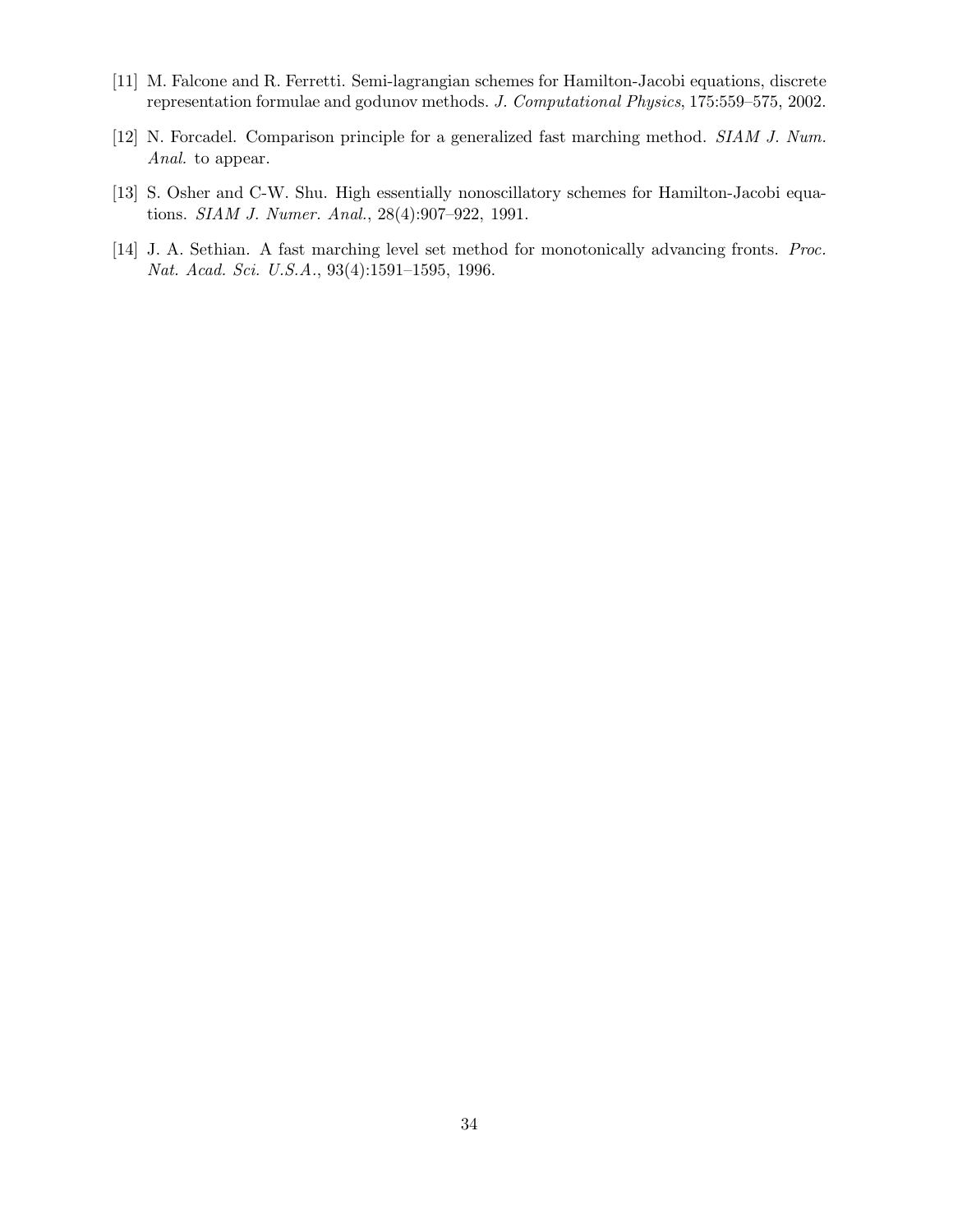[11] M. Falcone and R. Ferretti. Semi-lagrangian schemes for Hamilton-Jacobi equations, discrete representation formulae and godunov methods. *J. Computational Physics*, 175:559–575, 2002.

[12] N. Forcadel. Comparison principle for a generalized fast marching method. *SIAM J. Num. Anal.* to appear.

[13] S. Osher and C-W. Shu. High essentially nonoscillatory schemes for Hamilton-Jacobi equations. *SIAM J. Numer. Anal.*, 28(4):907–922, 1991.

[14] J. A. Sethian. A fast marching level set method for monotonically advancing fronts. *Proc. Nat. Acad. Sci. U.S.A.*, 93(4):1591–1595, 1996.